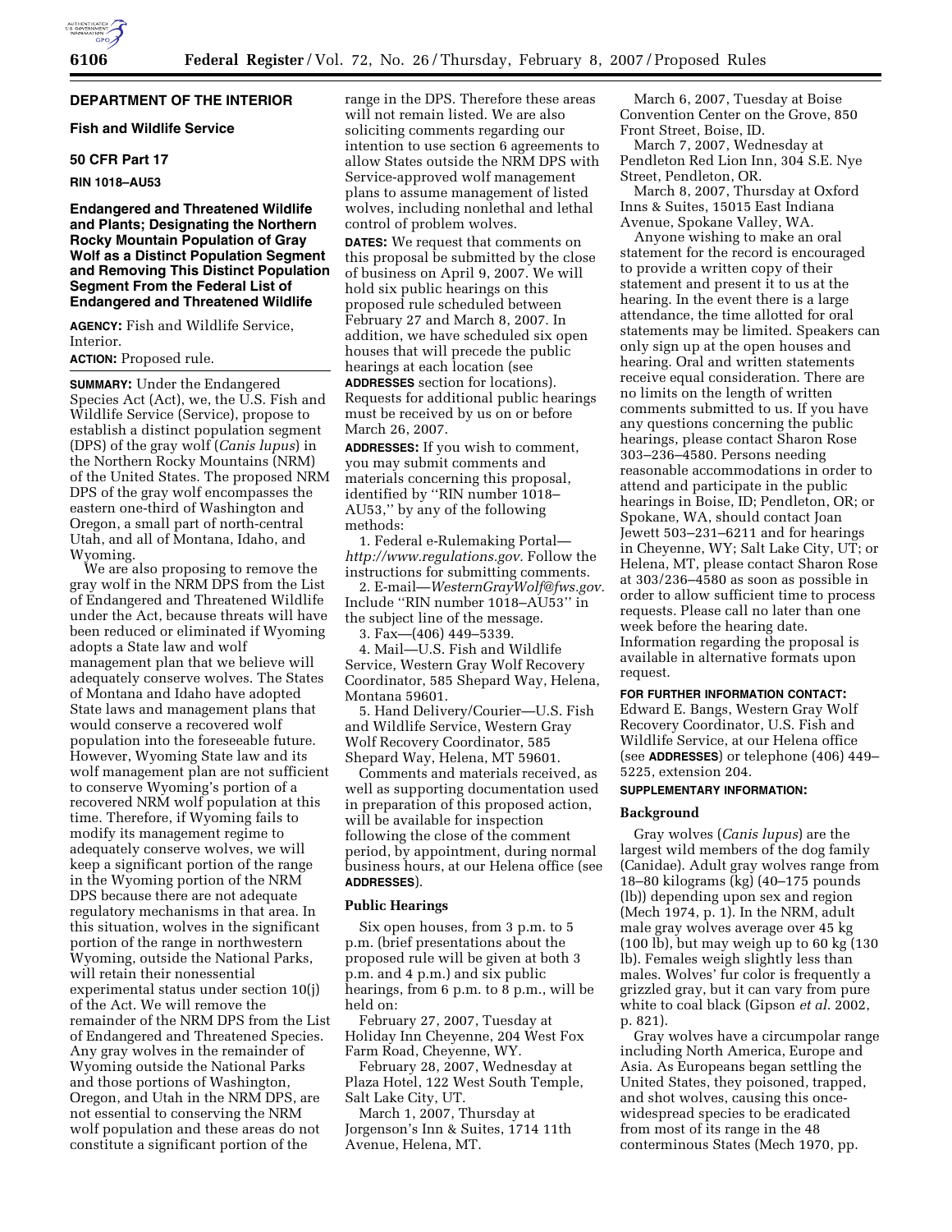**DEPARTMENT OF THE INTERIOR**

**Fish and Wildlife Service**

**50 CFR Part 17**

**RIN 1018–AU53**

# Endangered and Threatened Wildlife and Plants; Designating the Northern Rocky Mountain Population of Gray Wolf as a Distinct Population Segment and Removing This Distinct Population Segment From the Federal List of Endangered and Threatened Wildlife

**AGENCY:** Fish and Wildlife Service, Interior.

**ACTION:** Proposed rule.

**SUMMARY:** Under the Endangered Species Act (Act), we, the U.S. Fish and Wildlife Service (Service), propose to establish a distinct population segment (DPS) of the gray wolf (*Canis lupus*) in the Northern Rocky Mountains (NRM) of the United States. The proposed NRM DPS of the gray wolf encompasses the eastern one-third of Washington and Oregon, a small part of north-central Utah, and all of Montana, Idaho, and Wyoming.

We are also proposing to remove the gray wolf in the NRM DPS from the List of Endangered and Threatened Wildlife under the Act, because threats will have been reduced or eliminated if Wyoming adopts a State law and wolf management plan that we believe will adequately conserve wolves. The States of Montana and Idaho have adopted State laws and management plans that would conserve a recovered wolf population into the foreseeable future. However, Wyoming State law and its wolf management plan are not sufficient to conserve Wyoming's portion of a recovered NRM wolf population at this time. Therefore, if Wyoming fails to modify its management regime to adequately conserve wolves, we will keep a significant portion of the range in the Wyoming portion of the NRM DPS because there are not adequate regulatory mechanisms in that area. In this situation, wolves in the significant portion of the range in northwestern Wyoming, outside the National Parks, will retain their nonessential experimental status under section 10(j) of the Act. We will remove the remainder of the NRM DPS from the List of Endangered and Threatened Species. Any gray wolves in the remainder of Wyoming outside the National Parks and those portions of Washington, Oregon, and Utah in the NRM DPS, are not essential to conserving the NRM wolf population and these areas do not constitute a significant portion of the range in the DPS. Therefore these areas will not remain listed. We are also soliciting comments regarding our intention to use section 6 agreements to allow States outside the NRM DPS with Service-approved wolf management plans to assume management of listed wolves, including nonlethal and lethal control of problem wolves.

**DATES:** We request that comments on this proposal be submitted by the close of business on April 9, 2007. We will hold six public hearings on this proposed rule scheduled between February 27 and March 8, 2007. In addition, we have scheduled six open houses that will precede the public hearings at each location (see **ADDRESSES** section for locations). Requests for additional public hearings must be received by us on or before March 26, 2007.

**ADDRESSES:** If you wish to comment, you may submit comments and materials concerning this proposal, identified by ''RIN number 1018–AU53,'' by any of the following methods:

1. Federal e-Rulemaking Portal—*http://www.regulations.gov*. Follow the instructions for submitting comments.
2. E-mail—*WesternGrayWolf@fws.gov*. Include ''RIN number 1018–AU53'' in the subject line of the message.
3. Fax—(406) 449–5339.
4. Mail—U.S. Fish and Wildlife Service, Western Gray Wolf Recovery Coordinator, 585 Shepard Way, Helena, Montana 59601.
5. Hand Delivery/Courier—U.S. Fish and Wildlife Service, Western Gray Wolf Recovery Coordinator, 585 Shepard Way, Helena, MT 59601.

Comments and materials received, as well as supporting documentation used in preparation of this proposed action, will be available for inspection following the close of the comment period, by appointment, during normal business hours, at our Helena office (see **ADDRESSES**).

## Public Hearings

Six open houses, from 3 p.m. to 5 p.m. (brief presentations about the proposed rule will be given at both 3 p.m. and 4 p.m.) and six public hearings, from 6 p.m. to 8 p.m., will be held on:

February 27, 2007, Tuesday at Holiday Inn Cheyenne, 204 West Fox Farm Road, Cheyenne, WY.

February 28, 2007, Wednesday at Plaza Hotel, 122 West South Temple, Salt Lake City, UT.

March 1, 2007, Thursday at Jorgenson's Inn & Suites, 1714 11th Avenue, Helena, MT.

March 6, 2007, Tuesday at Boise Convention Center on the Grove, 850 Front Street, Boise, ID.

March 7, 2007, Wednesday at Pendleton Red Lion Inn, 304 S.E. Nye Street, Pendleton, OR.

March 8, 2007, Thursday at Oxford Inns & Suites, 15015 East Indiana Avenue, Spokane Valley, WA.

Anyone wishing to make an oral statement for the record is encouraged to provide a written copy of their statement and present it to us at the hearing. In the event there is a large attendance, the time allotted for oral statements may be limited. Speakers can only sign up at the open houses and hearing. Oral and written statements receive equal consideration. There are no limits on the length of written comments submitted to us. If you have any questions concerning the public hearings, please contact Sharon Rose 303–236–4580. Persons needing reasonable accommodations in order to attend and participate in the public hearings in Boise, ID; Pendleton, OR; or Spokane, WA, should contact Joan Jewett 503–231–6211 and for hearings in Cheyenne, WY; Salt Lake City, UT; or Helena, MT, please contact Sharon Rose at 303/236–4580 as soon as possible in order to allow sufficient time to process requests. Please call no later than one week before the hearing date. Information regarding the proposal is available in alternative formats upon request.

**FOR FURTHER INFORMATION CONTACT:** Edward E. Bangs, Western Gray Wolf Recovery Coordinator, U.S. Fish and Wildlife Service, at our Helena office (see **ADDRESSES**) or telephone (406) 449–5225, extension 204.

**SUPPLEMENTARY INFORMATION:**

## Background

Gray wolves (*Canis lupus*) are the largest wild members of the dog family (Canidae). Adult gray wolves range from 18–80 kilograms (kg) (40–175 pounds (lb)) depending upon sex and region (Mech 1974, p. 1). In the NRM, adult male gray wolves average over 45 kg (100 lb), but may weigh up to 60 kg (130 lb). Females weigh slightly less than males. Wolves' fur color is frequently a grizzled gray, but it can vary from pure white to coal black (Gipson *et al.* 2002, p. 821).

Gray wolves have a circumpolar range including North America, Europe and Asia. As Europeans began settling the United States, they poisoned, trapped, and shot wolves, causing this once-widespread species to be eradicated from most of its range in the 48 conterminous States (Mech 1970, pp.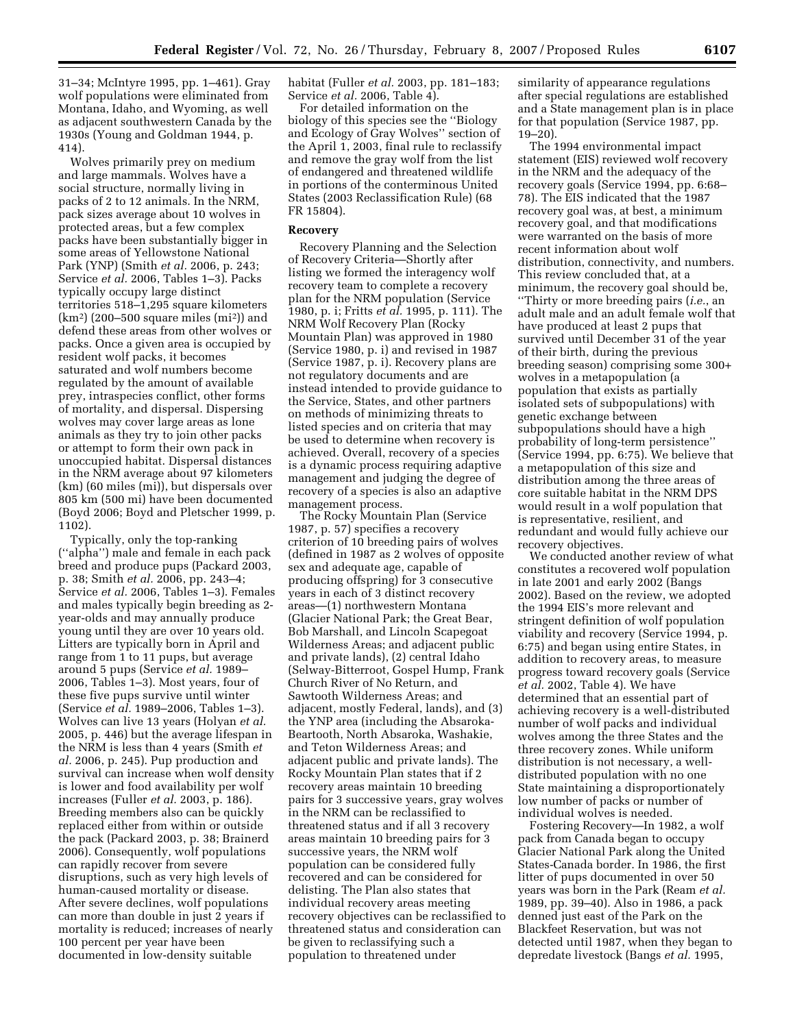31–34; McIntyre 1995, pp. 1–461). Gray wolf populations were eliminated from Montana, Idaho, and Wyoming, as well as adjacent southwestern Canada by the 1930s (Young and Goldman 1944, p. 414).

Wolves primarily prey on medium and large mammals. Wolves have a social structure, normally living in packs of 2 to 12 animals. In the NRM, pack sizes average about 10 wolves in protected areas, but a few complex packs have been substantially bigger in some areas of Yellowstone National Park (YNP) (Smith *et al.* 2006, p. 243; Service *et al.* 2006, Tables 1–3). Packs typically occupy large distinct territories 518–1,295 square kilometers ($km^2$) (200–500 square miles ($mi^2$)) and defend these areas from other wolves or packs. Once a given area is occupied by resident wolf packs, it becomes saturated and wolf numbers become regulated by the amount of available prey, intraspecies conflict, other forms of mortality, and dispersal. Dispersing wolves may cover large areas as lone animals as they try to join other packs or attempt to form their own pack in unoccupied habitat. Dispersal distances in the NRM average about 97 kilometers (km) (60 miles (mi)), but dispersals over 805 km (500 mi) have been documented (Boyd 2006; Boyd and Pletscher 1999, p. 1102).

Typically, only the top-ranking (''alpha'') male and female in each pack breed and produce pups (Packard 2003, p. 38; Smith *et al.* 2006, pp. 243–4; Service *et al.* 2006, Tables 1–3). Females and males typically begin breeding as 2-year-olds and may annually produce young until they are over 10 years old. Litters are typically born in April and range from 1 to 11 pups, but average around 5 pups (Service *et al.* 1989–2006, Tables 1–3). Most years, four of these five pups survive until winter (Service *et al.* 1989–2006, Tables 1–3). Wolves can live 13 years (Holyan *et al.* 2005, p. 446) but the average lifespan in the NRM is less than 4 years (Smith *et al.* 2006, p. 245). Pup production and survival can increase when wolf density is lower and food availability per wolf increases (Fuller *et al.* 2003, p. 186). Breeding members also can be quickly replaced either from within or outside the pack (Packard 2003, p. 38; Brainerd 2006). Consequently, wolf populations can rapidly recover from severe disruptions, such as very high levels of human-caused mortality or disease. After severe declines, wolf populations can more than double in just 2 years if mortality is reduced; increases of nearly 100 percent per year have been documented in low-density suitable habitat (Fuller *et al.* 2003, pp. 181–183; Service *et al.* 2006, Table 4).

For detailed information on the biology of this species see the ''Biology and Ecology of Gray Wolves'' section of the April 1, 2003, final rule to reclassify and remove the gray wolf from the list of endangered and threatened wildlife in portions of the conterminous United States (2003 Reclassification Rule) (68 FR 15804).

**Recovery**

Recovery Planning and the Selection of Recovery Criteria—Shortly after listing we formed the interagency wolf recovery team to complete a recovery plan for the NRM population (Service 1980, p. i; Fritts *et al.* 1995, p. 111). The NRM Wolf Recovery Plan (Rocky Mountain Plan) was approved in 1980 (Service 1980, p. i) and revised in 1987 (Service 1987, p. i). Recovery plans are not regulatory documents and are instead intended to provide guidance to the Service, States, and other partners on methods of minimizing threats to listed species and on criteria that may be used to determine when recovery is achieved. Overall, recovery of a species is a dynamic process requiring adaptive management and judging the degree of recovery of a species is also an adaptive management process.

The Rocky Mountain Plan (Service 1987, p. 57) specifies a recovery criterion of 10 breeding pairs of wolves (defined in 1987 as 2 wolves of opposite sex and adequate age, capable of producing offspring) for 3 consecutive years in each of 3 distinct recovery areas—(1) northwestern Montana (Glacier National Park; the Great Bear, Bob Marshall, and Lincoln Scapegoat Wilderness Areas; and adjacent public and private lands), (2) central Idaho (Selway-Bitterroot, Gospel Hump, Frank Church River of No Return, and Sawtooth Wilderness Areas; and adjacent, mostly Federal, lands), and (3) the YNP area (including the Absaroka-Beartooth, North Absaroka, Washakie, and Teton Wilderness Areas; and adjacent public and private lands). The Rocky Mountain Plan states that if 2 recovery areas maintain 10 breeding pairs for 3 successive years, gray wolves in the NRM can be reclassified to threatened status and if all 3 recovery areas maintain 10 breeding pairs for 3 successive years, the NRM wolf population can be considered fully recovered and can be considered for delisting. The Plan also states that individual recovery areas meeting recovery objectives can be reclassified to threatened status and consideration can be given to reclassifying such a population to threatened under similarity of appearance regulations after special regulations are established and a State management plan is in place for that population (Service 1987, pp. 19–20).

The 1994 environmental impact statement (EIS) reviewed wolf recovery in the NRM and the adequacy of the recovery goals (Service 1994, pp. 6:68–78). The EIS indicated that the 1987 recovery goal was, at best, a minimum recovery goal, and that modifications were warranted on the basis of more recent information about wolf distribution, connectivity, and numbers. This review concluded that, at a minimum, the recovery goal should be, ''Thirty or more breeding pairs (*i.e.*, an adult male and an adult female wolf that have produced at least 2 pups that survived until December 31 of the year of their birth, during the previous breeding season) comprising some 300+ wolves in a metapopulation (a population that exists as partially isolated sets of subpopulations) with genetic exchange between subpopulations should have a high probability of long-term persistence'' (Service 1994, pp. 6:75). We believe that a metapopulation of this size and distribution among the three areas of core suitable habitat in the NRM DPS would result in a wolf population that is representative, resilient, and redundant and would fully achieve our recovery objectives.

We conducted another review of what constitutes a recovered wolf population in late 2001 and early 2002 (Bangs 2002). Based on the review, we adopted the 1994 EIS's more relevant and stringent definition of wolf population viability and recovery (Service 1994, p. 6:75) and began using entire States, in addition to recovery areas, to measure progress toward recovery goals (Service *et al.* 2002, Table 4). We have determined that an essential part of achieving recovery is a well-distributed number of wolf packs and individual wolves among the three States and the three recovery zones. While uniform distribution is not necessary, a well-distributed population with no one State maintaining a disproportionately low number of packs or number of individual wolves is needed.

Fostering Recovery—In 1982, a wolf pack from Canada began to occupy Glacier National Park along the United States-Canada border. In 1986, the first litter of pups documented in over 50 years was born in the Park (Ream *et al.* 1989, pp. 39–40). Also in 1986, a pack denned just east of the Park on the Blackfeet Reservation, but was not detected until 1987, when they began to depredate livestock (Bangs *et al.* 1995,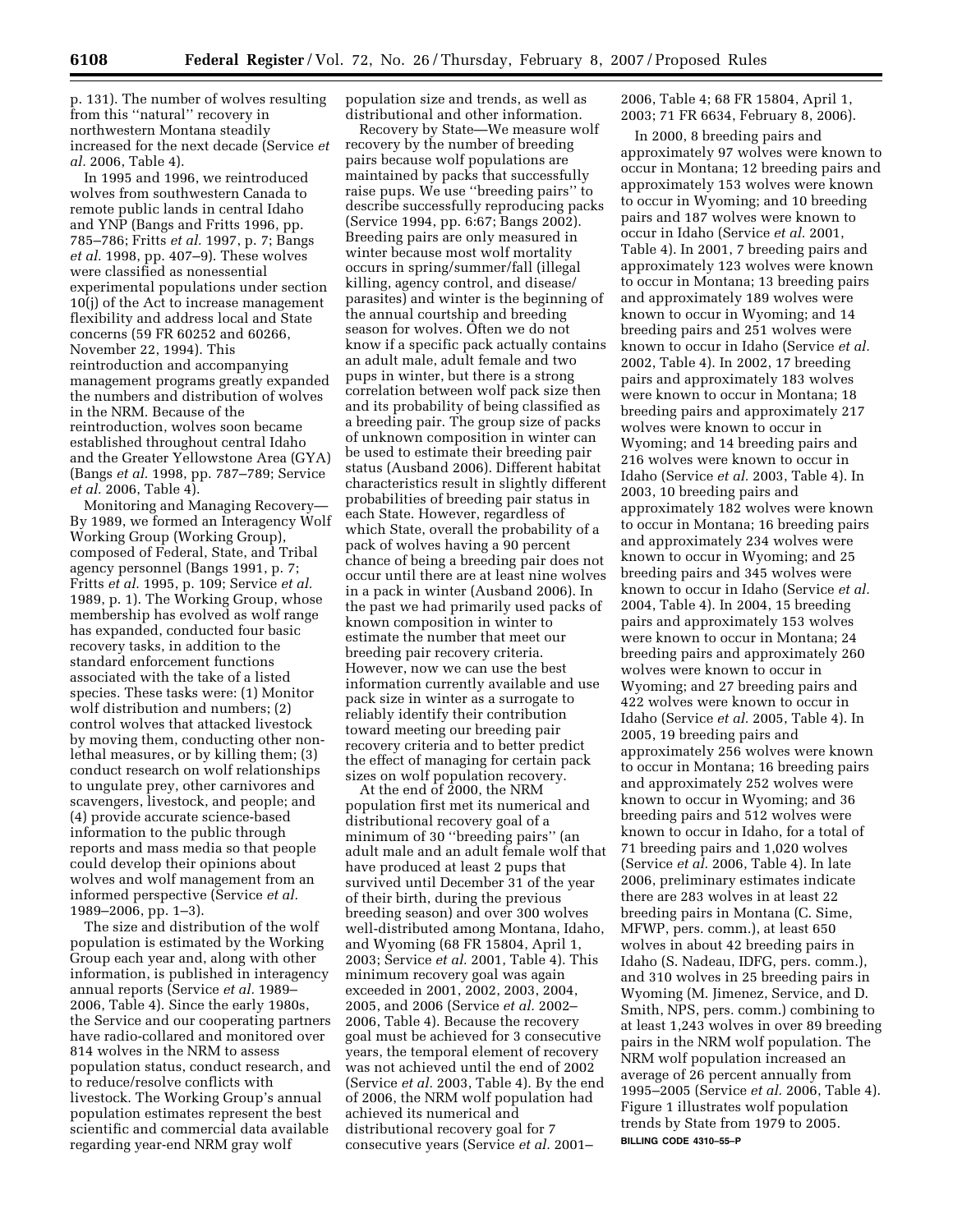p. 131). The number of wolves resulting from this ''natural'' recovery in northwestern Montana steadily increased for the next decade (Service *et al.* 2006, Table 4).

In 1995 and 1996, we reintroduced wolves from southwestern Canada to remote public lands in central Idaho and YNP (Bangs and Fritts 1996, pp. 785–786; Fritts *et al.* 1997, p. 7; Bangs *et al.* 1998, pp. 407–9). These wolves were classified as nonessential experimental populations under section 10(j) of the Act to increase management flexibility and address local and State concerns (59 FR 60252 and 60266, November 22, 1994). This reintroduction and accompanying management programs greatly expanded the numbers and distribution of wolves in the NRM. Because of the reintroduction, wolves soon became established throughout central Idaho and the Greater Yellowstone Area (GYA) (Bangs *et al.* 1998, pp. 787–789; Service *et al.* 2006, Table 4).

Monitoring and Managing Recovery—By 1989, we formed an Interagency Wolf Working Group (Working Group), composed of Federal, State, and Tribal agency personnel (Bangs 1991, p. 7; Fritts *et al.* 1995, p. 109; Service *et al.* 1989, p. 1). The Working Group, whose membership has evolved as wolf range has expanded, conducted four basic recovery tasks, in addition to the standard enforcement functions associated with the take of a listed species. These tasks were: (1) Monitor wolf distribution and numbers; (2) control wolves that attacked livestock by moving them, conducting other non-lethal measures, or by killing them; (3) conduct research on wolf relationships to ungulate prey, other carnivores and scavengers, livestock, and people; and (4) provide accurate science-based information to the public through reports and mass media so that people could develop their opinions about wolves and wolf management from an informed perspective (Service *et al.* 1989–2006, pp. 1–3).

The size and distribution of the wolf population is estimated by the Working Group each year and, along with other information, is published in interagency annual reports (Service *et al.* 1989–2006, Table 4). Since the early 1980s, the Service and our cooperating partners have radio-collared and monitored over 814 wolves in the NRM to assess population status, conduct research, and to reduce/resolve conflicts with livestock. The Working Group's annual population estimates represent the best scientific and commercial data available regarding year-end NRM gray wolf population size and trends, as well as distributional and other information.

Recovery by State—We measure wolf recovery by the number of breeding pairs because wolf populations are maintained by packs that successfully raise pups. We use ''breeding pairs'' to describe successfully reproducing packs (Service 1994, pp. 6:67; Bangs 2002). Breeding pairs are only measured in winter because most wolf mortality occurs in spring/summer/fall (illegal killing, agency control, and disease/parasites) and winter is the beginning of the annual courtship and breeding season for wolves. Often we do not know if a specific pack actually contains an adult male, adult female and two pups in winter, but there is a strong correlation between wolf pack size then and its probability of being classified as a breeding pair. The group size of packs of unknown composition in winter can be used to estimate their breeding pair status (Ausband 2006). Different habitat characteristics result in slightly different probabilities of breeding pair status in each State. However, regardless of which State, overall the probability of a pack of wolves having a 90 percent chance of being a breeding pair does not occur until there are at least nine wolves in a pack in winter (Ausband 2006). In the past we had primarily used packs of known composition in winter to estimate the number that meet our breeding pair recovery criteria. However, now we can use the best information currently available and use pack size in winter as a surrogate to reliably identify their contribution toward meeting our breeding pair recovery criteria and to better predict the effect of managing for certain pack sizes on wolf population recovery.

At the end of 2000, the NRM population first met its numerical and distributional recovery goal of a minimum of 30 ''breeding pairs'' (an adult male and an adult female wolf that have produced at least 2 pups that survived until December 31 of the year of their birth, during the previous breeding season) and over 300 wolves well-distributed among Montana, Idaho, and Wyoming (68 FR 15804, April 1, 2003; Service *et al.* 2001, Table 4). This minimum recovery goal was again exceeded in 2001, 2002, 2003, 2004, 2005, and 2006 (Service *et al.* 2002–2006, Table 4). Because the recovery goal must be achieved for 3 consecutive years, the temporal element of recovery was not achieved until the end of 2002 (Service *et al.* 2003, Table 4). By the end of 2006, the NRM wolf population had achieved its numerical and distributional recovery goal for 7 consecutive years (Service *et al.* 2001–2006, Table 4; 68 FR 15804, April 1, 2003; 71 FR 6634, February 8, 2006).

In 2000, 8 breeding pairs and approximately 97 wolves were known to occur in Montana; 12 breeding pairs and approximately 153 wolves were known to occur in Wyoming; and 10 breeding pairs and 187 wolves were known to occur in Idaho (Service *et al.* 2001, Table 4). In 2001, 7 breeding pairs and approximately 123 wolves were known to occur in Montana; 13 breeding pairs and approximately 189 wolves were known to occur in Wyoming; and 14 breeding pairs and 251 wolves were known to occur in Idaho (Service *et al.* 2002, Table 4). In 2002, 17 breeding pairs and approximately 183 wolves were known to occur in Montana; 18 breeding pairs and approximately 217 wolves were known to occur in Wyoming; and 14 breeding pairs and 216 wolves were known to occur in Idaho (Service *et al.* 2003, Table 4). In 2003, 10 breeding pairs and approximately 182 wolves were known to occur in Montana; 16 breeding pairs and approximately 234 wolves were known to occur in Wyoming; and 25 breeding pairs and 345 wolves were known to occur in Idaho (Service *et al.* 2004, Table 4). In 2004, 15 breeding pairs and approximately 153 wolves were known to occur in Montana; 24 breeding pairs and approximately 260 wolves were known to occur in Wyoming; and 27 breeding pairs and 422 wolves were known to occur in Idaho (Service *et al.* 2005, Table 4). In 2005, 19 breeding pairs and approximately 256 wolves were known to occur in Montana; 16 breeding pairs and approximately 252 wolves were known to occur in Wyoming; and 36 breeding pairs and 512 wolves were known to occur in Idaho, for a total of 71 breeding pairs and 1,020 wolves (Service *et al.* 2006, Table 4). In late 2006, preliminary estimates indicate there are 283 wolves in at least 22 breeding pairs in Montana (C. Sime, MFWP, pers. comm.), at least 650 wolves in about 42 breeding pairs in Idaho (S. Nadeau, IDFG, pers. comm.), and 310 wolves in 25 breeding pairs in Wyoming (M. Jimenez, Service, and D. Smith, NPS, pers. comm.) combining to at least 1,243 wolves in over 89 breeding pairs in the NRM wolf population. The NRM wolf population increased an average of 26 percent annually from 1995–2005 (Service *et al.* 2006, Table 4). Figure 1 illustrates wolf population trends by State from 1979 to 2005.

BILLING CODE 4310–55–P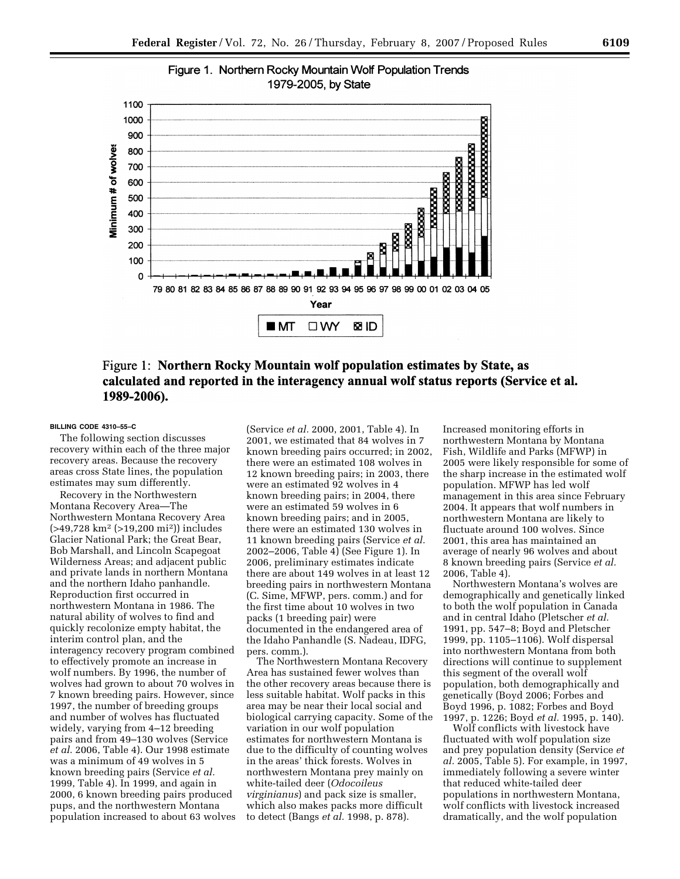Figure 1. Northern Rocky Mountain Wolf Population Trends 1979-2005, by State

Figure 1: **Northern Rocky Mountain wolf population estimates by State, as calculated and reported in the interagency annual wolf status reports (Service et al. 1989-2006).**

BILLING CODE 4310–55–C

The following section discusses recovery within each of the three major recovery areas. Because the recovery areas cross State lines, the population estimates may sum differently.

Recovery in the Northwestern Montana Recovery Area—The Northwestern Montana Recovery Area (>49,728 km² (>19,200 mi²)) includes Glacier National Park; the Great Bear, Bob Marshall, and Lincoln Scapegoat Wilderness Areas; and adjacent public and private lands in northern Montana and the northern Idaho panhandle. Reproduction first occurred in northwestern Montana in 1986. The natural ability of wolves to find and quickly recolonize empty habitat, the interim control plan, and the interagency recovery program combined to effectively promote an increase in wolf numbers. By 1996, the number of wolves had grown to about 70 wolves in 7 known breeding pairs. However, since 1997, the number of breeding groups and number of wolves has fluctuated widely, varying from 4–12 breeding pairs and from 49–130 wolves (Service *et al.* 2006, Table 4). Our 1998 estimate was a minimum of 49 wolves in 5 known breeding pairs (Service *et al.* 1999, Table 4). In 1999, and again in 2000, 6 known breeding pairs produced pups, and the northwestern Montana population increased to about 63 wolves (Service *et al.* 2000, 2001, Table 4). In 2001, we estimated that 84 wolves in 7 known breeding pairs occurred; in 2002, there were an estimated 108 wolves in 12 known breeding pairs; in 2003, there were an estimated 92 wolves in 4 known breeding pairs; in 2004, there were an estimated 59 wolves in 6 known breeding pairs; and in 2005, there were an estimated 130 wolves in 11 known breeding pairs (Service *et al.* 2002–2006, Table 4) (See Figure 1). In 2006, preliminary estimates indicate there are about 149 wolves in at least 12 breeding pairs in northwestern Montana (C. Sime, MFWP, pers. comm.) and for the first time about 10 wolves in two packs (1 breeding pair) were documented in the endangered area of the Idaho Panhandle (S. Nadeau, IDFG, pers. comm.).

The Northwestern Montana Recovery Area has sustained fewer wolves than the other recovery areas because there is less suitable habitat. Wolf packs in this area may be near their local social and biological carrying capacity. Some of the variation in our wolf population estimates for northwestern Montana is due to the difficulty of counting wolves in the areas' thick forests. Wolves in northwestern Montana prey mainly on white-tailed deer (*Odocoileus virginianus*) and pack size is smaller, which also makes packs more difficult to detect (Bangs *et al.* 1998, p. 878). Increased monitoring efforts in northwestern Montana by Montana Fish, Wildlife and Parks (MFWP) in 2005 were likely responsible for some of the sharp increase in the estimated wolf population. MFWP has led wolf management in this area since February 2004. It appears that wolf numbers in northwestern Montana are likely to fluctuate around 100 wolves. Since 2001, this area has maintained an average of nearly 96 wolves and about 8 known breeding pairs (Service *et al.* 2006, Table 4).

Northwestern Montana's wolves are demographically and genetically linked to both the wolf population in Canada and in central Idaho (Pletscher *et al.* 1991, pp. 547–8; Boyd and Pletscher 1999, pp. 1105–1106). Wolf dispersal into northwestern Montana from both directions will continue to supplement this segment of the overall wolf population, both demographically and genetically (Boyd 2006; Forbes and Boyd 1996, p. 1082; Forbes and Boyd 1997, p. 1226; Boyd *et al.* 1995, p. 140).

Wolf conflicts with livestock have fluctuated with wolf population size and prey population density (Service *et al.* 2005, Table 5). For example, in 1997, immediately following a severe winter that reduced white-tailed deer populations in northwestern Montana, wolf conflicts with livestock increased dramatically, and the wolf population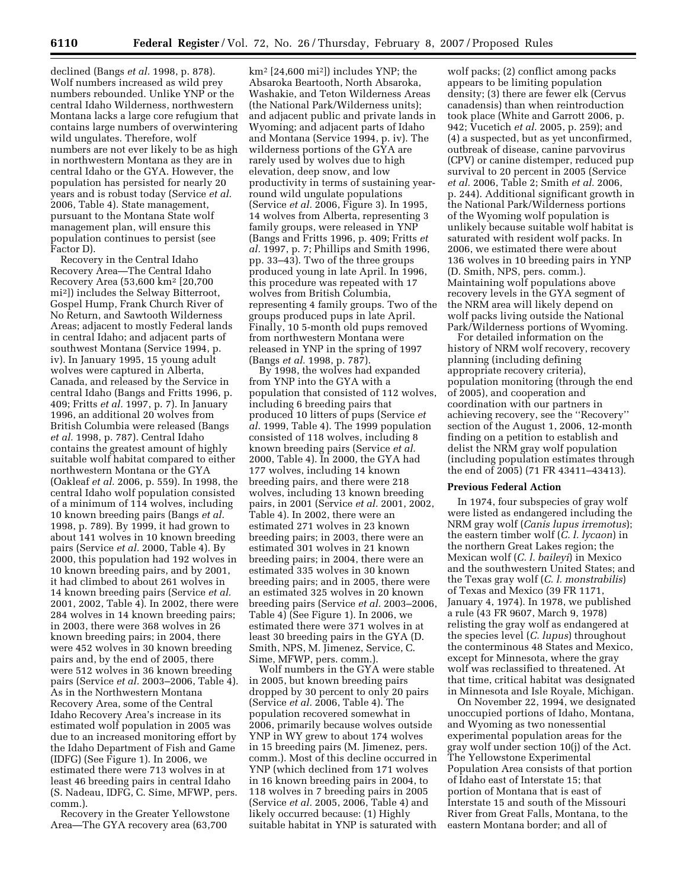declined (Bangs *et al.* 1998, p. 878). Wolf numbers increased as wild prey numbers rebounded. Unlike YNP or the central Idaho Wilderness, northwestern Montana lacks a large core refugium that contains large numbers of overwintering wild ungulates. Therefore, wolf numbers are not ever likely to be as high in northwestern Montana as they are in central Idaho or the GYA. However, the population has persisted for nearly 20 years and is robust today (Service *et al.* 2006, Table 4). State management, pursuant to the Montana State wolf management plan, will ensure this population continues to persist (see Factor D).

Recovery in the Central Idaho Recovery Area—The Central Idaho Recovery Area (53,600 km$^2$ [20,700 mi$^2$]) includes the Selway Bitterroot, Gospel Hump, Frank Church River of No Return, and Sawtooth Wilderness Areas; adjacent to mostly Federal lands in central Idaho; and adjacent parts of southwest Montana (Service 1994, p. iv). In January 1995, 15 young adult wolves were captured in Alberta, Canada, and released by the Service in central Idaho (Bangs and Fritts 1996, p. 409; Fritts *et al.* 1997, p. 7). In January 1996, an additional 20 wolves from British Columbia were released (Bangs *et al.* 1998, p. 787). Central Idaho contains the greatest amount of highly suitable wolf habitat compared to either northwestern Montana or the GYA (Oakleaf *et al.* 2006, p. 559). In 1998, the central Idaho wolf population consisted of a minimum of 114 wolves, including 10 known breeding pairs (Bangs *et al.* 1998, p. 789). By 1999, it had grown to about 141 wolves in 10 known breeding pairs (Service *et al.* 2000, Table 4). By 2000, this population had 192 wolves in 10 known breeding pairs, and by 2001, it had climbed to about 261 wolves in 14 known breeding pairs (Service *et al.* 2001, 2002, Table 4). In 2002, there were 284 wolves in 14 known breeding pairs; in 2003, there were 368 wolves in 26 known breeding pairs; in 2004, there were 452 wolves in 30 known breeding pairs and, by the end of 2005, there were 512 wolves in 36 known breeding pairs (Service *et al.* 2003–2006, Table 4). As in the Northwestern Montana Recovery Area, some of the Central Idaho Recovery Area's increase in its estimated wolf population in 2005 was due to an increased monitoring effort by the Idaho Department of Fish and Game (IDFG) (See Figure 1). In 2006, we estimated there were 713 wolves in at least 46 breeding pairs in central Idaho (S. Nadeau, IDFG, C. Sime, MFWP, pers. comm.).

Recovery in the Greater Yellowstone Area—The GYA recovery area (63,700 km$^2$ [24,600 mi$^2$]) includes YNP; the Absaroka Beartooth, North Absaroka, Washakie, and Teton Wilderness Areas (the National Park/Wilderness units); and adjacent public and private lands in Wyoming; and adjacent parts of Idaho and Montana (Service 1994, p. iv). The wilderness portions of the GYA are rarely used by wolves due to high elevation, deep snow, and low productivity in terms of sustaining year-round wild ungulate populations (Service *et al.* 2006, Figure 3). In 1995, 14 wolves from Alberta, representing 3 family groups, were released in YNP (Bangs and Fritts 1996, p. 409; Fritts *et al.* 1997, p. 7; Phillips and Smith 1996, pp. 33–43). Two of the three groups produced young in late April. In 1996, this procedure was repeated with 17 wolves from British Columbia, representing 4 family groups. Two of the groups produced pups in late April. Finally, 10 5-month old pups removed from northwestern Montana were released in YNP in the spring of 1997 (Bangs *et al.* 1998, p. 787).

By 1998, the wolves had expanded from YNP into the GYA with a population that consisted of 112 wolves, including 6 breeding pairs that produced 10 litters of pups (Service *et al.* 1999, Table 4). The 1999 population consisted of 118 wolves, including 8 known breeding pairs (Service *et al.* 2000, Table 4). In 2000, the GYA had 177 wolves, including 14 known breeding pairs, and there were 218 wolves, including 13 known breeding pairs, in 2001 (Service *et al.* 2001, 2002, Table 4). In 2002, there were an estimated 271 wolves in 23 known breeding pairs; in 2003, there were an estimated 301 wolves in 21 known breeding pairs; in 2004, there were an estimated 335 wolves in 30 known breeding pairs; and in 2005, there were an estimated 325 wolves in 20 known breeding pairs (Service *et al.* 2003–2006, Table 4) (See Figure 1). In 2006, we estimated there were 371 wolves in at least 30 breeding pairs in the GYA (D. Smith, NPS, M. Jimenez, Service, C. Sime, MFWP, pers. comm.).

Wolf numbers in the GYA were stable in 2005, but known breeding pairs dropped by 30 percent to only 20 pairs (Service *et al.* 2006, Table 4). The population recovered somewhat in 2006, primarily because wolves outside YNP in WY grew to about 174 wolves in 15 breeding pairs (M. Jimenez, pers. comm.). Most of this decline occurred in YNP (which declined from 171 wolves in 16 known breeding pairs in 2004, to 118 wolves in 7 breeding pairs in 2005 (Service *et al.* 2005, 2006, Table 4) and likely occurred because: (1) Highly suitable habitat in YNP is saturated with wolf packs; (2) conflict among packs appears to be limiting population density; (3) there are fewer elk (*Cervus canadensis*) than when reintroduction took place (White and Garrott 2006, p. 942; Vucetich *et al.* 2005, p. 259); and (4) a suspected, but as yet unconfirmed, outbreak of disease, canine parvovirus (CPV) or canine distemper, reduced pup survival to 20 percent in 2005 (Service *et al.* 2006, Table 2; Smith *et al.* 2006, p. 244). Additional significant growth in the National Park/Wilderness portions of the Wyoming wolf population is unlikely because suitable wolf habitat is saturated with resident wolf packs. In 2006, we estimated there were about 136 wolves in 10 breeding pairs in YNP (D. Smith, NPS, pers. comm.). Maintaining wolf populations above recovery levels in the GYA segment of the NRM area will likely depend on wolf packs living outside the National Park/Wilderness portions of Wyoming.

For detailed information on the history of NRM wolf recovery, recovery planning (including defining appropriate recovery criteria), population monitoring (through the end of 2005), and cooperation and coordination with our partners in achieving recovery, see the "Recovery" section of the August 1, 2006, 12-month finding on a petition to establish and delist the NRM gray wolf population (including population estimates through the end of 2005) (71 FR 43411–43413).

**Previous Federal Action**

In 1974, four subspecies of gray wolf were listed as endangered including the NRM gray wolf (*Canis lupus irremotus*); the eastern timber wolf (*C. l. lycaon*) in the northern Great Lakes region; the Mexican wolf (*C. l. baileyi*) in Mexico and the southwestern United States; and the Texas gray wolf (*C. l. monstrabilis*) of Texas and Mexico (39 FR 1171, January 4, 1974). In 1978, we published a rule (43 FR 9607, March 9, 1978) relisting the gray wolf as endangered at the species level (*C. lupus*) throughout the conterminous 48 States and Mexico, except for Minnesota, where the gray wolf was reclassified to threatened. At that time, critical habitat was designated in Minnesota and Isle Royale, Michigan.

On November 22, 1994, we designated unoccupied portions of Idaho, Montana, and Wyoming as two nonessential experimental population areas for the gray wolf under section 10(j) of the Act. The Yellowstone Experimental Population Area consists of that portion of Idaho east of Interstate 15; that portion of Montana that is east of Interstate 15 and south of the Missouri River from Great Falls, Montana, to the eastern Montana border; and all of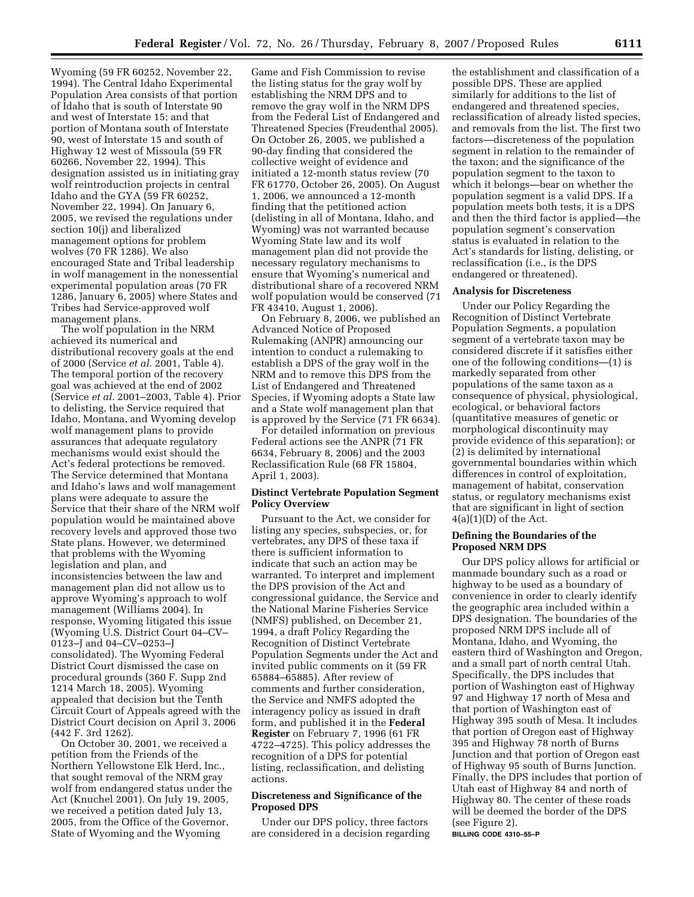Wyoming (59 FR 60252, November 22, 1994). The Central Idaho Experimental Population Area consists of that portion of Idaho that is south of Interstate 90 and west of Interstate 15; and that portion of Montana south of Interstate 90, west of Interstate 15 and south of Highway 12 west of Missoula (59 FR 60266, November 22, 1994). This designation assisted us in initiating gray wolf reintroduction projects in central Idaho and the GYA (59 FR 60252, November 22, 1994). On January 6, 2005, we revised the regulations under section 10(j) and liberalized management options for problem wolves (70 FR 1286). We also encouraged State and Tribal leadership in wolf management in the nonessential experimental population areas (70 FR 1286, January 6, 2005) where States and Tribes had Service-approved wolf management plans.

The wolf population in the NRM achieved its numerical and distributional recovery goals at the end of 2000 (Service *et al.* 2001, Table 4). The temporal portion of the recovery goal was achieved at the end of 2002 (Service *et al.* 2001–2003, Table 4). Prior to delisting, the Service required that Idaho, Montana, and Wyoming develop wolf management plans to provide assurances that adequate regulatory mechanisms would exist should the Act's federal protections be removed. The Service determined that Montana and Idaho's laws and wolf management plans were adequate to assure the Service that their share of the NRM wolf population would be maintained above recovery levels and approved those two State plans. However, we determined that problems with the Wyoming legislation and plan, and inconsistencies between the law and management plan did not allow us to approve Wyoming's approach to wolf management (Williams 2004). In response, Wyoming litigated this issue (Wyoming U.S. District Court 04–CV–0123–J and 04–CV–0253–J consolidated). The Wyoming Federal District Court dismissed the case on procedural grounds (360 F. Supp 2nd 1214 March 18, 2005). Wyoming appealed that decision but the Tenth Circuit Court of Appeals agreed with the District Court decision on April 3, 2006 (442 F. 3rd 1262).

On October 30, 2001, we received a petition from the Friends of the Northern Yellowstone Elk Herd, Inc., that sought removal of the NRM gray wolf from endangered status under the Act (Knuchel 2001). On July 19, 2005, we received a petition dated July 13, 2005, from the Office of the Governor, State of Wyoming and the Wyoming Game and Fish Commission to revise the listing status for the gray wolf by establishing the NRM DPS and to remove the gray wolf in the NRM DPS from the Federal List of Endangered and Threatened Species (Freudenthal 2005). On October 26, 2005, we published a 90-day finding that considered the collective weight of evidence and initiated a 12-month status review (70 FR 61770, October 26, 2005). On August 1, 2006, we announced a 12-month finding that the petitioned action (delisting in all of Montana, Idaho, and Wyoming) was not warranted because Wyoming State law and its wolf management plan did not provide the necessary regulatory mechanisms to ensure that Wyoming's numerical and distributional share of a recovered NRM wolf population would be conserved (71 FR 43410, August 1, 2006).

On February 8, 2006, we published an Advanced Notice of Proposed Rulemaking (ANPR) announcing our intention to conduct a rulemaking to establish a DPS of the gray wolf in the NRM and to remove this DPS from the List of Endangered and Threatened Species, if Wyoming adopts a State law and a State wolf management plan that is approved by the Service (71 FR 6634).

For detailed information on previous Federal actions see the ANPR (71 FR 6634, February 8, 2006) and the 2003 Reclassification Rule (68 FR 15804, April 1, 2003).

## Distinct Vertebrate Population Segment Policy Overview

Pursuant to the Act, we consider for listing any species, subspecies, or, for vertebrates, any DPS of these taxa if there is sufficient information to indicate that such an action may be warranted. To interpret and implement the DPS provision of the Act and congressional guidance, the Service and the National Marine Fisheries Service (NMFS) published, on December 21, 1994, a draft Policy Regarding the Recognition of Distinct Vertebrate Population Segments under the Act and invited public comments on it (59 FR 65884–65885). After review of comments and further consideration, the Service and NMFS adopted the interagency policy as issued in draft form, and published it in the **Federal Register** on February 7, 1996 (61 FR 4722–4725). This policy addresses the recognition of a DPS for potential listing, reclassification, and delisting actions.

## Discreteness and Significance of the Proposed DPS

Under our DPS policy, three factors are considered in a decision regarding the establishment and classification of a possible DPS. These are applied similarly for additions to the list of endangered and threatened species, reclassification of already listed species, and removals from the list. The first two factors—discreteness of the population segment in relation to the remainder of the taxon; and the significance of the population segment to the taxon to which it belongs—bear on whether the population segment is a valid DPS. If a population meets both tests, it is a DPS and then the third factor is applied—the population segment's conservation status is evaluated in relation to the Act's standards for listing, delisting, or reclassification (i.e., is the DPS endangered or threatened).

## Analysis for Discreteness

Under our Policy Regarding the Recognition of Distinct Vertebrate Population Segments, a population segment of a vertebrate taxon may be considered discrete if it satisfies either one of the following conditions—(1) is markedly separated from other populations of the same taxon as a consequence of physical, physiological, ecological, or behavioral factors (quantitative measures of genetic or morphological discontinuity may provide evidence of this separation); or (2) is delimited by international governmental boundaries within which differences in control of exploitation, management of habitat, conservation status, or regulatory mechanisms exist that are significant in light of section 4(a)(1)(D) of the Act.

## Defining the Boundaries of the Proposed NRM DPS

Our DPS policy allows for artificial or manmade boundary such as a road or highway to be used as a boundary of convenience in order to clearly identify the geographic area included within a DPS designation. The boundaries of the proposed NRM DPS include all of Montana, Idaho, and Wyoming, the eastern third of Washington and Oregon, and a small part of north central Utah. Specifically, the DPS includes that portion of Washington east of Highway 97 and Highway 17 north of Mesa and that portion of Washington east of Highway 395 south of Mesa. It includes that portion of Oregon east of Highway 395 and Highway 78 north of Burns Junction and that portion of Oregon east of Highway 95 south of Burns Junction. Finally, the DPS includes that portion of Utah east of Highway 84 and north of Highway 80. The center of these roads will be deemed the border of the DPS (see Figure 2).

BILLING CODE 4310–55–P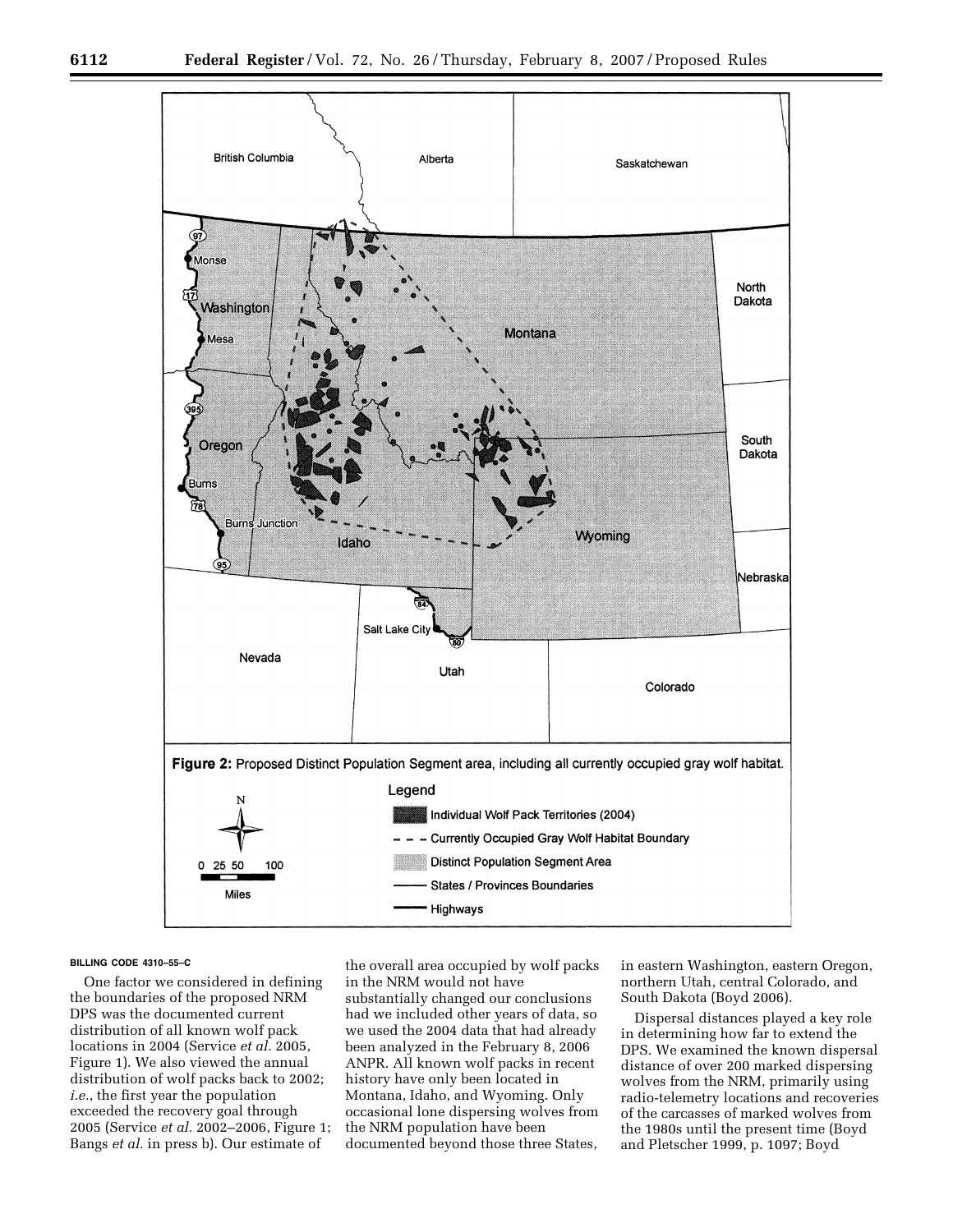**Figure 2:** Proposed Distinct Population Segment area, including all currently occupied gray wolf habitat.

BILLING CODE 4310–55–C

One factor we considered in defining the boundaries of the proposed NRM DPS was the documented current distribution of all known wolf pack locations in 2004 (Service *et al.* 2005, Figure 1). We also viewed the annual distribution of wolf packs back to 2002; *i.e.*, the first year the population exceeded the recovery goal through 2005 (Service *et al.* 2002–2006, Figure 1; Bangs *et al.* in press b). Our estimate of the overall area occupied by wolf packs in the NRM would not have substantially changed our conclusions had we included other years of data, so we used the 2004 data that had already been analyzed in the February 8, 2006 ANPR. All known wolf packs in recent history have only been located in Montana, Idaho, and Wyoming. Only occasional lone dispersing wolves from the NRM population have been documented beyond those three States, in eastern Washington, eastern Oregon, northern Utah, central Colorado, and South Dakota (Boyd 2006).

Dispersal distances played a key role in determining how far to extend the DPS. We examined the known dispersal distance of over 200 marked dispersing wolves from the NRM, primarily using radio-telemetry locations and recoveries of the carcasses of marked wolves from the 1980s until the present time (Boyd and Pletscher 1999, p. 1097; Boyd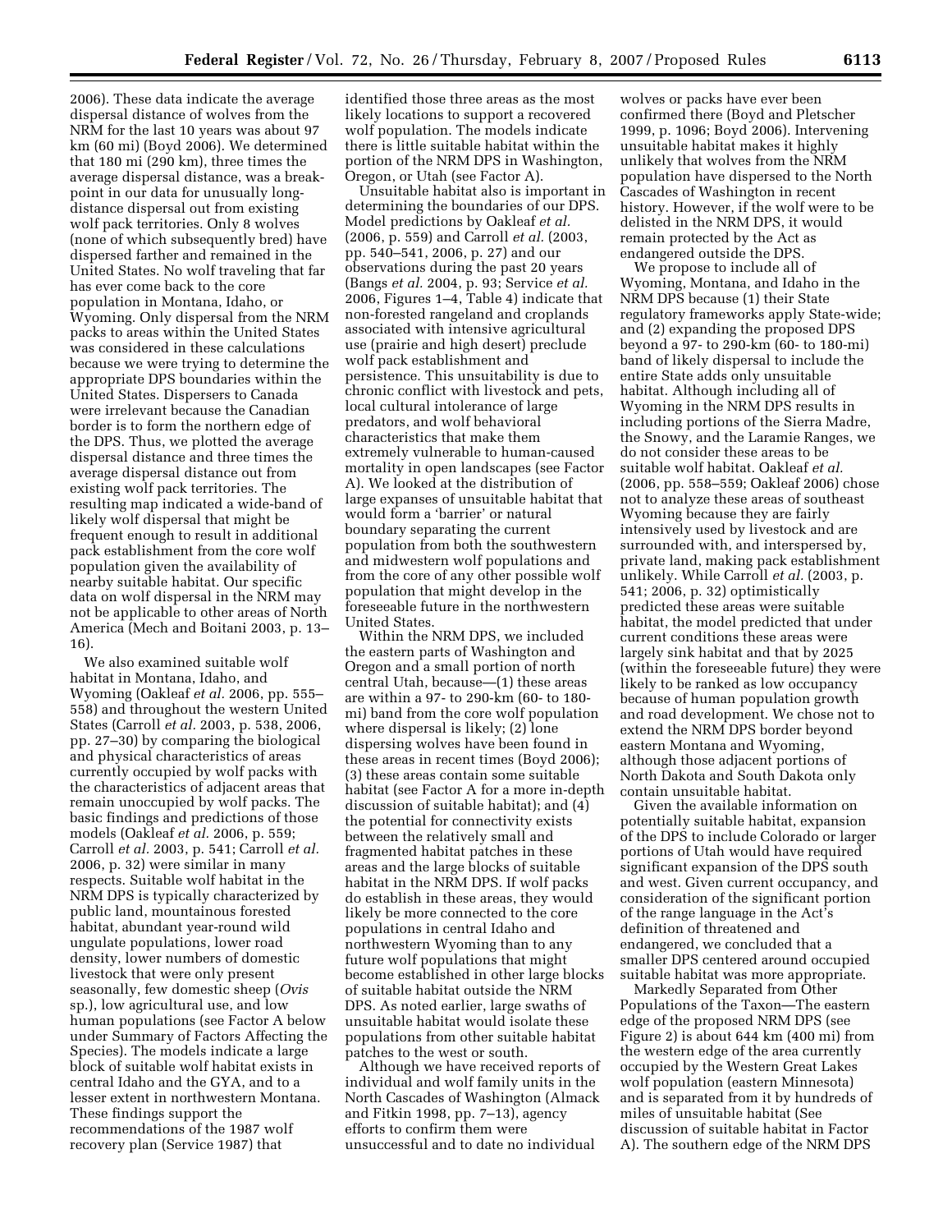2006). These data indicate the average dispersal distance of wolves from the NRM for the last 10 years was about 97 km (60 mi) (Boyd 2006). We determined that 180 mi (290 km), three times the average dispersal distance, was a break-point in our data for unusually long-distance dispersal out from existing wolf pack territories. Only 8 wolves (none of which subsequently bred) have dispersed farther and remained in the United States. No wolf traveling that far has ever come back to the core population in Montana, Idaho, or Wyoming. Only dispersal from the NRM packs to areas within the United States was considered in these calculations because we were trying to determine the appropriate DPS boundaries within the United States. Dispersers to Canada were irrelevant because the Canadian border is to form the northern edge of the DPS. Thus, we plotted the average dispersal distance and three times the average dispersal distance out from existing wolf pack territories. The resulting map indicated a wide-band of likely wolf dispersal that might be frequent enough to result in additional pack establishment from the core wolf population given the availability of nearby suitable habitat. Our specific data on wolf dispersal in the NRM may not be applicable to other areas of North America (Mech and Boitani 2003, p. 13–16).

We also examined suitable wolf habitat in Montana, Idaho, and Wyoming (Oakleaf *et al.* 2006, pp. 555–558) and throughout the western United States (Carroll *et al.* 2003, p. 538, 2006, pp. 27–30) by comparing the biological and physical characteristics of areas currently occupied by wolf packs with the characteristics of adjacent areas that remain unoccupied by wolf packs. The basic findings and predictions of those models (Oakleaf *et al.* 2006, p. 559; Carroll *et al.* 2003, p. 541; Carroll *et al.* 2006, p. 32) were similar in many respects. Suitable wolf habitat in the NRM DPS is typically characterized by public land, mountainous forested habitat, abundant year-round wild ungulate populations, lower road density, lower numbers of domestic livestock that were only present seasonally, few domestic sheep (*Ovis* sp.), low agricultural use, and low human populations (see Factor A below under Summary of Factors Affecting the Species). The models indicate a large block of suitable wolf habitat exists in central Idaho and the GYA, and to a lesser extent in northwestern Montana. These findings support the recommendations of the 1987 wolf recovery plan (Service 1987) that identified those three areas as the most likely locations to support a recovered wolf population. The models indicate there is little suitable habitat within the portion of the NRM DPS in Washington, Oregon, or Utah (see Factor A).

Unsuitable habitat also is important in determining the boundaries of our DPS. Model predictions by Oakleaf *et al.* (2006, p. 559) and Carroll *et al.* (2003, pp. 540–541, 2006, p. 27) and our observations during the past 20 years (Bangs *et al.* 2004, p. 93; Service *et al.* 2006, Figures 1–4, Table 4) indicate that non-forested rangeland and croplands associated with intensive agricultural use (prairie and high desert) preclude wolf pack establishment and persistence. This unsuitability is due to chronic conflict with livestock and pets, local cultural intolerance of large predators, and wolf behavioral characteristics that make them extremely vulnerable to human-caused mortality in open landscapes (see Factor A). We looked at the distribution of large expanses of unsuitable habitat that would form a 'barrier' or natural boundary separating the current population from both the southwestern and midwestern wolf populations and from the core of any other possible wolf population that might develop in the foreseeable future in the northwestern United States.

Within the NRM DPS, we included the eastern parts of Washington and Oregon and a small portion of north central Utah, because—(1) these areas are within a 97- to 290-km (60- to 180-mi) band from the core wolf population where dispersal is likely; (2) lone dispersing wolves have been found in these areas in recent times (Boyd 2006); (3) these areas contain some suitable habitat (see Factor A for a more in-depth discussion of suitable habitat); and (4) the potential for connectivity exists between the relatively small and fragmented habitat patches in these areas and the large blocks of suitable habitat in the NRM DPS. If wolf packs do establish in these areas, they would likely be more connected to the core populations in central Idaho and northwestern Wyoming than to any future wolf populations that might become established in other large blocks of suitable habitat outside the NRM DPS. As noted earlier, large swaths of unsuitable habitat would isolate these populations from other suitable habitat patches to the west or south.

Although we have received reports of individual and wolf family units in the North Cascades of Washington (Almack and Fitkin 1998, pp. 7–13), agency efforts to confirm them were unsuccessful and to date no individual wolves or packs have ever been confirmed there (Boyd and Pletscher 1999, p. 1096; Boyd 2006). Intervening unsuitable habitat makes it highly unlikely that wolves from the NRM population have dispersed to the North Cascades of Washington in recent history. However, if the wolf were to be delisted in the NRM DPS, it would remain protected by the Act as endangered outside the DPS.

We propose to include all of Wyoming, Montana, and Idaho in the NRM DPS because (1) their State regulatory frameworks apply State-wide; and (2) expanding the proposed DPS beyond a 97- to 290-km (60- to 180-mi) band of likely dispersal to include the entire State adds only unsuitable habitat. Although including all of Wyoming in the NRM DPS results in including portions of the Sierra Madre, the Snowy, and the Laramie Ranges, we do not consider these areas to be suitable wolf habitat. Oakleaf *et al.* (2006, pp. 558–559; Oakleaf 2006) chose not to analyze these areas of southeast Wyoming because they are fairly intensively used by livestock and are surrounded with, and interspersed by, private land, making pack establishment unlikely. While Carroll *et al.* (2003, p. 541; 2006, p. 32) optimistically predicted these areas were suitable habitat, the model predicted that under current conditions these areas were largely sink habitat and that by 2025 (within the foreseeable future) they were likely to be ranked as low occupancy because of human population growth and road development. We chose not to extend the NRM DPS border beyond eastern Montana and Wyoming, although those adjacent portions of North Dakota and South Dakota only contain unsuitable habitat.

Given the available information on potentially suitable habitat, expansion of the DPS to include Colorado or larger portions of Utah would have required significant expansion of the DPS south and west. Given current occupancy, and consideration of the significant portion of the range language in the Act's definition of threatened and endangered, we concluded that a smaller DPS centered around occupied suitable habitat was more appropriate.

Markedly Separated from Other Populations of the Taxon—The eastern edge of the proposed NRM DPS (see Figure 2) is about 644 km (400 mi) from the western edge of the area currently occupied by the Western Great Lakes wolf population (eastern Minnesota) and is separated from it by hundreds of miles of unsuitable habitat (See discussion of suitable habitat in Factor A). The southern edge of the NRM DPS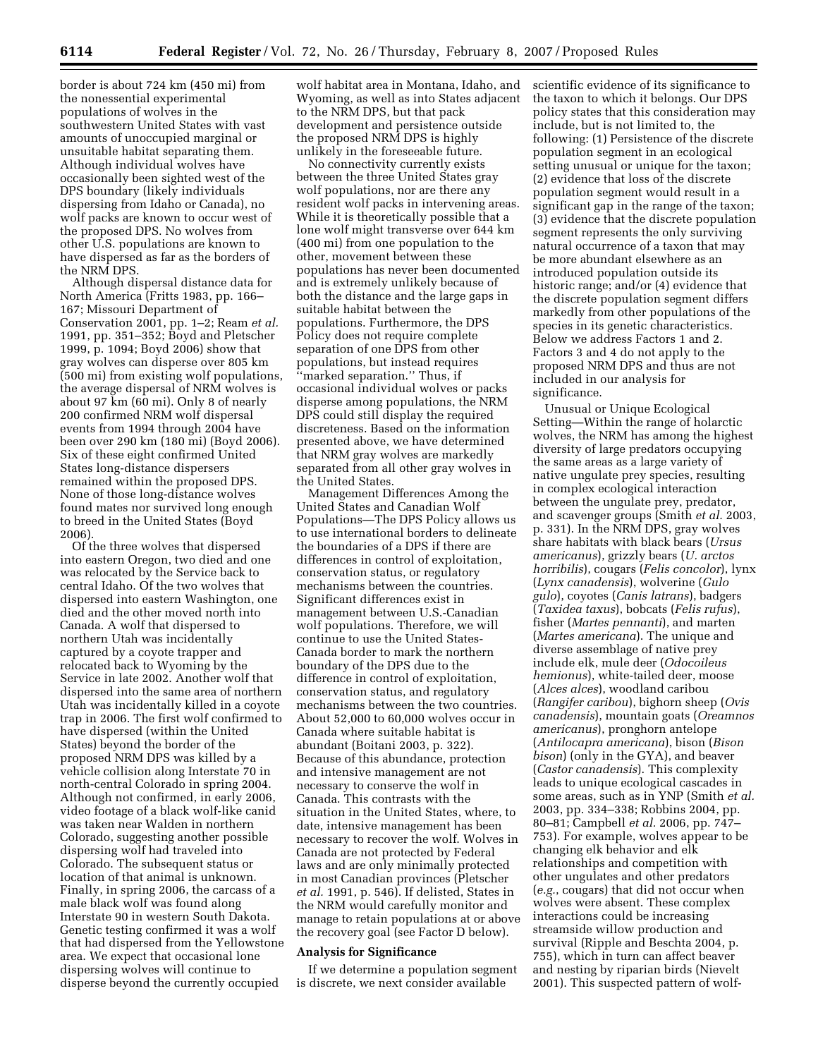border is about 724 km (450 mi) from the nonessential experimental populations of wolves in the southwestern United States with vast amounts of unoccupied marginal or unsuitable habitat separating them. Although individual wolves have occasionally been sighted west of the DPS boundary (likely individuals dispersing from Idaho or Canada), no wolf packs are known to occur west of the proposed DPS. No wolves from other U.S. populations are known to have dispersed as far as the borders of the NRM DPS.

Although dispersal distance data for North America (Fritts 1983, pp. 166–167; Missouri Department of Conservation 2001, pp. 1–2; Ream *et al.* 1991, pp. 351–352; Boyd and Pletscher 1999, p. 1094; Boyd 2006) show that gray wolves can disperse over 805 km (500 mi) from existing wolf populations, the average dispersal of NRM wolves is about 97 km (60 mi). Only 8 of nearly 200 confirmed NRM wolf dispersal events from 1994 through 2004 have been over 290 km (180 mi) (Boyd 2006). Six of these eight confirmed United States long-distance dispersers remained within the proposed DPS. None of those long-distance wolves found mates nor survived long enough to breed in the United States (Boyd 2006).

Of the three wolves that dispersed into eastern Oregon, two died and one was relocated by the Service back to central Idaho. Of the two wolves that dispersed into eastern Washington, one died and the other moved north into Canada. A wolf that dispersed to northern Utah was incidentally captured by a coyote trapper and relocated back to Wyoming by the Service in late 2002. Another wolf that dispersed into the same area of northern Utah was incidentally killed in a coyote trap in 2006. The first wolf confirmed to have dispersed (within the United States) beyond the border of the proposed NRM DPS was killed by a vehicle collision along Interstate 70 in north-central Colorado in spring 2004. Although not confirmed, in early 2006, video footage of a black wolf-like canid was taken near Walden in northern Colorado, suggesting another possible dispersing wolf had traveled into Colorado. The subsequent status or location of that animal is unknown. Finally, in spring 2006, the carcass of a male black wolf was found along Interstate 90 in western South Dakota. Genetic testing confirmed it was a wolf that had dispersed from the Yellowstone area. We expect that occasional lone dispersing wolves will continue to disperse beyond the currently occupied wolf habitat area in Montana, Idaho, and Wyoming, as well as into States adjacent to the NRM DPS, but that pack development and persistence outside the proposed NRM DPS is highly unlikely in the foreseeable future.

No connectivity currently exists between the three United States gray wolf populations, nor are there any resident wolf packs in intervening areas. While it is theoretically possible that a lone wolf might transverse over 644 km (400 mi) from one population to the other, movement between these populations has never been documented and is extremely unlikely because of both the distance and the large gaps in suitable habitat between the populations. Furthermore, the DPS Policy does not require complete separation of one DPS from other populations, but instead requires "marked separation." Thus, if occasional individual wolves or packs disperse among populations, the NRM DPS could still display the required discreteness. Based on the information presented above, we have determined that NRM gray wolves are markedly separated from all other gray wolves in the United States.

Management Differences Among the United States and Canadian Wolf Populations—The DPS Policy allows us to use international borders to delineate the boundaries of a DPS if there are differences in control of exploitation, conservation status, or regulatory mechanisms between the countries. Significant differences exist in management between U.S.-Canadian wolf populations. Therefore, we will continue to use the United States-Canada border to mark the northern boundary of the DPS due to the difference in control of exploitation, conservation status, and regulatory mechanisms between the two countries. About 52,000 to 60,000 wolves occur in Canada where suitable habitat is abundant (Boitani 2003, p. 322). Because of this abundance, protection and intensive management are not necessary to conserve the wolf in Canada. This contrasts with the situation in the United States, where, to date, intensive management has been necessary to recover the wolf. Wolves in Canada are not protected by Federal laws and are only minimally protected in most Canadian provinces (Pletscher *et al.* 1991, p. 546). If delisted, States in the NRM would carefully monitor and manage to retain populations at or above the recovery goal (see Factor D below).

**Analysis for Significance**

If we determine a population segment is discrete, we next consider available scientific evidence of its significance to the taxon to which it belongs. Our DPS policy states that this consideration may include, but is not limited to, the following: (1) Persistence of the discrete population segment in an ecological setting unusual or unique for the taxon; (2) evidence that loss of the discrete population segment would result in a significant gap in the range of the taxon; (3) evidence that the discrete population segment represents the only surviving natural occurrence of a taxon that may be more abundant elsewhere as an introduced population outside its historic range; and/or (4) evidence that the discrete population segment differs markedly from other populations of the species in its genetic characteristics. Below we address Factors 1 and 2. Factors 3 and 4 do not apply to the proposed NRM DPS and thus are not included in our analysis for significance.

Unusual or Unique Ecological Setting—Within the range of holarctic wolves, the NRM has among the highest diversity of large predators occupying the same areas as a large variety of native ungulate prey species, resulting in complex ecological interaction between the ungulate prey, predator, and scavenger groups (Smith *et al.* 2003, p. 331). In the NRM DPS, gray wolves share habitats with black bears (*Ursus americanus*), grizzly bears (*U. arctos horribilis*), cougars (*Felis concolor*), lynx (*Lynx canadensis*), wolverine (*Gulo gulo*), coyotes (*Canis latrans*), badgers (*Taxidea taxus*), bobcats (*Felis rufus*), fisher (*Martes pennanti*), and marten (*Martes americana*). The unique and diverse assemblage of native prey include elk, mule deer (*Odocoileus hemionus*), white-tailed deer, moose (*Alces alces*), woodland caribou (*Rangifer caribou*), bighorn sheep (*Ovis canadensis*), mountain goats (*Oreamnos americanus*), pronghorn antelope (*Antilocapra americana*), bison (*Bison bison*) (only in the GYA), and beaver (*Castor canadensis*). This complexity leads to unique ecological cascades in some areas, such as in YNP (Smith *et al.* 2003, pp. 334–338; Robbins 2004, pp. 80–81; Campbell *et al.* 2006, pp. 747–753). For example, wolves appear to be changing elk behavior and elk relationships and competition with other ungulates and other predators (*e.g.*, cougars) that did not occur when wolves were absent. These complex interactions could be increasing streamside willow production and survival (Ripple and Beschta 2004, p. 755), which in turn can affect beaver and nesting by riparian birds (Nievelt 2001). This suspected pattern of wolf-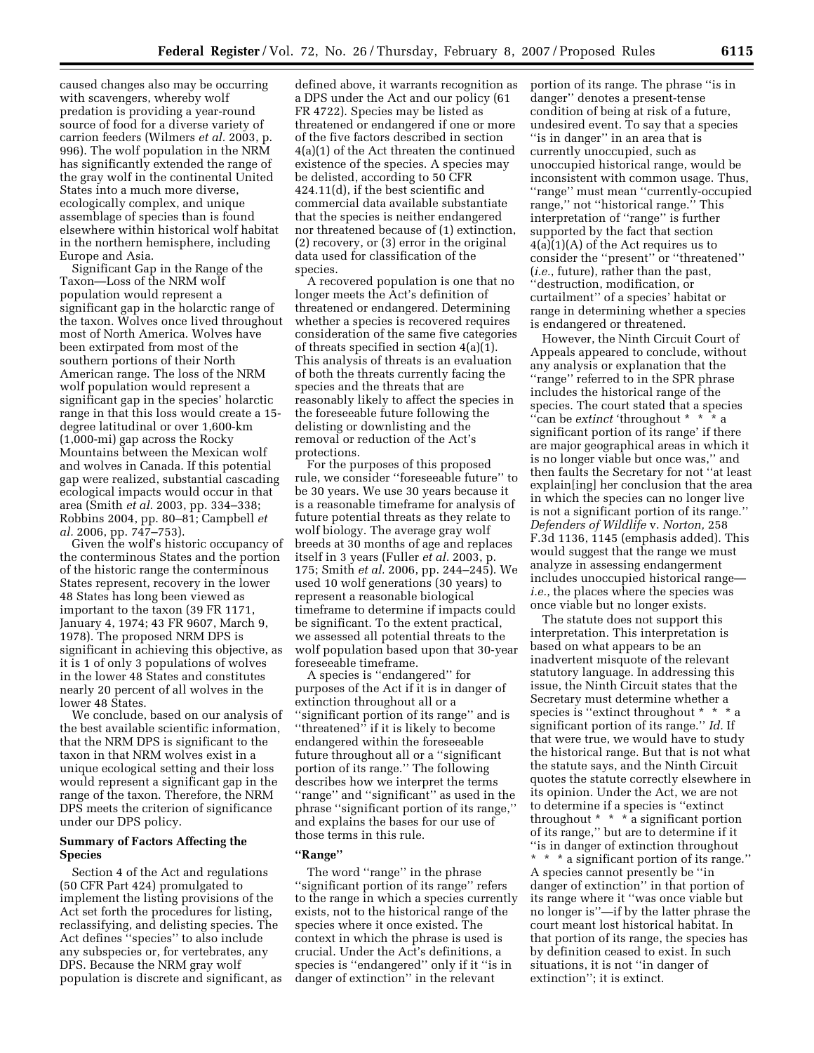caused changes also may be occurring with scavengers, whereby wolf predation is providing a year-round source of food for a diverse variety of carrion feeders (Wilmers *et al.* 2003, p. 996). The wolf population in the NRM has significantly extended the range of the gray wolf in the continental United States into a much more diverse, ecologically complex, and unique assemblage of species than is found elsewhere within historical wolf habitat in the northern hemisphere, including Europe and Asia.

Significant Gap in the Range of the Taxon—Loss of the NRM wolf population would represent a significant gap in the holarctic range of the taxon. Wolves once lived throughout most of North America. Wolves have been extirpated from most of the southern portions of their North American range. The loss of the NRM wolf population would represent a significant gap in the species' holarctic range in that this loss would create a 15-degree latitudinal or over 1,600-km (1,000-mi) gap across the Rocky Mountains between the Mexican wolf and wolves in Canada. If this potential gap were realized, substantial cascading ecological impacts would occur in that area (Smith *et al.* 2003, pp. 334–338; Robbins 2004, pp. 80–81; Campbell *et al.* 2006, pp. 747–753).

Given the wolf's historic occupancy of the conterminous States and the portion of the historic range the conterminous States represent, recovery in the lower 48 States has long been viewed as important to the taxon (39 FR 1171, January 4, 1974; 43 FR 9607, March 9, 1978). The proposed NRM DPS is significant in achieving this objective, as it is 1 of only 3 populations of wolves in the lower 48 States and constitutes nearly 20 percent of all wolves in the lower 48 States.

We conclude, based on our analysis of the best available scientific information, that the NRM DPS is significant to the taxon in that NRM wolves exist in a unique ecological setting and their loss would represent a significant gap in the range of the taxon. Therefore, the NRM DPS meets the criterion of significance under our DPS policy.

**Summary of Factors Affecting the Species**

Section 4 of the Act and regulations (50 CFR Part 424) promulgated to implement the listing provisions of the Act set forth the procedures for listing, reclassifying, and delisting species. The Act defines "species" to also include any subspecies or, for vertebrates, any DPS. Because the NRM gray wolf population is discrete and significant, as defined above, it warrants recognition as a DPS under the Act and our policy (61 FR 4722). Species may be listed as threatened or endangered if one or more of the five factors described in section 4(a)(1) of the Act threaten the continued existence of the species. A species may be delisted, according to 50 CFR 424.11(d), if the best scientific and commercial data available substantiate that the species is neither endangered nor threatened because of (1) extinction, (2) recovery, or (3) error in the original data used for classification of the species.

A recovered population is one that no longer meets the Act's definition of threatened or endangered. Determining whether a species is recovered requires consideration of the same five categories of threats specified in section 4(a)(1). This analysis of threats is an evaluation of both the threats currently facing the species and the threats that are reasonably likely to affect the species in the foreseeable future following the delisting or downlisting and the removal or reduction of the Act's protections.

For the purposes of this proposed rule, we consider "foreseeable future" to be 30 years. We use 30 years because it is a reasonable timeframe for analysis of future potential threats as they relate to wolf biology. The average gray wolf breeds at 30 months of age and replaces itself in 3 years (Fuller *et al.* 2003, p. 175; Smith *et al.* 2006, pp. 244–245). We used 10 wolf generations (30 years) to represent a reasonable biological timeframe to determine if impacts could be significant. To the extent practical, we assessed all potential threats to the wolf population based upon that 30-year foreseeable timeframe.

A species is "endangered" for purposes of the Act if it is in danger of extinction throughout all or a "significant portion of its range" and is "threatened" if it is likely to become endangered within the foreseeable future throughout all or a "significant portion of its range." The following describes how we interpret the terms "range" and "significant" as used in the phrase "significant portion of its range," and explains the bases for our use of those terms in this rule.

**"Range"**

The word "range" in the phrase "significant portion of its range" refers to the range in which a species currently exists, not to the historical range of the species where it once existed. The context in which the phrase is used is crucial. Under the Act's definitions, a species is "endangered" only if it "is in danger of extinction" in the relevant portion of its range. The phrase "is in danger" denotes a present-tense condition of being at risk of a future, undesired event. To say that a species "is in danger" in an area that is currently unoccupied, such as unoccupied historical range, would be inconsistent with common usage. Thus, "range" must mean "currently-occupied range," not "historical range." This interpretation of "range" is further supported by the fact that section 4(a)(1)(A) of the Act requires us to consider the "present" or "threatened" (*i.e.*, future), rather than the past, "destruction, modification, or curtailment" of a species' habitat or range in determining whether a species is endangered or threatened.

However, the Ninth Circuit Court of Appeals appeared to conclude, without any analysis or explanation that the "range" referred to in the SPR phrase includes the historical range of the species. The court stated that a species "can be *extinct* 'throughout * * * a significant portion of its range' if there are major geographical areas in which it is no longer viable but once was," and then faults the Secretary for not "at least explain[ing] her conclusion that the area in which the species can no longer live is not a significant portion of its range." *Defenders of Wildlife* v. *Norton,* 258 F.3d 1136, 1145 (emphasis added). This would suggest that the range we must analyze in assessing endangerment includes unoccupied historical range—*i.e.*, the places where the species was once viable but no longer exists.

The statute does not support this interpretation. This interpretation is based on what appears to be an inadvertent misquote of the relevant statutory language. In addressing this issue, the Ninth Circuit states that the Secretary must determine whether a species is "extinct throughout * * * a significant portion of its range." *Id.* If that were true, we would have to study the historical range. But that is not what the statute says, and the Ninth Circuit quotes the statute correctly elsewhere in its opinion. Under the Act, we are not to determine if a species is "extinct throughout * * * a significant portion of its range," but are to determine if it "is in danger of extinction throughout * * * a significant portion of its range." A species cannot presently be "in danger of extinction" in that portion of its range where it "was once viable but no longer is"—if by the latter phrase the court meant lost historical habitat. In that portion of its range, the species has by definition ceased to exist. In such situations, it is not "in danger of extinction"; it is extinct.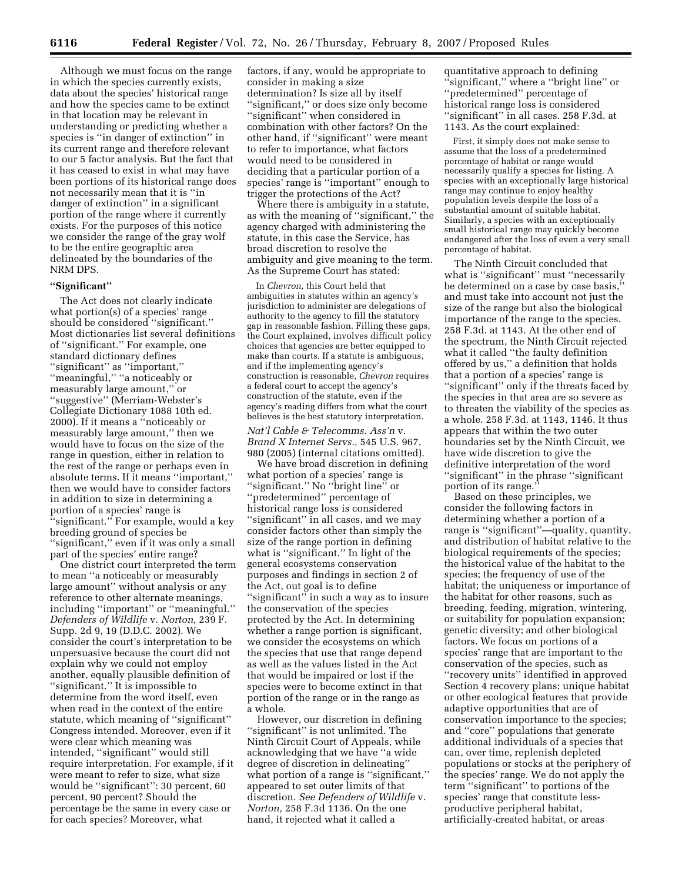Although we must focus on the range in which the species currently exists, data about the species' historical range and how the species came to be extinct in that location may be relevant in understanding or predicting whether a species is "in danger of extinction" in its current range and therefore relevant to our 5 factor analysis. But the fact that it has ceased to exist in what may have been portions of its historical range does not necessarily mean that it is "in danger of extinction" in a significant portion of the range where it currently exists. For the purposes of this notice we consider the range of the gray wolf to be the entire geographic area delineated by the boundaries of the NRM DPS.

### "Significant"

The Act does not clearly indicate what portion(s) of a species' range should be considered "significant." Most dictionaries list several definitions of "significant." For example, one standard dictionary defines "significant" as "important," "meaningful," "a noticeably or measurably large amount," or "suggestive" (Merriam-Webster's Collegiate Dictionary 1088 10th ed. 2000). If it means a "noticeably or measurably large amount," then we would have to focus on the size of the range in question, either in relation to the rest of the range or perhaps even in absolute terms. If it means "important," then we would have to consider factors in addition to size in determining a portion of a species' range is "significant." For example, would a key breeding ground of species be "significant," even if it was only a small part of the species' entire range?

One district court interpreted the term to mean "a noticeably or measurably large amount" without analysis or any reference to other alternate meanings, including "important" or "meaningful." *Defenders of Wildlife* v. *Norton,* 239 F. Supp. 2d 9, 19 (D.D.C. 2002). We consider the court's interpretation to be unpersuasive because the court did not explain why we could not employ another, equally plausible definition of "significant." It is impossible to determine from the word itself, even when read in the context of the entire statute, which meaning of "significant" Congress intended. Moreover, even if it were clear which meaning was intended, "significant" would still require interpretation. For example, if it were meant to refer to size, what size would be "significant": 30 percent, 60 percent, 90 percent? Should the percentage be the same in every case or for each species? Moreover, what factors, if any, would be appropriate to consider in making a size determination? Is size all by itself "significant," or does size only become "significant" when considered in combination with other factors? On the other hand, if "significant" were meant to refer to importance, what factors would need to be considered in deciding that a particular portion of a species' range is "important" enough to trigger the protections of the Act?

Where there is ambiguity in a statute, as with the meaning of "significant," the agency charged with administering the statute, in this case the Service, has broad discretion to resolve the ambiguity and give meaning to the term. As the Supreme Court has stated:

> In *Chevron,* this Court held that ambiguities in statutes within an agency's jurisdiction to administer are delegations of authority to the agency to fill the statutory gap in reasonable fashion. Filling these gaps, the Court explained, involves difficult policy choices that agencies are better equipped to make than courts. If a statute is ambiguous, and if the implementing agency's construction is reasonable, *Chevron* requires a federal court to accept the agency's construction of the statute, even if the agency's reading differs from what the court believes is the best statutory interpretation.

*Nat'l Cable & Telecomms. Ass'n* v. *Brand X Internet Servs.,* 545 U.S. 967, 980 (2005) (internal citations omitted).

We have broad discretion in defining what portion of a species' range is "significant." No "bright line" or "predetermined" percentage of historical range loss is considered "significant" in all cases, and we may consider factors other than simply the size of the range portion in defining what is "significant." In light of the general ecosystems conservation purposes and findings in section 2 of the Act, out goal is to define "significant" in such a way as to insure the conservation of the species protected by the Act. In determining whether a range portion is significant, we consider the ecosystems on which the species that use that range depend as well as the values listed in the Act that would be impaired or lost if the species were to become extinct in that portion of the range or in the range as a whole.

However, our discretion in defining "significant" is not unlimited. The Ninth Circuit Court of Appeals, while acknowledging that we have "a wide degree of discretion in delineating" what portion of a range is "significant," appeared to set outer limits of that discretion. *See Defenders of Wildlife* v. *Norton,* 258 F.3d 1136. On the one hand, it rejected what it called a quantitative approach to defining "significant," where a "bright line" or "predetermined" percentage of historical range loss is considered "significant" in all cases. 258 F.3d. at 1143. As the court explained:

> First, it simply does not make sense to assume that the loss of a predetermined percentage of habitat or range would necessarily qualify a species for listing. A species with an exceptionally large historical range may continue to enjoy healthy population levels despite the loss of a substantial amount of suitable habitat. Similarly, a species with an exceptionally small historical range may quickly become endangered after the loss of even a very small percentage of habitat.

The Ninth Circuit concluded that what is "significant" must "necessarily be determined on a case by case basis," and must take into account not just the size of the range but also the biological importance of the range to the species. 258 F.3d. at 1143. At the other end of the spectrum, the Ninth Circuit rejected what it called "the faulty definition offered by us," a definition that holds that a portion of a species' range is "significant" only if the threats faced by the species in that area are so severe as to threaten the viability of the species as a whole. 258 F.3d. at 1143, 1146. It thus appears that within the two outer boundaries set by the Ninth Circuit, we have wide discretion to give the definitive interpretation of the word "significant" in the phrase "significant portion of its range."

Based on these principles, we consider the following factors in determining whether a portion of a range is "significant"—quality, quantity, and distribution of habitat relative to the biological requirements of the species; the historical value of the habitat to the species; the frequency of use of the habitat; the uniqueness or importance of the habitat for other reasons, such as breeding, feeding, migration, wintering, or suitability for population expansion; genetic diversity; and other biological factors. We focus on portions of a species' range that are important to the conservation of the species, such as "recovery units" identified in approved Section 4 recovery plans; unique habitat or other ecological features that provide adaptive opportunities that are of conservation importance to the species; and "core" populations that generate additional individuals of a species that can, over time, replenish depleted populations or stocks at the periphery of the species' range. We do not apply the term "significant" to portions of the species' range that constitute less-productive peripheral habitat, artificially-created habitat, or areas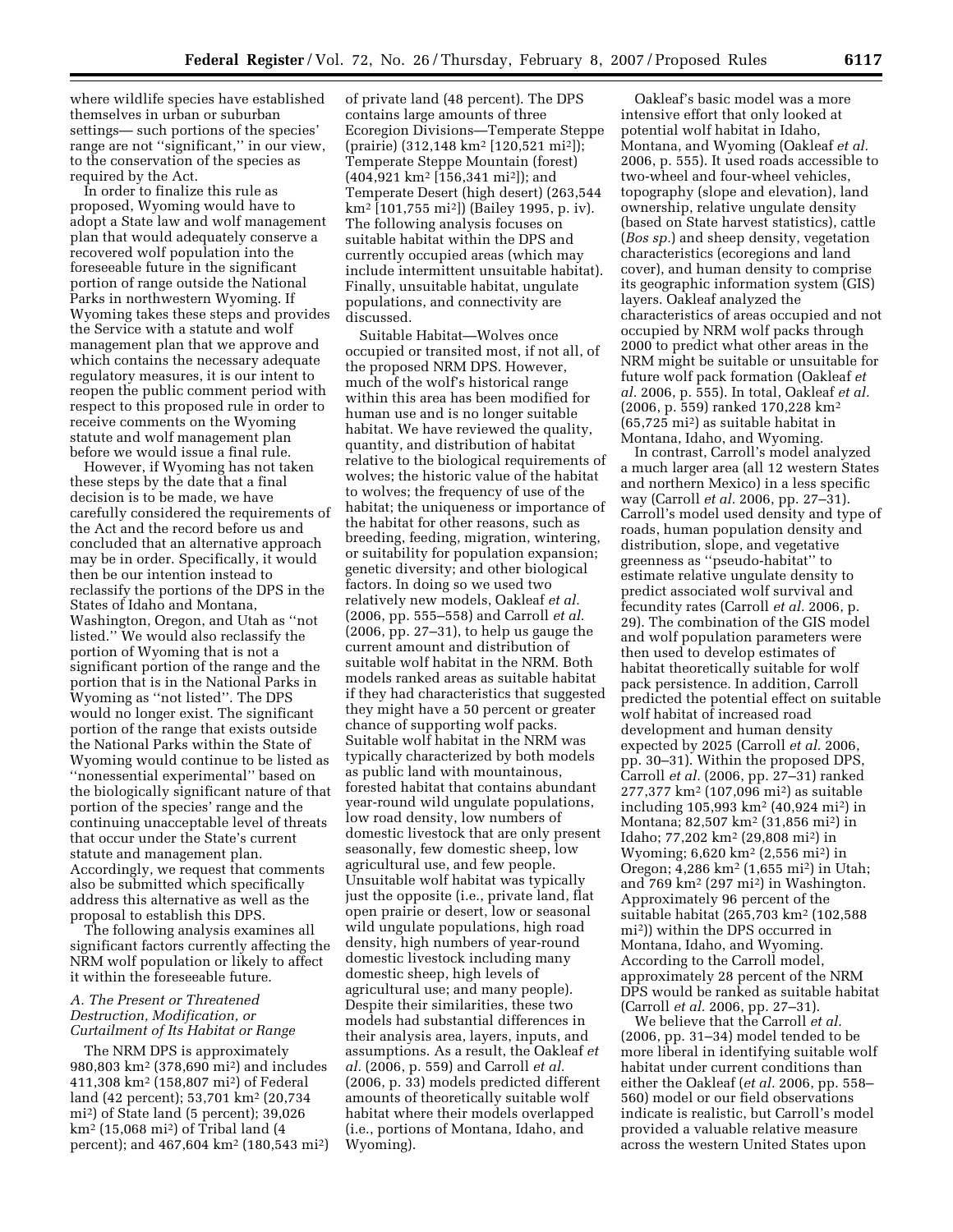where wildlife species have established themselves in urban or suburban settings— such portions of the species' range are not ''significant,'' in our view, to the conservation of the species as required by the Act.

In order to finalize this rule as proposed, Wyoming would have to adopt a State law and wolf management plan that would adequately conserve a recovered wolf population into the foreseeable future in the significant portion of range outside the National Parks in northwestern Wyoming. If Wyoming takes these steps and provides the Service with a statute and wolf management plan that we approve and which contains the necessary adequate regulatory measures, it is our intent to reopen the public comment period with respect to this proposed rule in order to receive comments on the Wyoming statute and wolf management plan before we would issue a final rule.

However, if Wyoming has not taken these steps by the date that a final decision is to be made, we have carefully considered the requirements of the Act and the record before us and concluded that an alternative approach may be in order. Specifically, it would then be our intention instead to reclassify the portions of the DPS in the States of Idaho and Montana, Washington, Oregon, and Utah as ''not listed.'' We would also reclassify the portion of Wyoming that is not a significant portion of the range and the portion that is in the National Parks in Wyoming as ''not listed''. The DPS would no longer exist. The significant portion of the range that exists outside the National Parks within the State of Wyoming would continue to be listed as ''nonessential experimental'' based on the biologically significant nature of that portion of the species' range and the continuing unacceptable level of threats that occur under the State's current statute and management plan. Accordingly, we request that comments also be submitted which specifically address this alternative as well as the proposal to establish this DPS.

The following analysis examines all significant factors currently affecting the NRM wolf population or likely to affect it within the foreseeable future.

### *A. The Present or Threatened Destruction, Modification, or Curtailment of Its Habitat or Range*

The NRM DPS is approximately 980,803 km$^2$ (378,690 mi$^2$) and includes 411,308 km$^2$ (158,807 mi$^2$) of Federal land (42 percent); 53,701 km$^2$ (20,734 mi$^2$) of State land (5 percent); 39,026 km$^2$ (15,068 mi$^2$) of Tribal land (4 percent); and 467,604 km$^2$ (180,543 mi$^2$) of private land (48 percent). The DPS contains large amounts of three Ecoregion Divisions—Temperate Steppe (prairie) (312,148 km$^2$ [120,521 mi$^2$]); Temperate Steppe Mountain (forest) (404,921 km$^2$ [156,341 mi$^2$]); and Temperate Desert (high desert) (263,544 km$^2$ [101,755 mi$^2$]) (Bailey 1995, p. iv). The following analysis focuses on suitable habitat within the DPS and currently occupied areas (which may include intermittent unsuitable habitat). Finally, unsuitable habitat, ungulate populations, and connectivity are discussed.

Suitable Habitat—Wolves once occupied or transited most, if not all, of the proposed NRM DPS. However, much of the wolf's historical range within this area has been modified for human use and is no longer suitable habitat. We have reviewed the quality, quantity, and distribution of habitat relative to the biological requirements of wolves; the historic value of the habitat to wolves; the frequency of use of the habitat; the uniqueness or importance of the habitat for other reasons, such as breeding, feeding, migration, wintering, or suitability for population expansion; genetic diversity; and other biological factors. In doing so we used two relatively new models, Oakleaf *et al.* (2006, pp. 555–558) and Carroll *et al.* (2006, pp. 27–31), to help us gauge the current amount and distribution of suitable wolf habitat in the NRM. Both models ranked areas as suitable habitat if they had characteristics that suggested they might have a 50 percent or greater chance of supporting wolf packs. Suitable wolf habitat in the NRM was typically characterized by both models as public land with mountainous, forested habitat that contains abundant year-round wild ungulate populations, low road density, low numbers of domestic livestock that are only present seasonally, few domestic sheep, low agricultural use, and few people. Unsuitable wolf habitat was typically just the opposite (i.e., private land, flat open prairie or desert, low or seasonal wild ungulate populations, high road density, high numbers of year-round domestic livestock including many domestic sheep, high levels of agricultural use; and many people). Despite their similarities, these two models had substantial differences in their analysis area, layers, inputs, and assumptions. As a result, the Oakleaf *et al.* (2006, p. 559) and Carroll *et al.* (2006, p. 33) models predicted different amounts of theoretically suitable wolf habitat where their models overlapped (i.e., portions of Montana, Idaho, and Wyoming).

Oakleaf's basic model was a more intensive effort that only looked at potential wolf habitat in Idaho, Montana, and Wyoming (Oakleaf *et al.* 2006, p. 555). It used roads accessible to two-wheel and four-wheel vehicles, topography (slope and elevation), land ownership, relative ungulate density (based on State harvest statistics), cattle (*Bos sp.*) and sheep density, vegetation characteristics (ecoregions and land cover), and human density to comprise its geographic information system (GIS) layers. Oakleaf analyzed the characteristics of areas occupied and not occupied by NRM wolf packs through 2000 to predict what other areas in the NRM might be suitable or unsuitable for future wolf pack formation (Oakleaf *et al.* 2006, p. 555). In total, Oakleaf *et al.* (2006, p. 559) ranked 170,228 km$^2$ (65,725 mi$^2$) as suitable habitat in Montana, Idaho, and Wyoming.

In contrast, Carroll's model analyzed a much larger area (all 12 western States and northern Mexico) in a less specific way (Carroll *et al.* 2006, pp. 27–31). Carroll's model used density and type of roads, human population density and distribution, slope, and vegetative greenness as ''pseudo-habitat'' to estimate relative ungulate density to predict associated wolf survival and fecundity rates (Carroll *et al.* 2006, p. 29). The combination of the GIS model and wolf population parameters were then used to develop estimates of habitat theoretically suitable for wolf pack persistence. In addition, Carroll predicted the potential effect on suitable wolf habitat of increased road development and human density expected by 2025 (Carroll *et al.* 2006, pp. 30–31). Within the proposed DPS, Carroll *et al.* (2006, pp. 27–31) ranked 277,377 km$^2$ (107,096 mi$^2$) as suitable including 105,993 km$^2$ (40,924 mi$^2$) in Montana; 82,507 km$^2$ (31,856 mi$^2$) in Idaho; 77,202 km$^2$ (29,808 mi$^2$) in Wyoming; 6,620 km$^2$ (2,556 mi$^2$) in Oregon; 4,286 km$^2$ (1,655 mi$^2$) in Utah; and 769 km$^2$ (297 mi$^2$) in Washington. Approximately 96 percent of the suitable habitat (265,703 km$^2$ (102,588 mi$^2$)) within the DPS occurred in Montana, Idaho, and Wyoming. According to the Carroll model, approximately 28 percent of the NRM DPS would be ranked as suitable habitat (Carroll *et al.* 2006, pp. 27–31).

We believe that the Carroll *et al.* (2006, pp. 31–34) model tended to be more liberal in identifying suitable wolf habitat under current conditions than either the Oakleaf (*et al.* 2006, pp. 558–560) model or our field observations indicate is realistic, but Carroll's model provided a valuable relative measure across the western United States upon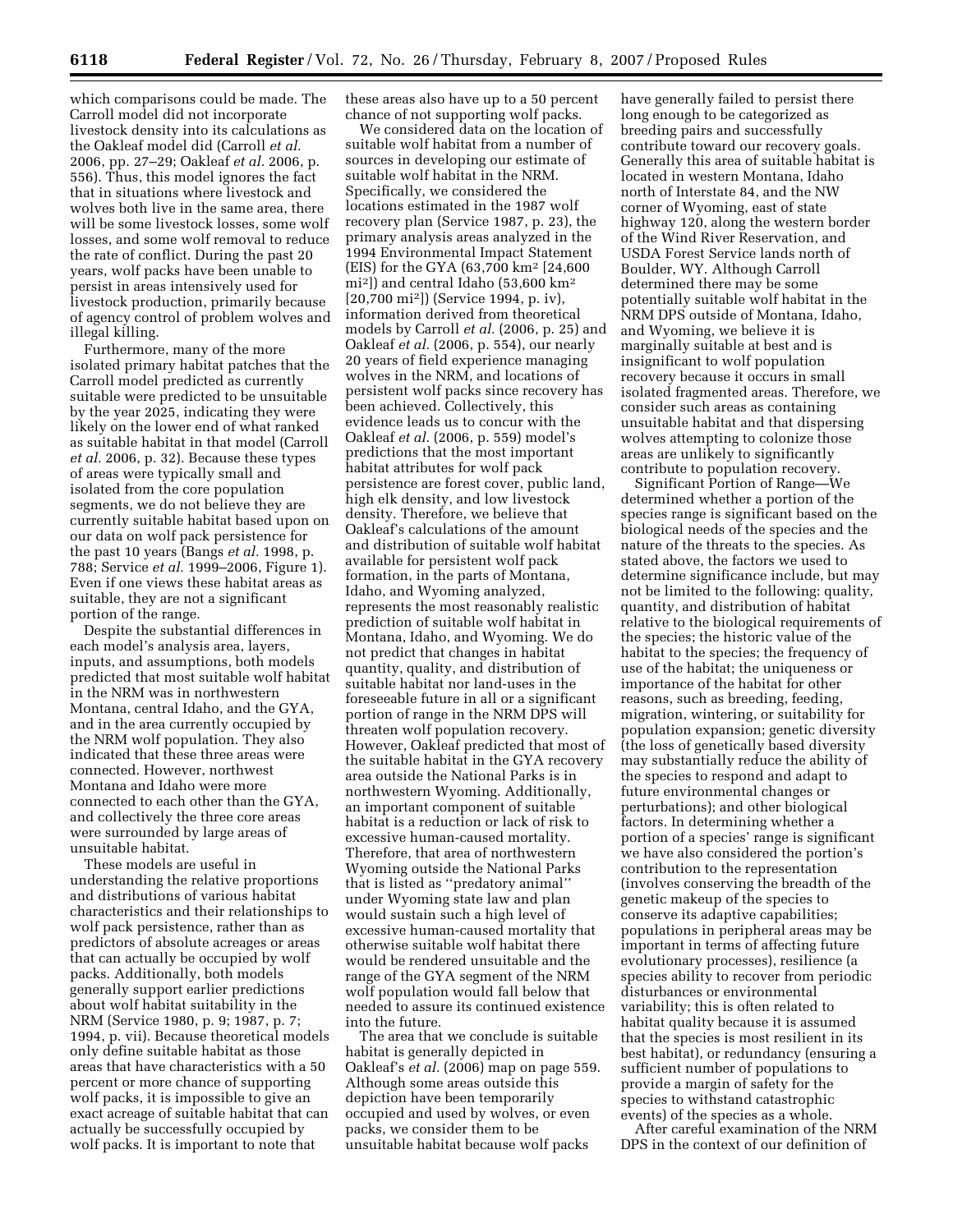which comparisons could be made. The Carroll model did not incorporate livestock density into its calculations as the Oakleaf model did (Carroll *et al.* 2006, pp. 27–29; Oakleaf *et al.* 2006, p. 556). Thus, this model ignores the fact that in situations where livestock and wolves both live in the same area, there will be some livestock losses, some wolf losses, and some wolf removal to reduce the rate of conflict. During the past 20 years, wolf packs have been unable to persist in areas intensively used for livestock production, primarily because of agency control of problem wolves and illegal killing.

Furthermore, many of the more isolated primary habitat patches that the Carroll model predicted as currently suitable were predicted to be unsuitable by the year 2025, indicating they were likely on the lower end of what ranked as suitable habitat in that model (Carroll *et al.* 2006, p. 32). Because these types of areas were typically small and isolated from the core population segments, we do not believe they are currently suitable habitat based upon on our data on wolf pack persistence for the past 10 years (Bangs *et al.* 1998, p. 788; Service *et al.* 1999–2006, Figure 1). Even if one views these habitat areas as suitable, they are not a significant portion of the range.

Despite the substantial differences in each model's analysis area, layers, inputs, and assumptions, both models predicted that most suitable wolf habitat in the NRM was in northwestern Montana, central Idaho, and the GYA, and in the area currently occupied by the NRM wolf population. They also indicated that these three areas were connected. However, northwest Montana and Idaho were more connected to each other than the GYA, and collectively the three core areas were surrounded by large areas of unsuitable habitat.

These models are useful in understanding the relative proportions and distributions of various habitat characteristics and their relationships to wolf pack persistence, rather than as predictors of absolute acreages or areas that can actually be occupied by wolf packs. Additionally, both models generally support earlier predictions about wolf habitat suitability in the NRM (Service 1980, p. 9; 1987, p. 7; 1994, p. vii). Because theoretical models only define suitable habitat as those areas that have characteristics with a 50 percent or more chance of supporting wolf packs, it is impossible to give an exact acreage of suitable habitat that can actually be successfully occupied by wolf packs. It is important to note that these areas also have up to a 50 percent chance of not supporting wolf packs.

We considered data on the location of suitable wolf habitat from a number of sources in developing our estimate of suitable wolf habitat in the NRM. Specifically, we considered the locations estimated in the 1987 wolf recovery plan (Service 1987, p. 23), the primary analysis areas analyzed in the 1994 Environmental Impact Statement (EIS) for the GYA (63,700 km$^2$ [24,600 mi$^2$]) and central Idaho (53,600 km$^2$ [20,700 mi$^2$]) (Service 1994, p. iv), information derived from theoretical models by Carroll *et al.* (2006, p. 25) and Oakleaf *et al.* (2006, p. 554), our nearly 20 years of field experience managing wolves in the NRM, and locations of persistent wolf packs since recovery has been achieved. Collectively, this evidence leads us to concur with the Oakleaf *et al.* (2006, p. 559) model's predictions that the most important habitat attributes for wolf pack persistence are forest cover, public land, high elk density, and low livestock density. Therefore, we believe that Oakleaf's calculations of the amount and distribution of suitable wolf habitat available for persistent wolf pack formation, in the parts of Montana, Idaho, and Wyoming analyzed, represents the most reasonably realistic prediction of suitable wolf habitat in Montana, Idaho, and Wyoming. We do not predict that changes in habitat quantity, quality, and distribution of suitable habitat nor land-uses in the foreseeable future in all or a significant portion of range in the NRM DPS will threaten wolf population recovery. However, Oakleaf predicted that most of the suitable habitat in the GYA recovery area outside the National Parks is in northwestern Wyoming. Additionally, an important component of suitable habitat is a reduction or lack of risk to excessive human-caused mortality. Therefore, that area of northwestern Wyoming outside the National Parks that is listed as "predatory animal" under Wyoming state law and plan would sustain such a high level of excessive human-caused mortality that otherwise suitable wolf habitat there would be rendered unsuitable and the range of the GYA segment of the NRM wolf population would fall below that needed to assure its continued existence into the future.

The area that we conclude is suitable habitat is generally depicted in Oakleaf's *et al.* (2006) map on page 559. Although some areas outside this depiction have been temporarily occupied and used by wolves, or even packs, we consider them to be unsuitable habitat because wolf packs have generally failed to persist there long enough to be categorized as breeding pairs and successfully contribute toward our recovery goals. Generally this area of suitable habitat is located in western Montana, Idaho north of Interstate 84, and the NW corner of Wyoming, east of state highway 120, along the western border of the Wind River Reservation, and USDA Forest Service lands north of Boulder, WY. Although Carroll determined there may be some potentially suitable wolf habitat in the NRM DPS outside of Montana, Idaho, and Wyoming, we believe it is marginally suitable at best and is insignificant to wolf population recovery because it occurs in small isolated fragmented areas. Therefore, we consider such areas as containing unsuitable habitat and that dispersing wolves attempting to colonize those areas are unlikely to significantly contribute to population recovery.

Significant Portion of Range—We determined whether a portion of the species range is significant based on the biological needs of the species and the nature of the threats to the species. As stated above, the factors we used to determine significance include, but may not be limited to the following: quality, quantity, and distribution of habitat relative to the biological requirements of the species; the historic value of the habitat to the species; the frequency of use of the habitat; the uniqueness or importance of the habitat for other reasons, such as breeding, feeding, migration, wintering, or suitability for population expansion; genetic diversity (the loss of genetically based diversity may substantially reduce the ability of the species to respond and adapt to future environmental changes or perturbations); and other biological factors. In determining whether a portion of a species' range is significant we have also considered the portion's contribution to the representation (involves conserving the breadth of the genetic makeup of the species to conserve its adaptive capabilities; populations in peripheral areas may be important in terms of affecting future evolutionary processes), resilience (a species ability to recover from periodic disturbances or environmental variability; this is often related to habitat quality because it is assumed that the species is most resilient in its best habitat), or redundancy (ensuring a sufficient number of populations to provide a margin of safety for the species to withstand catastrophic events) of the species as a whole.

After careful examination of the NRM DPS in the context of our definition of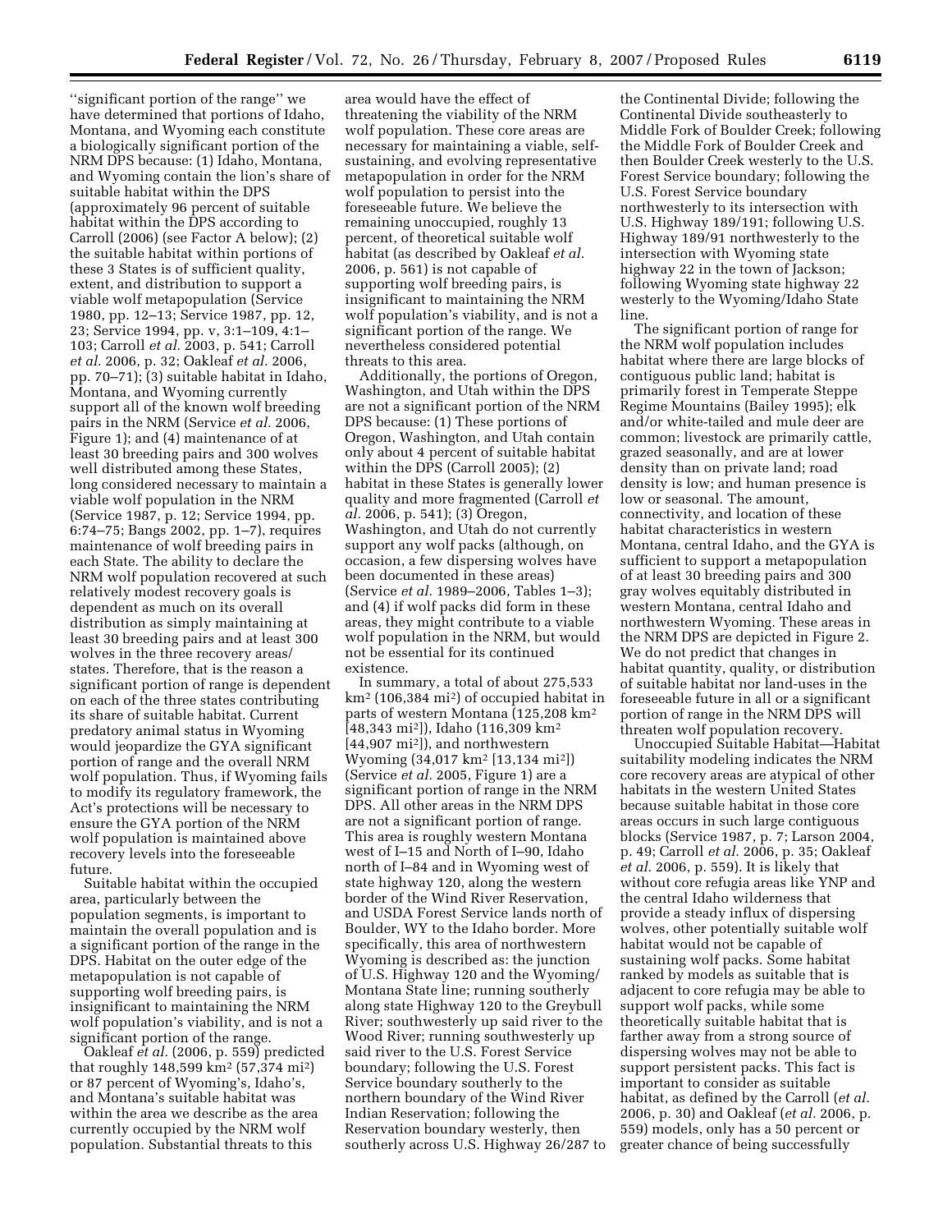''significant portion of the range'' we have determined that portions of Idaho, Montana, and Wyoming each constitute a biologically significant portion of the NRM DPS because: (1) Idaho, Montana, and Wyoming contain the lion's share of suitable habitat within the DPS (approximately 96 percent of suitable habitat within the DPS according to Carroll (2006) (see Factor A below); (2) the suitable habitat within portions of these 3 States is of sufficient quality, extent, and distribution to support a viable wolf metapopulation (Service 1980, pp. 12–13; Service 1987, pp. 12, 23; Service 1994, pp. v, 3:1–109, 4:1–103; Carroll *et al.* 2003, p. 541; Carroll *et al.* 2006, p. 32; Oakleaf *et al.* 2006, pp. 70–71); (3) suitable habitat in Idaho, Montana, and Wyoming currently support all of the known wolf breeding pairs in the NRM (Service *et al.* 2006, Figure 1); and (4) maintenance of at least 30 breeding pairs and 300 wolves well distributed among these States, long considered necessary to maintain a viable wolf population in the NRM (Service 1987, p. 12; Service 1994, pp. 6:74–75; Bangs 2002, pp. 1–7), requires maintenance of wolf breeding pairs in each State. The ability to declare the NRM wolf population recovered at such relatively modest recovery goals is dependent as much on its overall distribution as simply maintaining at least 30 breeding pairs and at least 300 wolves in the three recovery areas/states. Therefore, that is the reason a significant portion of range is dependent on each of the three states contributing its share of suitable habitat. Current predatory animal status in Wyoming would jeopardize the GYA significant portion of range and the overall NRM wolf population. Thus, if Wyoming fails to modify its regulatory framework, the Act's protections will be necessary to ensure the GYA portion of the NRM wolf population is maintained above recovery levels into the foreseeable future.

Suitable habitat within the occupied area, particularly between the population segments, is important to maintain the overall population and is a significant portion of the range in the DPS. Habitat on the outer edge of the metapopulation is not capable of supporting wolf breeding pairs, is insignificant to maintaining the NRM wolf population's viability, and is not a significant portion of the range.

Oakleaf *et al.* (2006, p. 559) predicted that roughly 148,599 km$^2$ (57,374 mi$^2$) or 87 percent of Wyoming's, Idaho's, and Montana's suitable habitat was within the area we describe as the area currently occupied by the NRM wolf population. Substantial threats to this area would have the effect of threatening the viability of the NRM wolf population. These core areas are necessary for maintaining a viable, self-sustaining, and evolving representative metapopulation in order for the NRM wolf population to persist into the foreseeable future. We believe the remaining unoccupied, roughly 13 percent, of theoretical suitable wolf habitat (as described by Oakleaf *et al.* 2006, p. 561) is not capable of supporting wolf breeding pairs, is insignificant to maintaining the NRM wolf population's viability, and is not a significant portion of the range. We nevertheless considered potential threats to this area.

Additionally, the portions of Oregon, Washington, and Utah within the DPS are not a significant portion of the NRM DPS because: (1) These portions of Oregon, Washington, and Utah contain only about 4 percent of suitable habitat within the DPS (Carroll 2005); (2) habitat in these States is generally lower quality and more fragmented (Carroll *et al.* 2006, p. 541); (3) Oregon, Washington, and Utah do not currently support any wolf packs (although, on occasion, a few dispersing wolves have been documented in these areas) (Service *et al.* 1989–2006, Tables 1–3); and (4) if wolf packs did form in these areas, they might contribute to a viable wolf population in the NRM, but would not be essential for its continued existence.

In summary, a total of about 275,533 km$^2$ (106,384 mi$^2$) of occupied habitat in parts of western Montana (125,208 km$^2$ [48,343 mi$^2$]), Idaho (116,309 km$^2$ [44,907 mi$^2$]), and northwestern Wyoming (34,017 km$^2$ [13,134 mi$^2$]) (Service *et al.* 2005, Figure 1) are a significant portion of range in the NRM DPS. All other areas in the NRM DPS are not a significant portion of range. This area is roughly western Montana west of I–15 and North of I–90, Idaho north of I–84 and in Wyoming west of state highway 120, along the western border of the Wind River Reservation, and USDA Forest Service lands north of Boulder, WY to the Idaho border. More specifically, this area of northwestern Wyoming is described as: the junction of U.S. Highway 120 and the Wyoming/Montana State line; running southerly along state Highway 120 to the Greybull River; southwesterly up said river to the Wood River; running southwesterly up said river to the U.S. Forest Service boundary; following the U.S. Forest Service boundary southerly to the northern boundary of the Wind River Indian Reservation; following the Reservation boundary westerly, then southerly across U.S. Highway 26/287 to the Continental Divide; following the Continental Divide southeasterly to Middle Fork of Boulder Creek; following the Middle Fork of Boulder Creek and then Boulder Creek westerly to the U.S. Forest Service boundary; following the U.S. Forest Service boundary northwesterly to its intersection with U.S. Highway 189/191; following U.S. Highway 189/91 northwesterly to the intersection with Wyoming state highway 22 in the town of Jackson; following Wyoming state highway 22 westerly to the Wyoming/Idaho State line.

The significant portion of range for the NRM wolf population includes habitat where there are large blocks of contiguous public land; habitat is primarily forest in Temperate Steppe Regime Mountains (Bailey 1995); elk and/or white-tailed and mule deer are common; livestock are primarily cattle, grazed seasonally, and are at lower density than on private land; road density is low; and human presence is low or seasonal. The amount, connectivity, and location of these habitat characteristics in western Montana, central Idaho, and the GYA is sufficient to support a metapopulation of at least 30 breeding pairs and 300 gray wolves equitably distributed in western Montana, central Idaho and northwestern Wyoming. These areas in the NRM DPS are depicted in Figure 2. We do not predict that changes in habitat quantity, quality, or distribution of suitable habitat nor land-uses in the foreseeable future in all or a significant portion of range in the NRM DPS will threaten wolf population recovery.

Unoccupied Suitable Habitat—Habitat suitability modeling indicates the NRM core recovery areas are atypical of other habitats in the western United States because suitable habitat in those core areas occurs in such large contiguous blocks (Service 1987, p. 7; Larson 2004, p. 49; Carroll *et al.* 2006, p. 35; Oakleaf *et al.* 2006, p. 559). It is likely that without core refugia areas like YNP and the central Idaho wilderness that provide a steady influx of dispersing wolves, other potentially suitable wolf habitat would not be capable of sustaining wolf packs. Some habitat ranked by models as suitable that is adjacent to core refugia may be able to support wolf packs, while some theoretically suitable habitat that is farther away from a strong source of dispersing wolves may not be able to support persistent packs. This fact is important to consider as suitable habitat, as defined by the Carroll (*et al.* 2006, p. 30) and Oakleaf (*et al.* 2006, p. 559) models, only has a 50 percent or greater chance of being successfully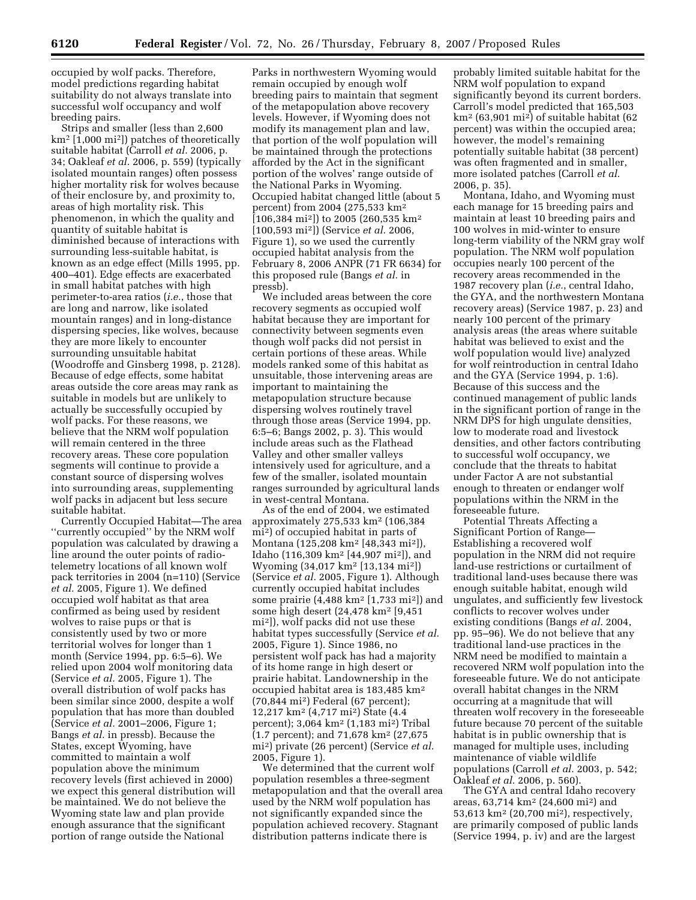occupied by wolf packs. Therefore, model predictions regarding habitat suitability do not always translate into successful wolf occupancy and wolf breeding pairs.

Strips and smaller (less than 2,600 km$^2$ [1,000 mi$^2$]) patches of theoretically suitable habitat (Carroll *et al.* 2006, p. 34; Oakleaf *et al.* 2006, p. 559) (typically isolated mountain ranges) often possess higher mortality risk for wolves because of their enclosure by, and proximity to, areas of high mortality risk. This phenomenon, in which the quality and quantity of suitable habitat is diminished because of interactions with surrounding less-suitable habitat, is known as an edge effect (Mills 1995, pp. 400–401). Edge effects are exacerbated in small habitat patches with high perimeter-to-area ratios (*i.e.,* those that are long and narrow, like isolated mountain ranges) and in long-distance dispersing species, like wolves, because they are more likely to encounter surrounding unsuitable habitat (Woodroffe and Ginsberg 1998, p. 2128). Because of edge effects, some habitat areas outside the core areas may rank as suitable in models but are unlikely to actually be successfully occupied by wolf packs. For these reasons, we believe that the NRM wolf population will remain centered in the three recovery areas. These core population segments will continue to provide a constant source of dispersing wolves into surrounding areas, supplementing wolf packs in adjacent but less secure suitable habitat.

Currently Occupied Habitat—The area ''currently occupied'' by the NRM wolf population was calculated by drawing a line around the outer points of radio-telemetry locations of all known wolf pack territories in 2004 (n=110) (Service *et al.* 2005, Figure 1). We defined occupied wolf habitat as that area confirmed as being used by resident wolves to raise pups or that is consistently used by two or more territorial wolves for longer than 1 month (Service 1994, pp. 6:5–6). We relied upon 2004 wolf monitoring data (Service *et al.* 2005, Figure 1). The overall distribution of wolf packs has been similar since 2000, despite a wolf population that has more than doubled (Service *et al.* 2001–2006, Figure 1; Bangs *et al.* in pressb). Because the States, except Wyoming, have committed to maintain a wolf population above the minimum recovery levels (first achieved in 2000) we expect this general distribution will be maintained. We do not believe the Wyoming state law and plan provide enough assurance that the significant portion of range outside the National Parks in northwestern Wyoming would remain occupied by enough wolf breeding pairs to maintain that segment of the metapopulation above recovery levels. However, if Wyoming does not modify its management plan and law, that portion of the wolf population will be maintained through the protections afforded by the Act in the significant portion of the wolves' range outside of the National Parks in Wyoming. Occupied habitat changed little (about 5 percent) from 2004 (275,533 km$^2$ [106,384 mi$^2$]) to 2005 (260,535 km$^2$ [100,593 mi$^2$]) (Service *et al.* 2006, Figure 1), so we used the currently occupied habitat analysis from the February 8, 2006 ANPR (71 FR 6634) for this proposed rule (Bangs *et al.* in pressb).

We included areas between the core recovery segments as occupied wolf habitat because they are important for connectivity between segments even though wolf packs did not persist in certain portions of these areas. While models ranked some of this habitat as unsuitable, those intervening areas are important to maintaining the metapopulation structure because dispersing wolves routinely travel through those areas (Service 1994, pp. 6:5–6; Bangs 2002, p. 3). This would include areas such as the Flathead Valley and other smaller valleys intensively used for agriculture, and a few of the smaller, isolated mountain ranges surrounded by agricultural lands in west-central Montana.

As of the end of 2004, we estimated approximately 275,533 km$^2$ (106,384 mi$^2$) of occupied habitat in parts of Montana (125,208 km$^2$ [48,343 mi$^2$]), Idaho (116,309 km$^2$ [44,907 mi$^2$]), and Wyoming (34,017 km$^2$ [13,134 mi$^2$]) (Service *et al.* 2005, Figure 1). Although currently occupied habitat includes some prairie (4,488 km$^2$ [1,733 mi$^2$]) and some high desert (24,478 km$^2$ [9,451 mi$^2$]), wolf packs did not use these habitat types successfully (Service *et al.* 2005, Figure 1). Since 1986, no persistent wolf pack has had a majority of its home range in high desert or prairie habitat. Landownership in the occupied habitat area is 183,485 km$^2$ (70,844 mi$^2$) Federal (67 percent); 12,217 km$^2$ (4,717 mi$^2$) State (4.4 percent); 3,064 km$^2$ (1,183 mi$^2$) Tribal (1.7 percent); and 71,678 km$^2$ (27,675 mi$^2$) private (26 percent) (Service *et al.* 2005, Figure 1).

We determined that the current wolf population resembles a three-segment metapopulation and that the overall area used by the NRM wolf population has not significantly expanded since the population achieved recovery. Stagnant distribution patterns indicate there is probably limited suitable habitat for the NRM wolf population to expand significantly beyond its current borders. Carroll's model predicted that 165,503 km$^2$ (63,901 mi$^2$) of suitable habitat (62 percent) was within the occupied area; however, the model's remaining potentially suitable habitat (38 percent) was often fragmented and in smaller, more isolated patches (Carroll *et al.* 2006, p. 35).

Montana, Idaho, and Wyoming must each manage for 15 breeding pairs and maintain at least 10 breeding pairs and 100 wolves in mid-winter to ensure long-term viability of the NRM gray wolf population. The NRM wolf population occupies nearly 100 percent of the recovery areas recommended in the 1987 recovery plan (*i.e.,* central Idaho, the GYA, and the northwestern Montana recovery areas) (Service 1987, p. 23) and nearly 100 percent of the primary analysis areas (the areas where suitable habitat was believed to exist and the wolf population would live) analyzed for wolf reintroduction in central Idaho and the GYA (Service 1994, p. 1:6). Because of this success and the continued management of public lands in the significant portion of range in the NRM DPS for high ungulate densities, low to moderate road and livestock densities, and other factors contributing to successful wolf occupancy, we conclude that the threats to habitat under Factor A are not substantial enough to threaten or endanger wolf populations within the NRM in the foreseeable future.

Potential Threats Affecting a Significant Portion of Range—Establishing a recovered wolf population in the NRM did not require land-use restrictions or curtailment of traditional land-uses because there was enough suitable habitat, enough wild ungulates, and sufficiently few livestock conflicts to recover wolves under existing conditions (Bangs *et al.* 2004, pp. 95–96). We do not believe that any traditional land-use practices in the NRM need be modified to maintain a recovered NRM wolf population into the foreseeable future. We do not anticipate overall habitat changes in the NRM occurring at a magnitude that will threaten wolf recovery in the foreseeable future because 70 percent of the suitable habitat is in public ownership that is managed for multiple uses, including maintenance of viable wildlife populations (Carroll *et al.* 2003, p. 542; Oakleaf *et al.* 2006, p. 560).

The GYA and central Idaho recovery areas, 63,714 km$^2$ (24,600 mi$^2$) and 53,613 km$^2$ (20,700 mi$^2$), respectively, are primarily composed of public lands (Service 1994, p. iv) and are the largest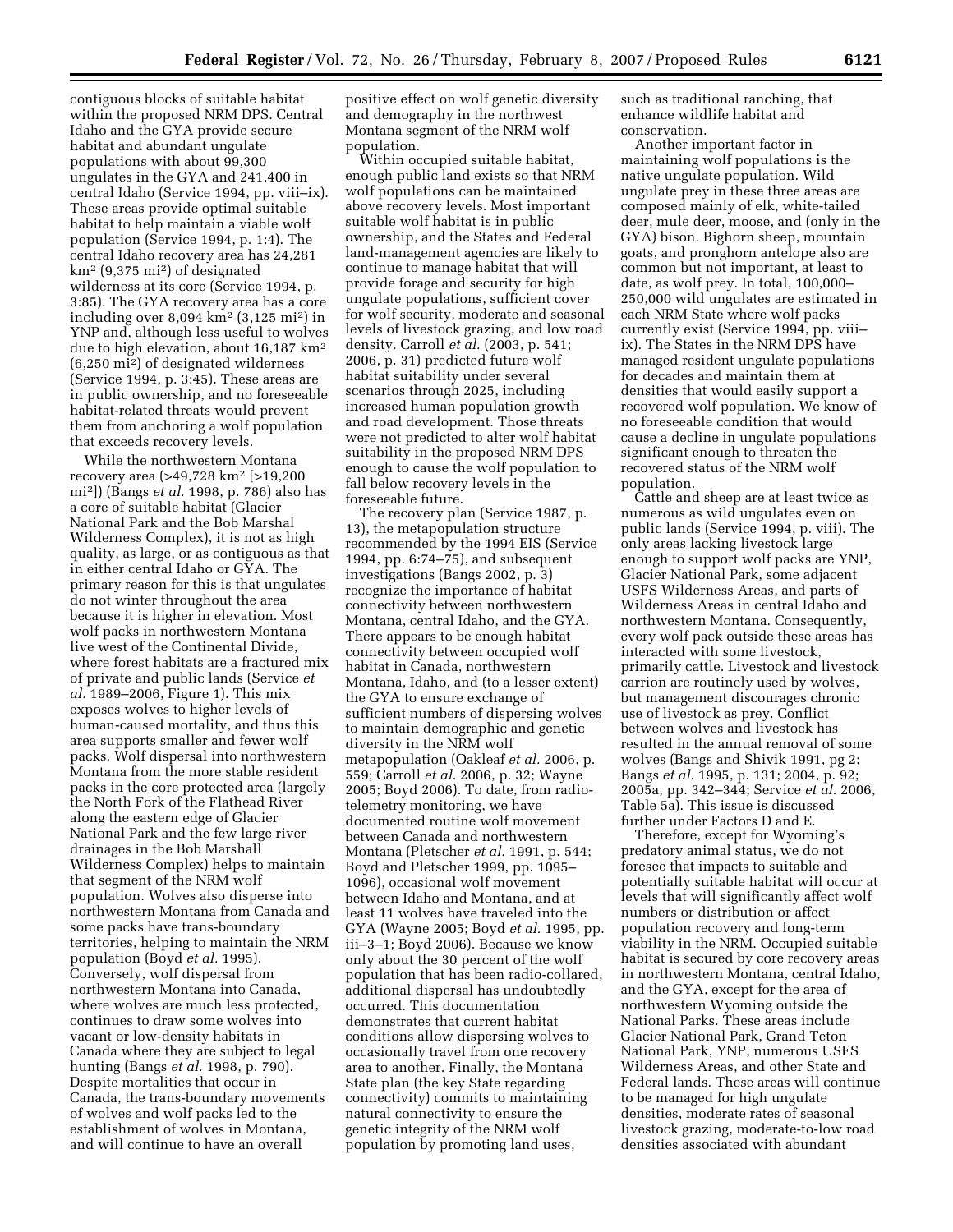contiguous blocks of suitable habitat within the proposed NRM DPS. Central Idaho and the GYA provide secure habitat and abundant ungulate populations with about 99,300 ungulates in the GYA and 241,400 in central Idaho (Service 1994, pp. viii–ix). These areas provide optimal suitable habitat to help maintain a viable wolf population (Service 1994, p. 1:4). The central Idaho recovery area has 24,281 km$^2$ (9,375 mi$^2$) of designated wilderness at its core (Service 1994, p. 3:85). The GYA recovery area has a core including over 8,094 km$^2$ (3,125 mi$^2$) in YNP and, although less useful to wolves due to high elevation, about 16,187 km$^2$ (6,250 mi$^2$) of designated wilderness (Service 1994, p. 3:45). These areas are in public ownership, and no foreseeable habitat-related threats would prevent them from anchoring a wolf population that exceeds recovery levels.

While the northwestern Montana recovery area (>49,728 km$^2$ [>19,200 mi$^2$]) (Bangs *et al.* 1998, p. 786) also has a core of suitable habitat (Glacier National Park and the Bob Marshal Wilderness Complex), it is not as high quality, as large, or as contiguous as that in either central Idaho or GYA. The primary reason for this is that ungulates do not winter throughout the area because it is higher in elevation. Most wolf packs in northwestern Montana live west of the Continental Divide, where forest habitats are a fractured mix of private and public lands (Service *et al.* 1989–2006, Figure 1). This mix exposes wolves to higher levels of human-caused mortality, and thus this area supports smaller and fewer wolf packs. Wolf dispersal into northwestern Montana from the more stable resident packs in the core protected area (largely the North Fork of the Flathead River along the eastern edge of Glacier National Park and the few large river drainages in the Bob Marshall Wilderness Complex) helps to maintain that segment of the NRM wolf population. Wolves also disperse into northwestern Montana from Canada and some packs have trans-boundary territories, helping to maintain the NRM population (Boyd *et al.* 1995). Conversely, wolf dispersal from northwestern Montana into Canada, where wolves are much less protected, continues to draw some wolves into vacant or low-density habitats in Canada where they are subject to legal hunting (Bangs *et al.* 1998, p. 790). Despite mortalities that occur in Canada, the trans-boundary movements of wolves and wolf packs led to the establishment of wolves in Montana, and will continue to have an overall positive effect on wolf genetic diversity and demography in the northwest Montana segment of the NRM wolf population.

Within occupied suitable habitat, enough public land exists so that NRM wolf populations can be maintained above recovery levels. Most important suitable wolf habitat is in public ownership, and the States and Federal land-management agencies are likely to continue to manage habitat that will provide forage and security for high ungulate populations, sufficient cover for wolf security, moderate and seasonal levels of livestock grazing, and low road density. Carroll *et al.* (2003, p. 541; 2006, p. 31) predicted future wolf habitat suitability under several scenarios through 2025, including increased human population growth and road development. Those threats were not predicted to alter wolf habitat suitability in the proposed NRM DPS enough to cause the wolf population to fall below recovery levels in the foreseeable future.

The recovery plan (Service 1987, p. 13), the metapopulation structure recommended by the 1994 EIS (Service 1994, pp. 6:74–75), and subsequent investigations (Bangs 2002, p. 3) recognize the importance of habitat connectivity between northwestern Montana, central Idaho, and the GYA. There appears to be enough habitat connectivity between occupied wolf habitat in Canada, northwestern Montana, Idaho, and (to a lesser extent) the GYA to ensure exchange of sufficient numbers of dispersing wolves to maintain demographic and genetic diversity in the NRM wolf metapopulation (Oakleaf *et al.* 2006, p. 559; Carroll *et al.* 2006, p. 32; Wayne 2005; Boyd 2006). To date, from radio-telemetry monitoring, we have documented routine wolf movement between Canada and northwestern Montana (Pletscher *et al.* 1991, p. 544; Boyd and Pletscher 1999, pp. 1095–1096), occasional wolf movement between Idaho and Montana, and at least 11 wolves have traveled into the GYA (Wayne 2005; Boyd *et al.* 1995, pp. iii–3–1; Boyd 2006). Because we know only about the 30 percent of the wolf population that has been radio-collared, additional dispersal has undoubtedly occurred. This documentation demonstrates that current habitat conditions allow dispersing wolves to occasionally travel from one recovery area to another. Finally, the Montana State plan (the key State regarding connectivity) commits to maintaining natural connectivity to ensure the genetic integrity of the NRM wolf population by promoting land uses, such as traditional ranching, that enhance wildlife habitat and conservation.

Another important factor in maintaining wolf populations is the native ungulate population. Wild ungulate prey in these three areas are composed mainly of elk, white-tailed deer, mule deer, moose, and (only in the GYA) bison. Bighorn sheep, mountain goats, and pronghorn antelope also are common but not important, at least to date, as wolf prey. In total, 100,000–250,000 wild ungulates are estimated in each NRM State where wolf packs currently exist (Service 1994, pp. viii–ix). The States in the NRM DPS have managed resident ungulate populations for decades and maintain them at densities that would easily support a recovered wolf population. We know of no foreseeable condition that would cause a decline in ungulate populations significant enough to threaten the recovered status of the NRM wolf population.

Cattle and sheep are at least twice as numerous as wild ungulates even on public lands (Service 1994, p. viii). The only areas lacking livestock large enough to support wolf packs are YNP, Glacier National Park, some adjacent USFS Wilderness Areas, and parts of Wilderness Areas in central Idaho and northwestern Montana. Consequently, every wolf pack outside these areas has interacted with some livestock, primarily cattle. Livestock and livestock carrion are routinely used by wolves, but management discourages chronic use of livestock as prey. Conflict between wolves and livestock has resulted in the annual removal of some wolves (Bangs and Shivik 1991, pg 2; Bangs *et al.* 1995, p. 131; 2004, p. 92; 2005a, pp. 342–344; Service *et al.* 2006, Table 5a). This issue is discussed further under Factors D and E.

Therefore, except for Wyoming's predatory animal status, we do not foresee that impacts to suitable and potentially suitable habitat will occur at levels that will significantly affect wolf numbers or distribution or affect population recovery and long-term viability in the NRM. Occupied suitable habitat is secured by core recovery areas in northwestern Montana, central Idaho, and the GYA, except for the area of northwestern Wyoming outside the National Parks. These areas include Glacier National Park, Grand Teton National Park, YNP, numerous USFS Wilderness Areas, and other State and Federal lands. These areas will continue to be managed for high ungulate densities, moderate rates of seasonal livestock grazing, moderate-to-low road densities associated with abundant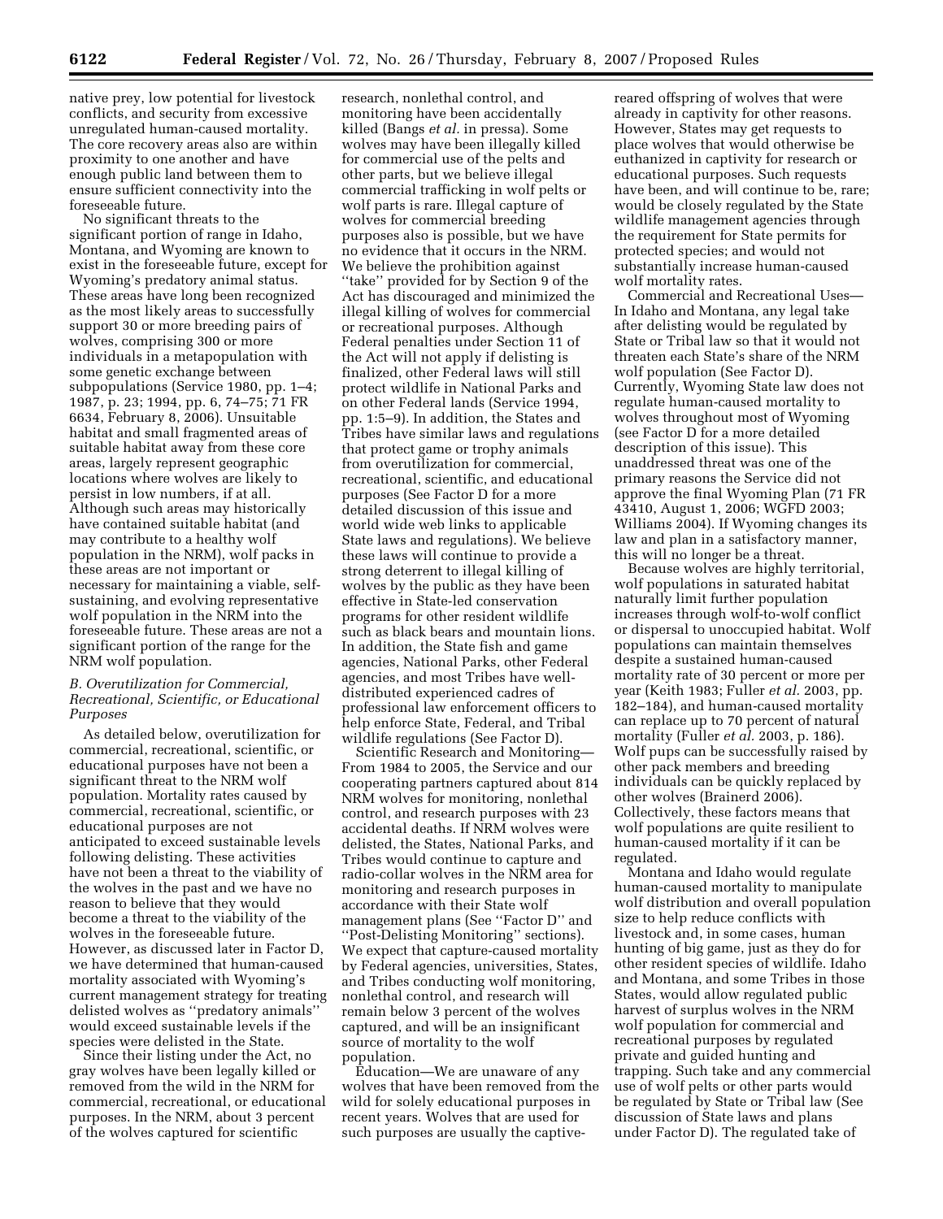native prey, low potential for livestock conflicts, and security from excessive unregulated human-caused mortality. The core recovery areas also are within proximity to one another and have enough public land between them to ensure sufficient connectivity into the foreseeable future.

No significant threats to the significant portion of range in Idaho, Montana, and Wyoming are known to exist in the foreseeable future, except for Wyoming's predatory animal status. These areas have long been recognized as the most likely areas to successfully support 30 or more breeding pairs of wolves, comprising 300 or more individuals in a metapopulation with some genetic exchange between subpopulations (Service 1980, pp. 1–4; 1987, p. 23; 1994, pp. 6, 74–75; 71 FR 6634, February 8, 2006). Unsuitable habitat and small fragmented areas of suitable habitat away from these core areas, largely represent geographic locations where wolves are likely to persist in low numbers, if at all. Although such areas may historically have contained suitable habitat (and may contribute to a healthy wolf population in the NRM), wolf packs in these areas are not important or necessary for maintaining a viable, self-sustaining, and evolving representative wolf population in the NRM into the foreseeable future. These areas are not a significant portion of the range for the NRM wolf population.

### *B. Overutilization for Commercial, Recreational, Scientific, or Educational Purposes*

As detailed below, overutilization for commercial, recreational, scientific, or educational purposes have not been a significant threat to the NRM wolf population. Mortality rates caused by commercial, recreational, scientific, or educational purposes are not anticipated to exceed sustainable levels following delisting. These activities have not been a threat to the viability of the wolves in the past and we have no reason to believe that they would become a threat to the viability of the wolves in the foreseeable future. However, as discussed later in Factor D, we have determined that human-caused mortality associated with Wyoming's current management strategy for treating delisted wolves as "predatory animals" would exceed sustainable levels if the species were delisted in the State.

Since their listing under the Act, no gray wolves have been legally killed or removed from the wild in the NRM for commercial, recreational, or educational purposes. In the NRM, about 3 percent of the wolves captured for scientific research, nonlethal control, and monitoring have been accidentally killed (Bangs *et al.* in pressa). Some wolves may have been illegally killed for commercial use of the pelts and other parts, but we believe illegal commercial trafficking in wolf pelts or wolf parts is rare. Illegal capture of wolves for commercial breeding purposes also is possible, but we have no evidence that it occurs in the NRM. We believe the prohibition against "take" provided for by Section 9 of the Act has discouraged and minimized the illegal killing of wolves for commercial or recreational purposes. Although Federal penalties under Section 11 of the Act will not apply if delisting is finalized, other Federal laws will still protect wildlife in National Parks and on other Federal lands (Service 1994, pp. 1:5–9). In addition, the States and Tribes have similar laws and regulations that protect game or trophy animals from overutilization for commercial, recreational, scientific, and educational purposes (See Factor D for a more detailed discussion of this issue and world wide web links to applicable State laws and regulations). We believe these laws will continue to provide a strong deterrent to illegal killing of wolves by the public as they have been effective in State-led conservation programs for other resident wildlife such as black bears and mountain lions. In addition, the State fish and game agencies, National Parks, other Federal agencies, and most Tribes have well-distributed experienced cadres of professional law enforcement officers to help enforce State, Federal, and Tribal wildlife regulations (See Factor D).

Scientific Research and Monitoring—From 1984 to 2005, the Service and our cooperating partners captured about 814 NRM wolves for monitoring, nonlethal control, and research purposes with 23 accidental deaths. If NRM wolves were delisted, the States, National Parks, and Tribes would continue to capture and radio-collar wolves in the NRM area for monitoring and research purposes in accordance with their State wolf management plans (See "Factor D" and "Post-Delisting Monitoring" sections). We expect that capture-caused mortality by Federal agencies, universities, States, and Tribes conducting wolf monitoring, nonlethal control, and research will remain below 3 percent of the wolves captured, and will be an insignificant source of mortality to the wolf population.

Education—We are unaware of any wolves that have been removed from the wild for solely educational purposes in recent years. Wolves that are used for such purposes are usually the captive-reared offspring of wolves that were already in captivity for other reasons. However, States may get requests to place wolves that would otherwise be euthanized in captivity for research or educational purposes. Such requests have been, and will continue to be, rare; would be closely regulated by the State wildlife management agencies through the requirement for State permits for protected species; and would not substantially increase human-caused wolf mortality rates.

Commercial and Recreational Uses—In Idaho and Montana, any legal take after delisting would be regulated by State or Tribal law so that it would not threaten each State's share of the NRM wolf population (See Factor D). Currently, Wyoming State law does not regulate human-caused mortality to wolves throughout most of Wyoming (see Factor D for a more detailed description of this issue). This unaddressed threat was one of the primary reasons the Service did not approve the final Wyoming Plan (71 FR 43410, August 1, 2006; WGFD 2003; Williams 2004). If Wyoming changes its law and plan in a satisfactory manner, this will no longer be a threat.

Because wolves are highly territorial, wolf populations in saturated habitat naturally limit further population increases through wolf-to-wolf conflict or dispersal to unoccupied habitat. Wolf populations can maintain themselves despite a sustained human-caused mortality rate of 30 percent or more per year (Keith 1983; Fuller *et al.* 2003, pp. 182–184), and human-caused mortality can replace up to 70 percent of natural mortality (Fuller *et al.* 2003, p. 186). Wolf pups can be successfully raised by other pack members and breeding individuals can be quickly replaced by other wolves (Brainerd 2006). Collectively, these factors means that wolf populations are quite resilient to human-caused mortality if it can be regulated.

Montana and Idaho would regulate human-caused mortality to manipulate wolf distribution and overall population size to help reduce conflicts with livestock and, in some cases, human hunting of big game, just as they do for other resident species of wildlife. Idaho and Montana, and some Tribes in those States, would allow regulated public harvest of surplus wolves in the NRM wolf population for commercial and recreational purposes by regulated private and guided hunting and trapping. Such take and any commercial use of wolf pelts or other parts would be regulated by State or Tribal law (See discussion of State laws and plans under Factor D). The regulated take of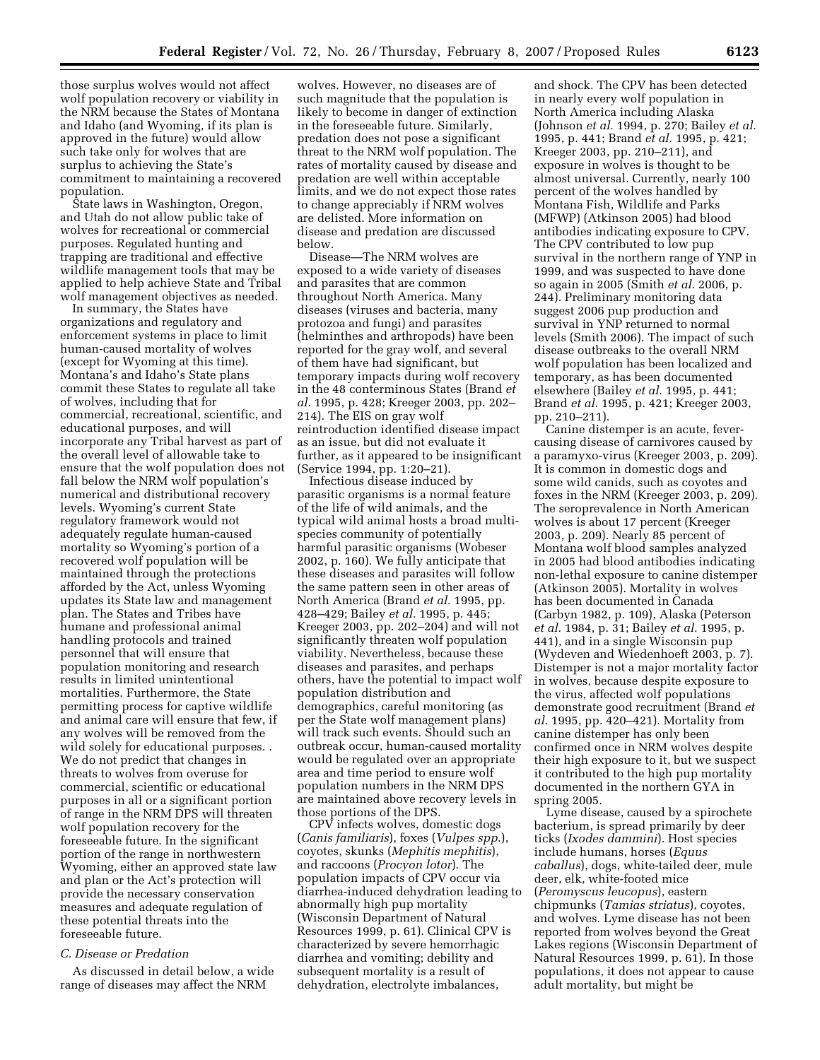those surplus wolves would not affect wolf population recovery or viability in the NRM because the States of Montana and Idaho (and Wyoming, if its plan is approved in the future) would allow such take only for wolves that are surplus to achieving the State's commitment to maintaining a recovered population.

State laws in Washington, Oregon, and Utah do not allow public take of wolves for recreational or commercial purposes. Regulated hunting and trapping are traditional and effective wildlife management tools that may be applied to help achieve State and Tribal wolf management objectives as needed.

In summary, the States have organizations and regulatory and enforcement systems in place to limit human-caused mortality of wolves (except for Wyoming at this time). Montana's and Idaho's State plans commit these States to regulate all take of wolves, including that for commercial, recreational, scientific, and educational purposes, and will incorporate any Tribal harvest as part of the overall level of allowable take to ensure that the wolf population does not fall below the NRM wolf population's numerical and distributional recovery levels. Wyoming's current State regulatory framework would not adequately regulate human-caused mortality so Wyoming's portion of a recovered wolf population will be maintained through the protections afforded by the Act, unless Wyoming updates its State law and management plan. The States and Tribes have humane and professional animal handling protocols and trained personnel that will ensure that population monitoring and research results in limited unintentional mortalities. Furthermore, the State permitting process for captive wildlife and animal care will ensure that few, if any wolves will be removed from the wild solely for educational purposes. . We do not predict that changes in threats to wolves from overuse for commercial, scientific or educational purposes in all or a significant portion of range in the NRM DPS will threaten wolf population recovery for the foreseeable future. In the significant portion of the range in northwestern Wyoming, either an approved state law and plan or the Act's protection will provide the necessary conservation measures and adequate regulation of these potential threats into the foreseeable future.

*C. Disease or Predation*

As discussed in detail below, a wide range of diseases may affect the NRM wolves. However, no diseases are of such magnitude that the population is likely to become in danger of extinction in the foreseeable future. Similarly, predation does not pose a significant threat to the NRM wolf population. The rates of mortality caused by disease and predation are well within acceptable limits, and we do not expect those rates to change appreciably if NRM wolves are delisted. More information on disease and predation are discussed below.

Disease—The NRM wolves are exposed to a wide variety of diseases and parasites that are common throughout North America. Many diseases (viruses and bacteria, many protozoa and fungi) and parasites (helminthes and arthropods) have been reported for the gray wolf, and several of them have had significant, but temporary impacts during wolf recovery in the 48 conterminous States (Brand *et al.* 1995, p. 428; Kreeger 2003, pp. 202–214). The EIS on gray wolf reintroduction identified disease impact as an issue, but did not evaluate it further, as it appeared to be insignificant (Service 1994, pp. 1:20–21).

Infectious disease induced by parasitic organisms is a normal feature of the life of wild animals, and the typical wild animal hosts a broad multi-species community of potentially harmful parasitic organisms (Wobeser 2002, p. 160). We fully anticipate that these diseases and parasites will follow the same pattern seen in other areas of North America (Brand *et al.* 1995, pp. 428–429; Bailey *et al.* 1995, p. 445; Kreeger 2003, pp. 202–204) and will not significantly threaten wolf population viability. Nevertheless, because these diseases and parasites, and perhaps others, have the potential to impact wolf population distribution and demographics, careful monitoring (as per the State wolf management plans) will track such events. Should such an outbreak occur, human-caused mortality would be regulated over an appropriate area and time period to ensure wolf population numbers in the NRM DPS are maintained above recovery levels in those portions of the DPS.

CPV infects wolves, domestic dogs (*Canis familiaris*), foxes (*Vulpes spp.*), coyotes, skunks (*Mephitis mephitis*), and raccoons (*Procyon lotor*). The population impacts of CPV occur via diarrhea-induced dehydration leading to abnormally high pup mortality (Wisconsin Department of Natural Resources 1999, p. 61). Clinical CPV is characterized by severe hemorrhagic diarrhea and vomiting; debility and subsequent mortality is a result of dehydration, electrolyte imbalances, and shock. The CPV has been detected in nearly every wolf population in North America including Alaska (Johnson *et al.* 1994, p. 270; Bailey *et al.* 1995, p. 441; Brand *et al.* 1995, p. 421; Kreeger 2003, pp. 210–211), and exposure in wolves is thought to be almost universal. Currently, nearly 100 percent of the wolves handled by Montana Fish, Wildlife and Parks (MFWP) (Atkinson 2005) had blood antibodies indicating exposure to CPV. The CPV contributed to low pup survival in the northern range of YNP in 1999, and was suspected to have done so again in 2005 (Smith *et al.* 2006, p. 244). Preliminary monitoring data suggest 2006 pup production and survival in YNP returned to normal levels (Smith 2006). The impact of such disease outbreaks to the overall NRM wolf population has been localized and temporary, as has been documented elsewhere (Bailey *et al.* 1995, p. 441; Brand *et al.* 1995, p. 421; Kreeger 2003, pp. 210–211).

Canine distemper is an acute, fever-causing disease of carnivores caused by a paramyxo-virus (Kreeger 2003, p. 209). It is common in domestic dogs and some wild canids, such as coyotes and foxes in the NRM (Kreeger 2003, p. 209). The seroprevalence in North American wolves is about 17 percent (Kreeger 2003, p. 209). Nearly 85 percent of Montana wolf blood samples analyzed in 2005 had blood antibodies indicating non-lethal exposure to canine distemper (Atkinson 2005). Mortality in wolves has been documented in Canada (Carbyn 1982, p. 109), Alaska (Peterson *et al.* 1984, p. 31; Bailey *et al.* 1995, p. 441), and in a single Wisconsin pup (Wydeven and Wiedenhoeft 2003, p. 7). Distemper is not a major mortality factor in wolves, because despite exposure to the virus, affected wolf populations demonstrate good recruitment (Brand *et al.* 1995, pp. 420–421). Mortality from canine distemper has only been confirmed once in NRM wolves despite their high exposure to it, but we suspect it contributed to the high pup mortality documented in the northern GYA in spring 2005.

Lyme disease, caused by a spirochete bacterium, is spread primarily by deer ticks (*Ixodes dammini*). Host species include humans, horses (*Equus caballus*), dogs, white-tailed deer, mule deer, elk, white-footed mice (*Peromyscus leucopus*), eastern chipmunks (*Tamias striatus*), coyotes, and wolves. Lyme disease has not been reported from wolves beyond the Great Lakes regions (Wisconsin Department of Natural Resources 1999, p. 61). In those populations, it does not appear to cause adult mortality, but might be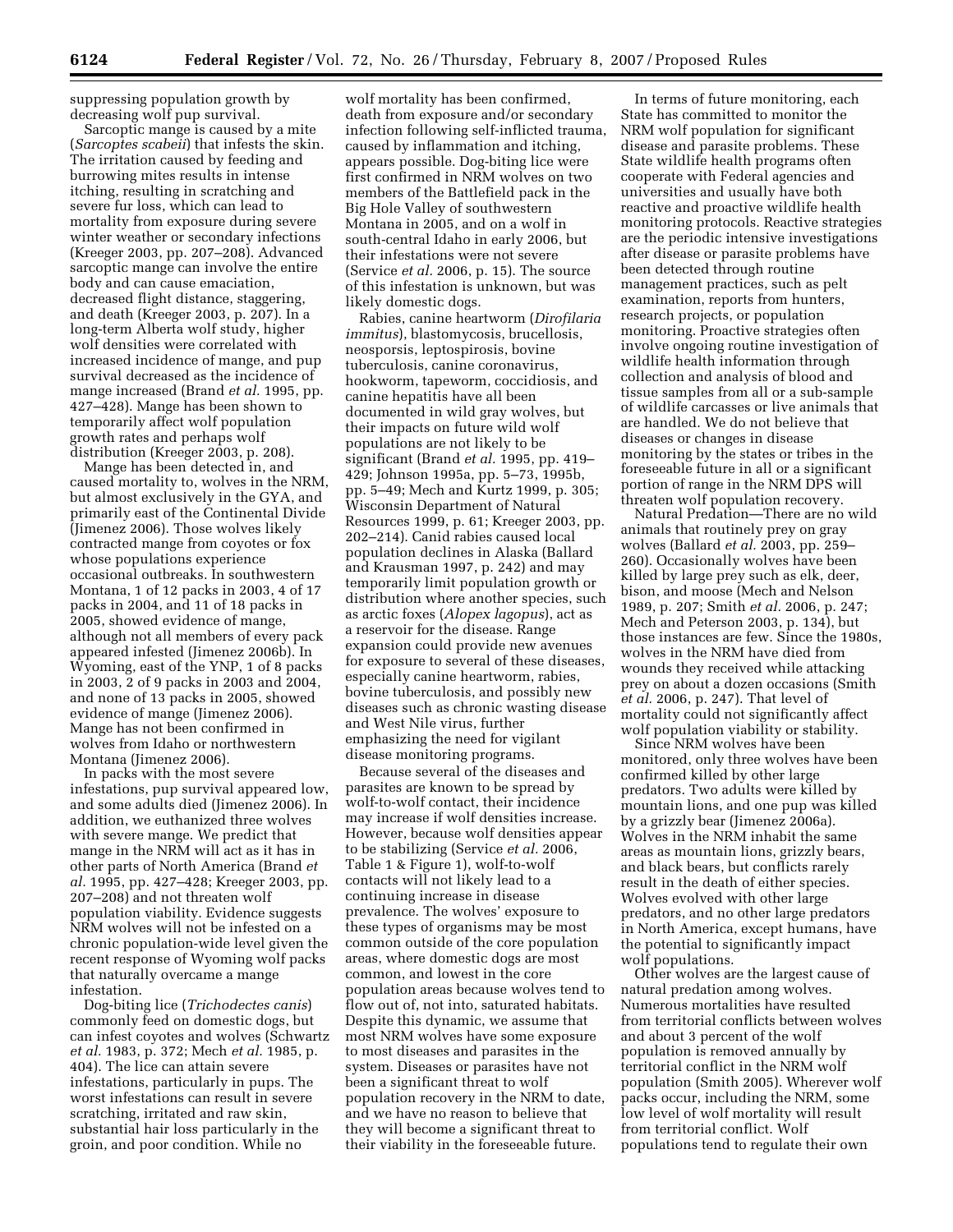suppressing population growth by decreasing wolf pup survival.

Sarcoptic mange is caused by a mite (*Sarcoptes scabeii*) that infests the skin. The irritation caused by feeding and burrowing mites results in intense itching, resulting in scratching and severe fur loss, which can lead to mortality from exposure during severe winter weather or secondary infections (Kreeger 2003, pp. 207–208). Advanced sarcoptic mange can involve the entire body and can cause emaciation, decreased flight distance, staggering, and death (Kreeger 2003, p. 207). In a long-term Alberta wolf study, higher wolf densities were correlated with increased incidence of mange, and pup survival decreased as the incidence of mange increased (Brand *et al.* 1995, pp. 427–428). Mange has been shown to temporarily affect wolf population growth rates and perhaps wolf distribution (Kreeger 2003, p. 208).

Mange has been detected in, and caused mortality to, wolves in the NRM, but almost exclusively in the GYA, and primarily east of the Continental Divide (Jimenez 2006). Those wolves likely contracted mange from coyotes or fox whose populations experience occasional outbreaks. In southwestern Montana, 1 of 12 packs in 2003, 4 of 17 packs in 2004, and 11 of 18 packs in 2005, showed evidence of mange, although not all members of every pack appeared infested (Jimenez 2006b). In Wyoming, east of the YNP, 1 of 8 packs in 2003, 2 of 9 packs in 2003 and 2004, and none of 13 packs in 2005, showed evidence of mange (Jimenez 2006). Mange has not been confirmed in wolves from Idaho or northwestern Montana (Jimenez 2006).

In packs with the most severe infestations, pup survival appeared low, and some adults died (Jimenez 2006). In addition, we euthanized three wolves with severe mange. We predict that mange in the NRM will act as it has in other parts of North America (Brand *et al.* 1995, pp. 427–428; Kreeger 2003, pp. 207–208) and not threaten wolf population viability. Evidence suggests NRM wolves will not be infested on a chronic population-wide level given the recent response of Wyoming wolf packs that naturally overcame a mange infestation.

Dog-biting lice (*Trichodectes canis*) commonly feed on domestic dogs, but can infest coyotes and wolves (Schwartz *et al.* 1983, p. 372; Mech *et al.* 1985, p. 404). The lice can attain severe infestations, particularly in pups. The worst infestations can result in severe scratching, irritated and raw skin, substantial hair loss particularly in the groin, and poor condition. While no wolf mortality has been confirmed, death from exposure and/or secondary infection following self-inflicted trauma, caused by inflammation and itching, appears possible. Dog-biting lice were first confirmed in NRM wolves on two members of the Battlefield pack in the Big Hole Valley of southwestern Montana in 2005, and on a wolf in south-central Idaho in early 2006, but their infestations were not severe (Service *et al.* 2006, p. 15). The source of this infestation is unknown, but was likely domestic dogs.

Rabies, canine heartworm (*Dirofilaria immitus*), blastomycosis, brucellosis, neosporsis, leptospirosis, bovine tuberculosis, canine coronavirus, hookworm, tapeworm, coccidiosis, and canine hepatitis have all been documented in wild gray wolves, but their impacts on future wild wolf populations are not likely to be significant (Brand *et al.* 1995, pp. 419–429; Johnson 1995a, pp. 5–73, 1995b, pp. 5–49; Mech and Kurtz 1999, p. 305; Wisconsin Department of Natural Resources 1999, p. 61; Kreeger 2003, pp. 202–214). Canid rabies caused local population declines in Alaska (Ballard and Krausman 1997, p. 242) and may temporarily limit population growth or distribution where another species, such as arctic foxes (*Alopex lagopus*), act as a reservoir for the disease. Range expansion could provide new avenues for exposure to several of these diseases, especially canine heartworm, rabies, bovine tuberculosis, and possibly new diseases such as chronic wasting disease and West Nile virus, further emphasizing the need for vigilant disease monitoring programs.

Because several of the diseases and parasites are known to be spread by wolf-to-wolf contact, their incidence may increase if wolf densities increase. However, because wolf densities appear to be stabilizing (Service *et al.* 2006, Table 1 & Figure 1), wolf-to-wolf contacts will not likely lead to a continuing increase in disease prevalence. The wolves' exposure to these types of organisms may be most common outside of the core population areas, where domestic dogs are most common, and lowest in the core population areas because wolves tend to flow out of, not into, saturated habitats. Despite this dynamic, we assume that most NRM wolves have some exposure to most diseases and parasites in the system. Diseases or parasites have not been a significant threat to wolf population recovery in the NRM to date, and we have no reason to believe that they will become a significant threat to their viability in the foreseeable future.

In terms of future monitoring, each State has committed to monitor the NRM wolf population for significant disease and parasite problems. These State wildlife health programs often cooperate with Federal agencies and universities and usually have both reactive and proactive wildlife health monitoring protocols. Reactive strategies are the periodic intensive investigations after disease or parasite problems have been detected through routine management practices, such as pelt examination, reports from hunters, research projects, or population monitoring. Proactive strategies often involve ongoing routine investigation of wildlife health information through collection and analysis of blood and tissue samples from all or a sub-sample of wildlife carcasses or live animals that are handled. We do not believe that diseases or changes in disease monitoring by the states or tribes in the foreseeable future in all or a significant portion of range in the NRM DPS will threaten wolf population recovery.

*Natural Predation*—There are no wild animals that routinely prey on gray wolves (Ballard *et al.* 2003, pp. 259–260). Occasionally wolves have been killed by large prey such as elk, deer, bison, and moose (Mech and Nelson 1989, p. 207; Smith *et al.* 2006, p. 247; Mech and Peterson 2003, p. 134), but those instances are few. Since the 1980s, wolves in the NRM have died from wounds they received while attacking prey on about a dozen occasions (Smith *et al.* 2006, p. 247). That level of mortality could not significantly affect wolf population viability or stability.

Since NRM wolves have been monitored, only three wolves have been confirmed killed by other large predators. Two adults were killed by mountain lions, and one pup was killed by a grizzly bear (Jimenez 2006a). Wolves in the NRM inhabit the same areas as mountain lions, grizzly bears, and black bears, but conflicts rarely result in the death of either species. Wolves evolved with other large predators, and no other large predators in North America, except humans, have the potential to significantly impact wolf populations.

Other wolves are the largest cause of natural predation among wolves. Numerous mortalities have resulted from territorial conflicts between wolves and about 3 percent of the wolf population is removed annually by territorial conflict in the NRM wolf population (Smith 2005). Wherever wolf packs occur, including the NRM, some low level of wolf mortality will result from territorial conflict. Wolf populations tend to regulate their own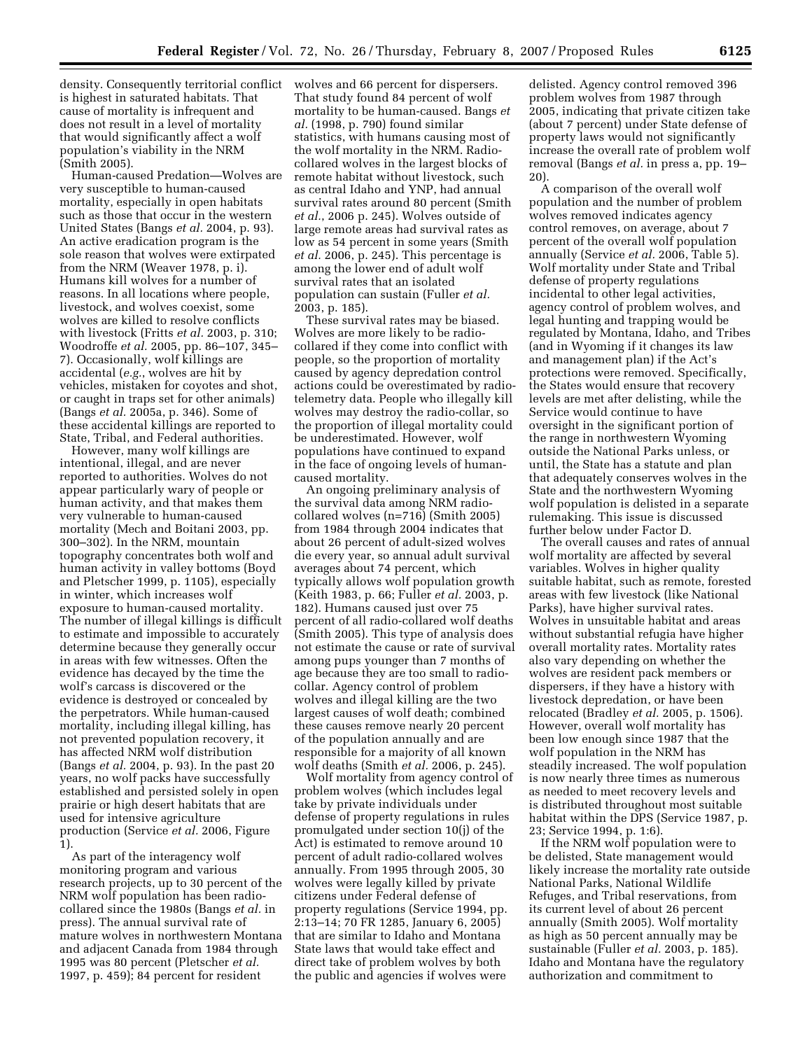density. Consequently territorial conflict is highest in saturated habitats. That cause of mortality is infrequent and does not result in a level of mortality that would significantly affect a wolf population's viability in the NRM (Smith 2005).

Human-caused Predation—Wolves are very susceptible to human-caused mortality, especially in open habitats such as those that occur in the western United States (Bangs *et al.* 2004, p. 93). An active eradication program is the sole reason that wolves were extirpated from the NRM (Weaver 1978, p. i). Humans kill wolves for a number of reasons. In all locations where people, livestock, and wolves coexist, some wolves are killed to resolve conflicts with livestock (Fritts *et al.* 2003, p. 310; Woodroffe *et al.* 2005, pp. 86–107, 345–7). Occasionally, wolf killings are accidental (*e.g.*, wolves are hit by vehicles, mistaken for coyotes and shot, or caught in traps set for other animals) (Bangs *et al.* 2005a, p. 346). Some of these accidental killings are reported to State, Tribal, and Federal authorities.

However, many wolf killings are intentional, illegal, and are never reported to authorities. Wolves do not appear particularly wary of people or human activity, and that makes them very vulnerable to human-caused mortality (Mech and Boitani 2003, pp. 300–302). In the NRM, mountain topography concentrates both wolf and human activity in valley bottoms (Boyd and Pletscher 1999, p. 1105), especially in winter, which increases wolf exposure to human-caused mortality. The number of illegal killings is difficult to estimate and impossible to accurately determine because they generally occur in areas with few witnesses. Often the evidence has decayed by the time the wolf's carcass is discovered or the evidence is destroyed or concealed by the perpetrators. While human-caused mortality, including illegal killing, has not prevented population recovery, it has affected NRM wolf distribution (Bangs *et al.* 2004, p. 93). In the past 20 years, no wolf packs have successfully established and persisted solely in open prairie or high desert habitats that are used for intensive agriculture production (Service *et al.* 2006, Figure 1).

As part of the interagency wolf monitoring program and various research projects, up to 30 percent of the NRM wolf population has been radio-collared since the 1980s (Bangs *et al.* in press). The annual survival rate of mature wolves in northwestern Montana and adjacent Canada from 1984 through 1995 was 80 percent (Pletscher *et al.* 1997, p. 459); 84 percent for resident wolves and 66 percent for dispersers. That study found 84 percent of wolf mortality to be human-caused. Bangs *et al.* (1998, p. 790) found similar statistics, with humans causing most of the wolf mortality in the NRM. Radio-collared wolves in the largest blocks of remote habitat without livestock, such as central Idaho and YNP, had annual survival rates around 80 percent (Smith *et al.*, 2006 p. 245). Wolves outside of large remote areas had survival rates as low as 54 percent in some years (Smith *et al.* 2006, p. 245). This percentage is among the lower end of adult wolf survival rates that an isolated population can sustain (Fuller *et al.* 2003, p. 185).

These survival rates may be biased. Wolves are more likely to be radio-collared if they come into conflict with people, so the proportion of mortality caused by agency depredation control actions could be overestimated by radio-telemetry data. People who illegally kill wolves may destroy the radio-collar, so the proportion of illegal mortality could be underestimated. However, wolf populations have continued to expand in the face of ongoing levels of human-caused mortality.

An ongoing preliminary analysis of the survival data among NRM radio-collared wolves (n=716) (Smith 2005) from 1984 through 2004 indicates that about 26 percent of adult-sized wolves die every year, so annual adult survival averages about 74 percent, which typically allows wolf population growth (Keith 1983, p. 66; Fuller *et al.* 2003, p. 182). Humans caused just over 75 percent of all radio-collared wolf deaths (Smith 2005). This type of analysis does not estimate the cause or rate of survival among pups younger than 7 months of age because they are too small to radio-collar. Agency control of problem wolves and illegal killing are the two largest causes of wolf death; combined these causes remove nearly 20 percent of the population annually and are responsible for a majority of all known wolf deaths (Smith *et al.* 2006, p. 245).

Wolf mortality from agency control of problem wolves (which includes legal take by private individuals under defense of property regulations in rules promulgated under section 10(j) of the Act) is estimated to remove around 10 percent of adult radio-collared wolves annually. From 1995 through 2005, 30 wolves were legally killed by private citizens under Federal defense of property regulations (Service 1994, pp. 2:13–14; 70 FR 1285, January 6, 2005) that are similar to Idaho and Montana State laws that would take effect and direct take of problem wolves by both the public and agencies if wolves were delisted. Agency control removed 396 problem wolves from 1987 through 2005, indicating that private citizen take (about 7 percent) under State defense of property laws would not significantly increase the overall rate of problem wolf removal (Bangs *et al.* in press a, pp. 19–20).

A comparison of the overall wolf population and the number of problem wolves removed indicates agency control removes, on average, about 7 percent of the overall wolf population annually (Service *et al.* 2006, Table 5). Wolf mortality under State and Tribal defense of property regulations incidental to other legal activities, agency control of problem wolves, and legal hunting and trapping would be regulated by Montana, Idaho, and Tribes (and in Wyoming if it changes its law and management plan) if the Act's protections were removed. Specifically, the States would ensure that recovery levels are met after delisting, while the Service would continue to have oversight in the significant portion of the range in northwestern Wyoming outside the National Parks unless, or until, the State has a statute and plan that adequately conserves wolves in the State and the northwestern Wyoming wolf population is delisted in a separate rulemaking. This issue is discussed further below under Factor D.

The overall causes and rates of annual wolf mortality are affected by several variables. Wolves in higher quality suitable habitat, such as remote, forested areas with few livestock (like National Parks), have higher survival rates. Wolves in unsuitable habitat and areas without substantial refugia have higher overall mortality rates. Mortality rates also vary depending on whether the wolves are resident pack members or dispersers, if they have a history with livestock depredation, or have been relocated (Bradley *et al.* 2005, p. 1506). However, overall wolf mortality has been low enough since 1987 that the wolf population in the NRM has steadily increased. The wolf population is now nearly three times as numerous as needed to meet recovery levels and is distributed throughout most suitable habitat within the DPS (Service 1987, p. 23; Service 1994, p. 1:6).

If the NRM wolf population were to be delisted, State management would likely increase the mortality rate outside National Parks, National Wildlife Refuges, and Tribal reservations, from its current level of about 26 percent annually (Smith 2005). Wolf mortality as high as 50 percent annually may be sustainable (Fuller *et al.* 2003, p. 185). Idaho and Montana have the regulatory authorization and commitment to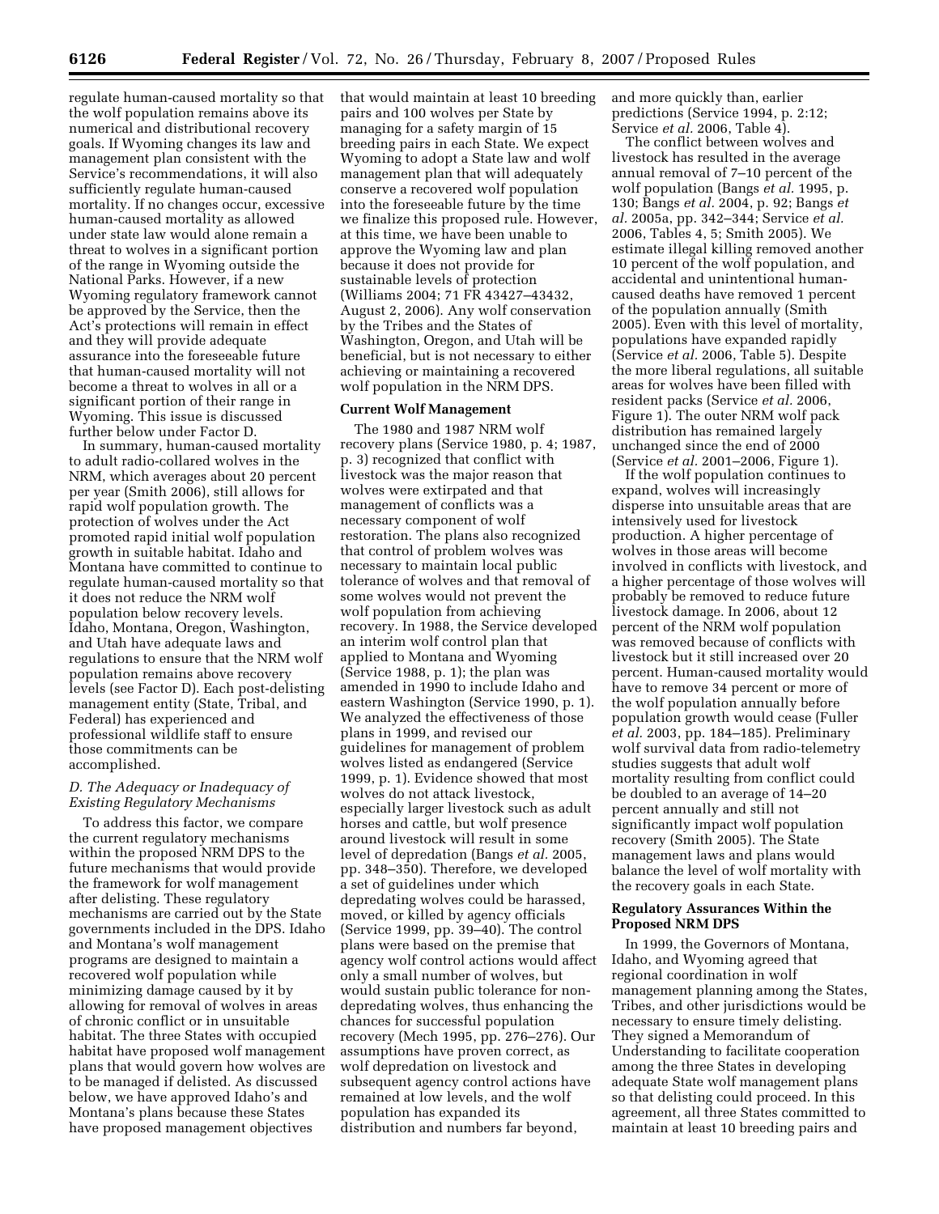regulate human-caused mortality so that the wolf population remains above its numerical and distributional recovery goals. If Wyoming changes its law and management plan consistent with the Service's recommendations, it will also sufficiently regulate human-caused mortality. If no changes occur, excessive human-caused mortality as allowed under state law would alone remain a threat to wolves in a significant portion of the range in Wyoming outside the National Parks. However, if a new Wyoming regulatory framework cannot be approved by the Service, then the Act's protections will remain in effect and they will provide adequate assurance into the foreseeable future that human-caused mortality will not become a threat to wolves in all or a significant portion of their range in Wyoming. This issue is discussed further below under Factor D.

In summary, human-caused mortality to adult radio-collared wolves in the NRM, which averages about 20 percent per year (Smith 2006), still allows for rapid wolf population growth. The protection of wolves under the Act promoted rapid initial wolf population growth in suitable habitat. Idaho and Montana have committed to continue to regulate human-caused mortality so that it does not reduce the NRM wolf population below recovery levels. Idaho, Montana, Oregon, Washington, and Utah have adequate laws and regulations to ensure that the NRM wolf population remains above recovery levels (see Factor D). Each post-delisting management entity (State, Tribal, and Federal) has experienced and professional wildlife staff to ensure those commitments can be accomplished.

### *D. The Adequacy or Inadequacy of Existing Regulatory Mechanisms*

To address this factor, we compare the current regulatory mechanisms within the proposed NRM DPS to the future mechanisms that would provide the framework for wolf management after delisting. These regulatory mechanisms are carried out by the State governments included in the DPS. Idaho and Montana's wolf management programs are designed to maintain a recovered wolf population while minimizing damage caused by it by allowing for removal of wolves in areas of chronic conflict or in unsuitable habitat. The three States with occupied habitat have proposed wolf management plans that would govern how wolves are to be managed if delisted. As discussed below, we have approved Idaho's and Montana's plans because these States have proposed management objectives that would maintain at least 10 breeding pairs and 100 wolves per State by managing for a safety margin of 15 breeding pairs in each State. We expect Wyoming to adopt a State law and wolf management plan that will adequately conserve a recovered wolf population into the foreseeable future by the time we finalize this proposed rule. However, at this time, we have been unable to approve the Wyoming law and plan because it does not provide for sustainable levels of protection (Williams 2004; 71 FR 43427–43432, August 2, 2006). Any wolf conservation by the Tribes and the States of Washington, Oregon, and Utah will be beneficial, but is not necessary to either achieving or maintaining a recovered wolf population in the NRM DPS.

**Current Wolf Management**

The 1980 and 1987 NRM wolf recovery plans (Service 1980, p. 4; 1987, p. 3) recognized that conflict with livestock was the major reason that wolves were extirpated and that management of conflicts was a necessary component of wolf restoration. The plans also recognized that control of problem wolves was necessary to maintain local public tolerance of wolves and that removal of some wolves would not prevent the wolf population from achieving recovery. In 1988, the Service developed an interim wolf control plan that applied to Montana and Wyoming (Service 1988, p. 1); the plan was amended in 1990 to include Idaho and eastern Washington (Service 1990, p. 1). We analyzed the effectiveness of those plans in 1999, and revised our guidelines for management of problem wolves listed as endangered (Service 1999, p. 1). Evidence showed that most wolves do not attack livestock, especially larger livestock such as adult horses and cattle, but wolf presence around livestock will result in some level of depredation (Bangs *et al.* 2005, pp. 348–350). Therefore, we developed a set of guidelines under which depredating wolves could be harassed, moved, or killed by agency officials (Service 1999, pp. 39–40). The control plans were based on the premise that agency wolf control actions would affect only a small number of wolves, but would sustain public tolerance for non-depredating wolves, thus enhancing the chances for successful population recovery (Mech 1995, pp. 276–276). Our assumptions have proven correct, as wolf depredation on livestock and subsequent agency control actions have remained at low levels, and the wolf population has expanded its distribution and numbers far beyond, and more quickly than, earlier predictions (Service 1994, p. 2:12; Service *et al.* 2006, Table 4).

The conflict between wolves and livestock has resulted in the average annual removal of 7–10 percent of the wolf population (Bangs *et al.* 1995, p. 130; Bangs *et al.* 2004, p. 92; Bangs *et al.* 2005a, pp. 342–344; Service *et al.* 2006, Tables 4, 5; Smith 2005). We estimate illegal killing removed another 10 percent of the wolf population, and accidental and unintentional human-caused deaths have removed 1 percent of the population annually (Smith 2005). Even with this level of mortality, populations have expanded rapidly (Service *et al.* 2006, Table 5). Despite the more liberal regulations, all suitable areas for wolves have been filled with resident packs (Service *et al.* 2006, Figure 1). The outer NRM wolf pack distribution has remained largely unchanged since the end of 2000 (Service *et al.* 2001–2006, Figure 1).

If the wolf population continues to expand, wolves will increasingly disperse into unsuitable areas that are intensively used for livestock production. A higher percentage of wolves in those areas will become involved in conflicts with livestock, and a higher percentage of those wolves will probably be removed to reduce future livestock damage. In 2006, about 12 percent of the NRM wolf population was removed because of conflicts with livestock but it still increased over 20 percent. Human-caused mortality would have to remove 34 percent or more of the wolf population annually before population growth would cease (Fuller *et al.* 2003, pp. 184–185). Preliminary wolf survival data from radio-telemetry studies suggests that adult wolf mortality resulting from conflict could be doubled to an average of 14–20 percent annually and still not significantly impact wolf population recovery (Smith 2005). The State management laws and plans would balance the level of wolf mortality with the recovery goals in each State.

**Regulatory Assurances Within the Proposed NRM DPS**

In 1999, the Governors of Montana, Idaho, and Wyoming agreed that regional coordination in wolf management planning among the States, Tribes, and other jurisdictions would be necessary to ensure timely delisting. They signed a Memorandum of Understanding to facilitate cooperation among the three States in developing adequate State wolf management plans so that delisting could proceed. In this agreement, all three States committed to maintain at least 10 breeding pairs and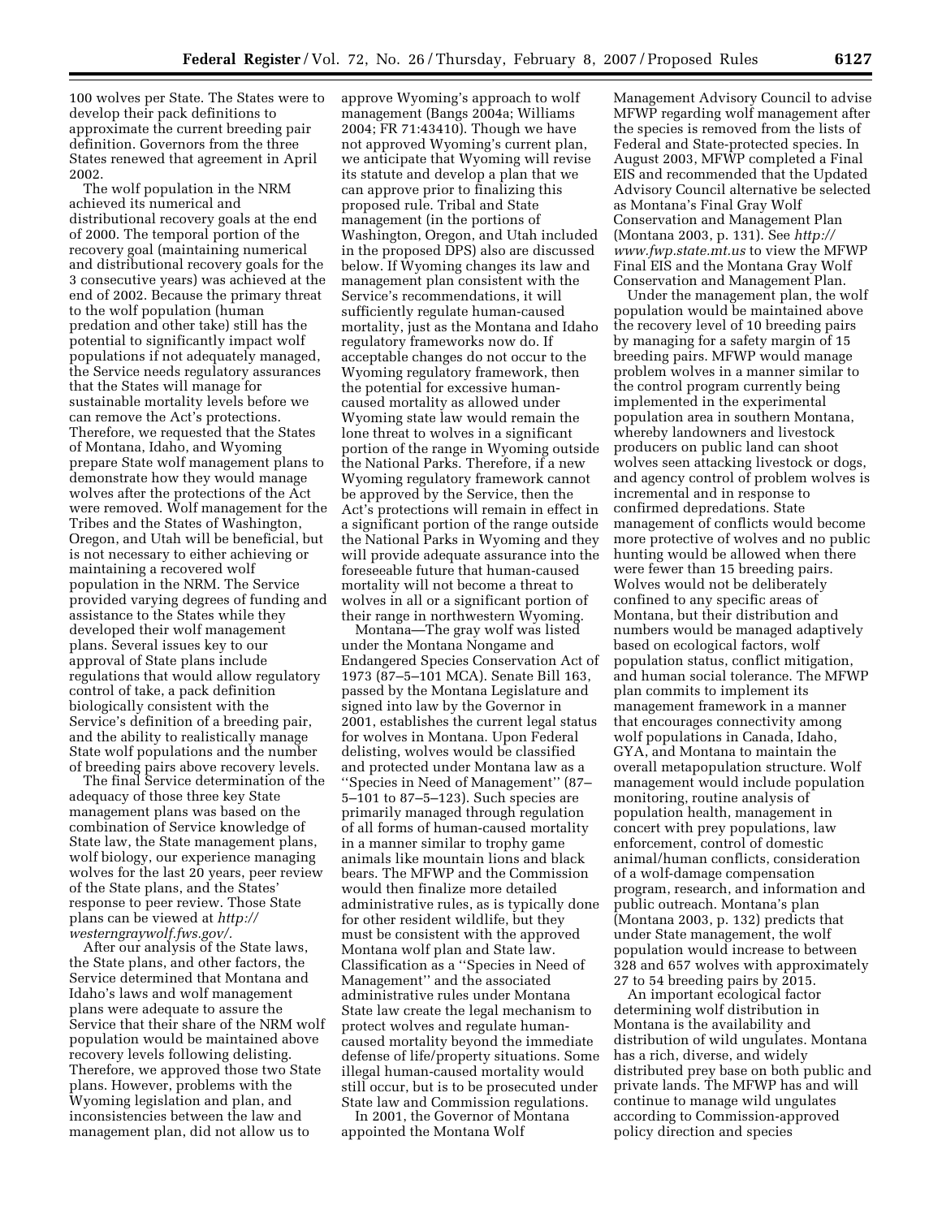100 wolves per State. The States were to develop their pack definitions to approximate the current breeding pair definition. Governors from the three States renewed that agreement in April 2002.

The wolf population in the NRM achieved its numerical and distributional recovery goals at the end of 2000. The temporal portion of the recovery goal (maintaining numerical and distributional recovery goals for the 3 consecutive years) was achieved at the end of 2002. Because the primary threat to the wolf population (human predation and other take) still has the potential to significantly impact wolf populations if not adequately managed, the Service needs regulatory assurances that the States will manage for sustainable mortality levels before we can remove the Act's protections. Therefore, we requested that the States of Montana, Idaho, and Wyoming prepare State wolf management plans to demonstrate how they would manage wolves after the protections of the Act were removed. Wolf management for the Tribes and the States of Washington, Oregon, and Utah will be beneficial, but is not necessary to either achieving or maintaining a recovered wolf population in the NRM. The Service provided varying degrees of funding and assistance to the States while they developed their wolf management plans. Several issues key to our approval of State plans include regulations that would allow regulatory control of take, a pack definition biologically consistent with the Service's definition of a breeding pair, and the ability to realistically manage State wolf populations and the number of breeding pairs above recovery levels.

The final Service determination of the adequacy of those three key State management plans was based on the combination of Service knowledge of State law, the State management plans, wolf biology, our experience managing wolves for the last 20 years, peer review of the State plans, and the States' response to peer review. Those State plans can be viewed at *http://westerngraywolf.fws.gov/*.

After our analysis of the State laws, the State plans, and other factors, the Service determined that Montana and Idaho's laws and wolf management plans were adequate to assure the Service that their share of the NRM wolf population would be maintained above recovery levels following delisting. Therefore, we approved those two State plans. However, problems with the Wyoming legislation and plan, and inconsistencies between the law and management plan, did not allow us to approve Wyoming's approach to wolf management (Bangs 2004a; Williams 2004; FR 71:43410). Though we have not approved Wyoming's current plan, we anticipate that Wyoming will revise its statute and develop a plan that we can approve prior to finalizing this proposed rule. Tribal and State management (in the portions of Washington, Oregon, and Utah included in the proposed DPS) also are discussed below. If Wyoming changes its law and management plan consistent with the Service's recommendations, it will sufficiently regulate human-caused mortality, just as the Montana and Idaho regulatory frameworks now do. If acceptable changes do not occur to the Wyoming regulatory framework, then the potential for excessive human-caused mortality as allowed under Wyoming state law would remain the lone threat to wolves in a significant portion of the range in Wyoming outside the National Parks. Therefore, if a new Wyoming regulatory framework cannot be approved by the Service, then the Act's protections will remain in effect in a significant portion of the range outside the National Parks in Wyoming and they will provide adequate assurance into the foreseeable future that human-caused mortality will not become a threat to wolves in all or a significant portion of their range in northwestern Wyoming.

*Montana*—The gray wolf was listed under the Montana Nongame and Endangered Species Conservation Act of 1973 (87–5–101 MCA). Senate Bill 163, passed by the Montana Legislature and signed into law by the Governor in 2001, establishes the current legal status for wolves in Montana. Upon Federal delisting, wolves would be classified and protected under Montana law as a ''Species in Need of Management'' (87–5–101 to 87–5–123). Such species are primarily managed through regulation of all forms of human-caused mortality in a manner similar to trophy game animals like mountain lions and black bears. The MFWP and the Commission would then finalize more detailed administrative rules, as is typically done for other resident wildlife, but they must be consistent with the approved Montana wolf plan and State law. Classification as a ''Species in Need of Management'' and the associated administrative rules under Montana State law create the legal mechanism to protect wolves and regulate human-caused mortality beyond the immediate defense of life/property situations. Some illegal human-caused mortality would still occur, but is to be prosecuted under State law and Commission regulations.

In 2001, the Governor of Montana appointed the Montana Wolf Management Advisory Council to advise MFWP regarding wolf management after the species is removed from the lists of Federal and State-protected species. In August 2003, MFWP completed a Final EIS and recommended that the Updated Advisory Council alternative be selected as Montana's Final Gray Wolf Conservation and Management Plan (Montana 2003, p. 131). See *http://www.fwp.state.mt.us* to view the MFWP Final EIS and the Montana Gray Wolf Conservation and Management Plan.

Under the management plan, the wolf population would be maintained above the recovery level of 10 breeding pairs by managing for a safety margin of 15 breeding pairs. MFWP would manage problem wolves in a manner similar to the control program currently being implemented in the experimental population area in southern Montana, whereby landowners and livestock producers on public land can shoot wolves seen attacking livestock or dogs, and agency control of problem wolves is incremental and in response to confirmed depredations. State management of conflicts would become more protective of wolves and no public hunting would be allowed when there were fewer than 15 breeding pairs. Wolves would not be deliberately confined to any specific areas of Montana, but their distribution and numbers would be managed adaptively based on ecological factors, wolf population status, conflict mitigation, and human social tolerance. The MFWP plan commits to implement its management framework in a manner that encourages connectivity among wolf populations in Canada, Idaho, GYA, and Montana to maintain the overall metapopulation structure. Wolf management would include population monitoring, routine analysis of population health, management in concert with prey populations, law enforcement, control of domestic animal/human conflicts, consideration of a wolf-damage compensation program, research, and information and public outreach. Montana's plan (Montana 2003, p. 132) predicts that under State management, the wolf population would increase to between 328 and 657 wolves with approximately 27 to 54 breeding pairs by 2015.

An important ecological factor determining wolf distribution in Montana is the availability and distribution of wild ungulates. Montana has a rich, diverse, and widely distributed prey base on both public and private lands. The MFWP has and will continue to manage wild ungulates according to Commission-approved policy direction and species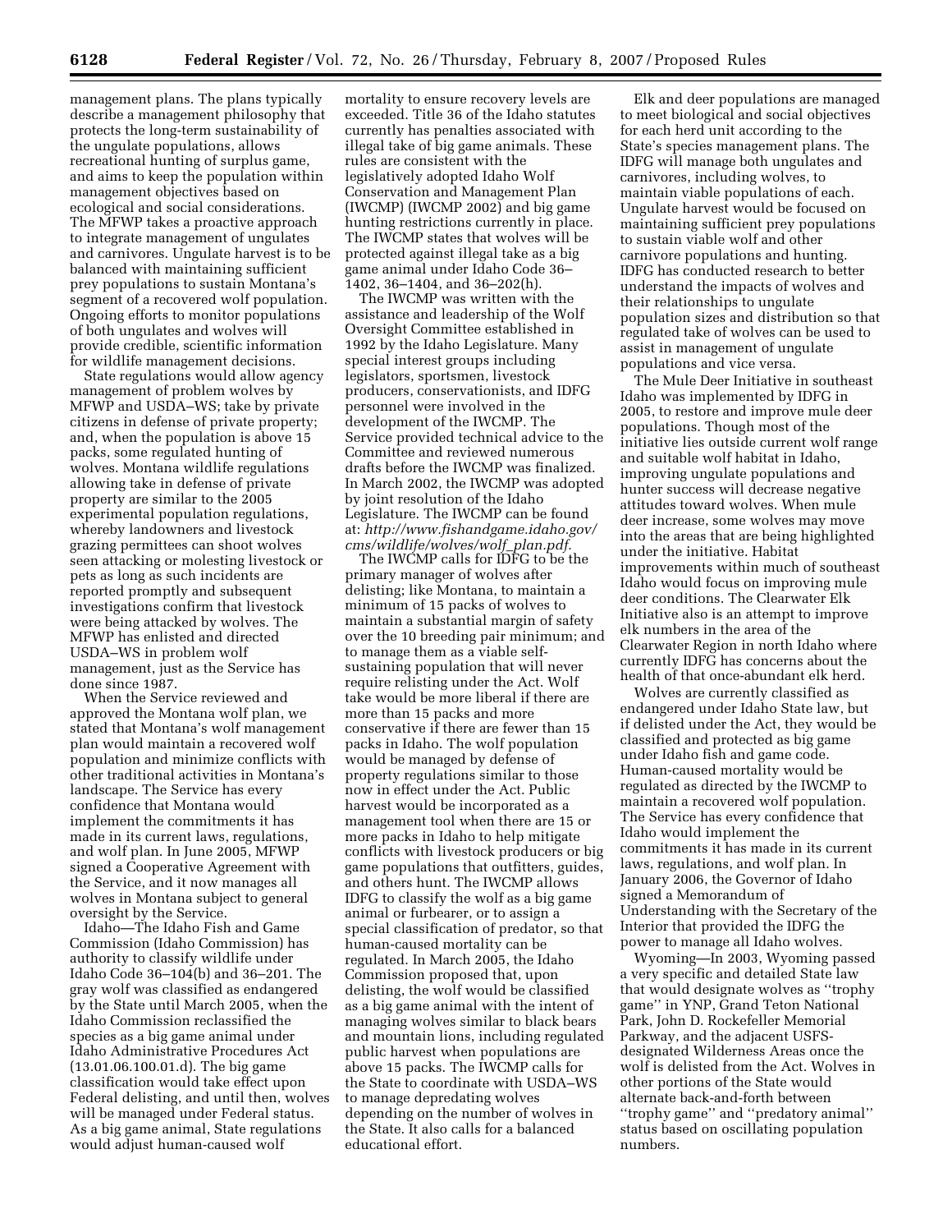management plans. The plans typically describe a management philosophy that protects the long-term sustainability of the ungulate populations, allows recreational hunting of surplus game, and aims to keep the population within management objectives based on ecological and social considerations. The MFWP takes a proactive approach to integrate management of ungulates and carnivores. Ungulate harvest is to be balanced with maintaining sufficient prey populations to sustain Montana's segment of a recovered wolf population. Ongoing efforts to monitor populations of both ungulates and wolves will provide credible, scientific information for wildlife management decisions.

State regulations would allow agency management of problem wolves by MFWP and USDA–WS; take by private citizens in defense of private property; and, when the population is above 15 packs, some regulated hunting of wolves. Montana wildlife regulations allowing take in defense of private property are similar to the 2005 experimental population regulations, whereby landowners and livestock grazing permittees can shoot wolves seen attacking or molesting livestock or pets as long as such incidents are reported promptly and subsequent investigations confirm that livestock were being attacked by wolves. The MFWP has enlisted and directed USDA–WS in problem wolf management, just as the Service has done since 1987.

When the Service reviewed and approved the Montana wolf plan, we stated that Montana's wolf management plan would maintain a recovered wolf population and minimize conflicts with other traditional activities in Montana's landscape. The Service has every confidence that Montana would implement the commitments it has made in its current laws, regulations, and wolf plan. In June 2005, MFWP signed a Cooperative Agreement with the Service, and it now manages all wolves in Montana subject to general oversight by the Service.

Idaho—The Idaho Fish and Game Commission (Idaho Commission) has authority to classify wildlife under Idaho Code 36–104(b) and 36–201. The gray wolf was classified as endangered by the State until March 2005, when the Idaho Commission reclassified the species as a big game animal under Idaho Administrative Procedures Act (13.01.06.100.01.d). The big game classification would take effect upon Federal delisting, and until then, wolves will be managed under Federal status. As a big game animal, State regulations would adjust human-caused wolf mortality to ensure recovery levels are exceeded. Title 36 of the Idaho statutes currently has penalties associated with illegal take of big game animals. These rules are consistent with the legislatively adopted Idaho Wolf Conservation and Management Plan (IWCMP) (IWCMP 2002) and big game hunting restrictions currently in place. The IWCMP states that wolves will be protected against illegal take as a big game animal under Idaho Code 36–1402, 36–1404, and 36–202(h).

The IWCMP was written with the assistance and leadership of the Wolf Oversight Committee established in 1992 by the Idaho Legislature. Many special interest groups including legislators, sportsmen, livestock producers, conservationists, and IDFG personnel were involved in the development of the IWCMP. The Service provided technical advice to the Committee and reviewed numerous drafts before the IWCMP was finalized. In March 2002, the IWCMP was adopted by joint resolution of the Idaho Legislature. The IWCMP can be found at: *http://www.fishandgame.idaho.gov/cms/wildlife/wolves/wolf_plan.pdf*.

The IWCMP calls for IDFG to be the primary manager of wolves after delisting; like Montana, to maintain a minimum of 15 packs of wolves to maintain a substantial margin of safety over the 10 breeding pair minimum; and to manage them as a viable self-sustaining population that will never require relisting under the Act. Wolf take would be more liberal if there are more than 15 packs and more conservative if there are fewer than 15 packs in Idaho. The wolf population would be managed by defense of property regulations similar to those now in effect under the Act. Public harvest would be incorporated as a management tool when there are 15 or more packs in Idaho to help mitigate conflicts with livestock producers or big game populations that outfitters, guides, and others hunt. The IWCMP allows IDFG to classify the wolf as a big game animal or furbearer, or to assign a special classification of predator, so that human-caused mortality can be regulated. In March 2005, the Idaho Commission proposed that, upon delisting, the wolf would be classified as a big game animal with the intent of managing wolves similar to black bears and mountain lions, including regulated public harvest when populations are above 15 packs. The IWCMP calls for the State to coordinate with USDA–WS to manage depredating wolves depending on the number of wolves in the State. It also calls for a balanced educational effort.

Elk and deer populations are managed to meet biological and social objectives for each herd unit according to the State's species management plans. The IDFG will manage both ungulates and carnivores, including wolves, to maintain viable populations of each. Ungulate harvest would be focused on maintaining sufficient prey populations to sustain viable wolf and other carnivore populations and hunting. IDFG has conducted research to better understand the impacts of wolves and their relationships to ungulate population sizes and distribution so that regulated take of wolves can be used to assist in management of ungulate populations and vice versa.

The Mule Deer Initiative in southeast Idaho was implemented by IDFG in 2005, to restore and improve mule deer populations. Though most of the initiative lies outside current wolf range and suitable wolf habitat in Idaho, improving ungulate populations and hunter success will decrease negative attitudes toward wolves. When mule deer increase, some wolves may move into the areas that are being highlighted under the initiative. Habitat improvements within much of southeast Idaho would focus on improving mule deer conditions. The Clearwater Elk Initiative also is an attempt to improve elk numbers in the area of the Clearwater Region in north Idaho where currently IDFG has concerns about the health of that once-abundant elk herd.

Wolves are currently classified as endangered under Idaho State law, but if delisted under the Act, they would be classified and protected as big game under Idaho fish and game code. Human-caused mortality would be regulated as directed by the IWCMP to maintain a recovered wolf population. The Service has every confidence that Idaho would implement the commitments it has made in its current laws, regulations, and wolf plan. In January 2006, the Governor of Idaho signed a Memorandum of Understanding with the Secretary of the Interior that provided the IDFG the power to manage all Idaho wolves.

Wyoming—In 2003, Wyoming passed a very specific and detailed State law that would designate wolves as ''trophy game'' in YNP, Grand Teton National Park, John D. Rockefeller Memorial Parkway, and the adjacent USFS-designated Wilderness Areas once the wolf is delisted from the Act. Wolves in other portions of the State would alternate back-and-forth between ''trophy game'' and ''predatory animal'' status based on oscillating population numbers.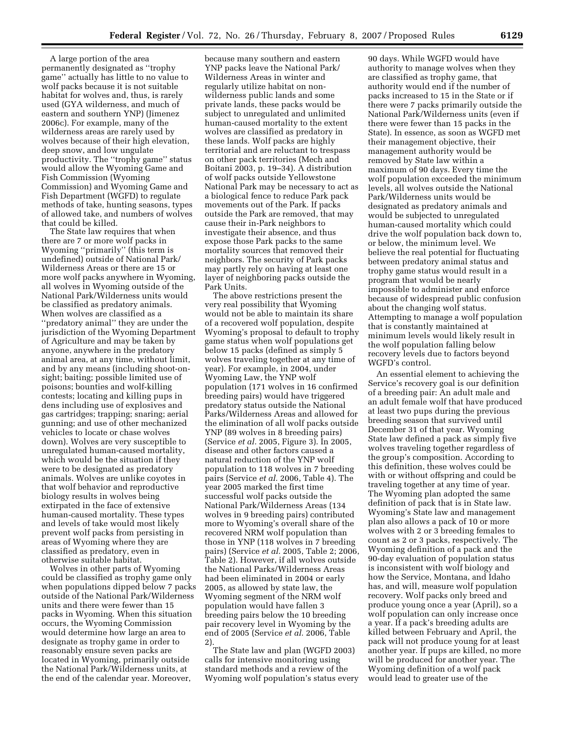A large portion of the area permanently designated as ''trophy game'' actually has little to no value to wolf packs because it is not suitable habitat for wolves and, thus, is rarely used (GYA wilderness, and much of eastern and southern YNP) (Jimenez 2006c). For example, many of the wilderness areas are rarely used by wolves because of their high elevation, deep snow, and low ungulate productivity. The ''trophy game'' status would allow the Wyoming Game and Fish Commission (Wyoming Commission) and Wyoming Game and Fish Department (WGFD) to regulate methods of take, hunting seasons, types of allowed take, and numbers of wolves that could be killed.

The State law requires that when there are 7 or more wolf packs in Wyoming ''primarily'' (this term is undefined) outside of National Park/Wilderness Areas or there are 15 or more wolf packs anywhere in Wyoming, all wolves in Wyoming outside of the National Park/Wilderness units would be classified as predatory animals. When wolves are classified as a ''predatory animal'' they are under the jurisdiction of the Wyoming Department of Agriculture and may be taken by anyone, anywhere in the predatory animal area, at any time, without limit, and by any means (including shoot-on-sight; baiting; possible limited use of poisons; bounties and wolf-killing contests; locating and killing pups in dens including use of explosives and gas cartridges; trapping; snaring; aerial gunning; and use of other mechanized vehicles to locate or chase wolves down). Wolves are very susceptible to unregulated human-caused mortality, which would be the situation if they were to be designated as predatory animals. Wolves are unlike coyotes in that wolf behavior and reproductive biology results in wolves being extirpated in the face of extensive human-caused mortality. These types and levels of take would most likely prevent wolf packs from persisting in areas of Wyoming where they are classified as predatory, even in otherwise suitable habitat.

Wolves in other parts of Wyoming could be classified as trophy game only when populations dipped below 7 packs outside of the National Park/Wilderness units and there were fewer than 15 packs in Wyoming. When this situation occurs, the Wyoming Commission would determine how large an area to designate as trophy game in order to reasonably ensure seven packs are located in Wyoming, primarily outside the National Park/Wilderness units, at the end of the calendar year. Moreover, because many southern and eastern YNP packs leave the National Park/Wilderness Areas in winter and regularly utilize habitat on non-wilderness public lands and some private lands, these packs would be subject to unregulated and unlimited human-caused mortality to the extent wolves are classified as predatory in these lands. Wolf packs are highly territorial and are reluctant to trespass on other pack territories (Mech and Boitani 2003, p. 19–34). A distribution of wolf packs outside Yellowstone National Park may be necessary to act as a biological fence to reduce Park pack movements out of the Park. If packs outside the Park are removed, that may cause their in-Park neighbors to investigate their absence, and thus expose those Park packs to the same mortality sources that removed their neighbors. The security of Park packs may partly rely on having at least one layer of neighboring packs outside the Park Units.

The above restrictions present the very real possibility that Wyoming would not be able to maintain its share of a recovered wolf population, despite Wyoming's proposal to default to trophy game status when wolf populations get below 15 packs (defined as simply 5 wolves traveling together at any time of year). For example, in 2004, under Wyoming Law, the YNP wolf population (171 wolves in 16 confirmed breeding pairs) would have triggered predatory status outside the National Parks/Wilderness Areas and allowed for the elimination of all wolf packs outside YNP (89 wolves in 8 breeding pairs) (Service *et al.* 2005, Figure 3). In 2005, disease and other factors caused a natural reduction of the YNP wolf population to 118 wolves in 7 breeding pairs (Service *et al.* 2006, Table 4). The year 2005 marked the first time successful wolf packs outside the National Park/Wilderness Areas (134 wolves in 9 breeding pairs) contributed more to Wyoming's overall share of the recovered NRM wolf population than those in YNP (118 wolves in 7 breeding pairs) (Service *et al.* 2005, Table 2; 2006, Table 2). However, if all wolves outside the National Parks/Wilderness Areas had been eliminated in 2004 or early 2005, as allowed by state law, the Wyoming segment of the NRM wolf population would have fallen 3 breeding pairs below the 10 breeding pair recovery level in Wyoming by the end of 2005 (Service *et al.* 2006, Table 2).

The State law and plan (WGFD 2003) calls for intensive monitoring using standard methods and a review of the Wyoming wolf population's status every 90 days. While WGFD would have authority to manage wolves when they are classified as trophy game, that authority would end if the number of packs increased to 15 in the State or if there were 7 packs primarily outside the National Park/Wilderness units (even if there were fewer than 15 packs in the State). In essence, as soon as WGFD met their management objective, their management authority would be removed by State law within a maximum of 90 days. Every time the wolf population exceeded the minimum levels, all wolves outside the National Park/Wilderness units would be designated as predatory animals and would be subjected to unregulated human-caused mortality which could drive the wolf population back down to, or below, the minimum level. We believe the real potential for fluctuating between predatory animal status and trophy game status would result in a program that would be nearly impossible to administer and enforce because of widespread public confusion about the changing wolf status. Attempting to manage a wolf population that is constantly maintained at minimum levels would likely result in the wolf population falling below recovery levels due to factors beyond WGFD's control.

An essential element to achieving the Service's recovery goal is our definition of a breeding pair: An adult male and an adult female wolf that have produced at least two pups during the previous breeding season that survived until December 31 of that year. Wyoming State law defined a pack as simply five wolves traveling together regardless of the group's composition. According to this definition, these wolves could be with or without offspring and could be traveling together at any time of year. The Wyoming plan adopted the same definition of pack that is in State law. Wyoming's State law and management plan also allows a pack of 10 or more wolves with 2 or 3 breeding females to count as 2 or 3 packs, respectively. The Wyoming definition of a pack and the 90-day evaluation of population status is inconsistent with wolf biology and how the Service, Montana, and Idaho has, and will, measure wolf population recovery. Wolf packs only breed and produce young once a year (April), so a wolf population can only increase once a year. If a pack's breeding adults are killed between February and April, the pack will not produce young for at least another year. If pups are killed, no more will be produced for another year. The Wyoming definition of a wolf pack would lead to greater use of the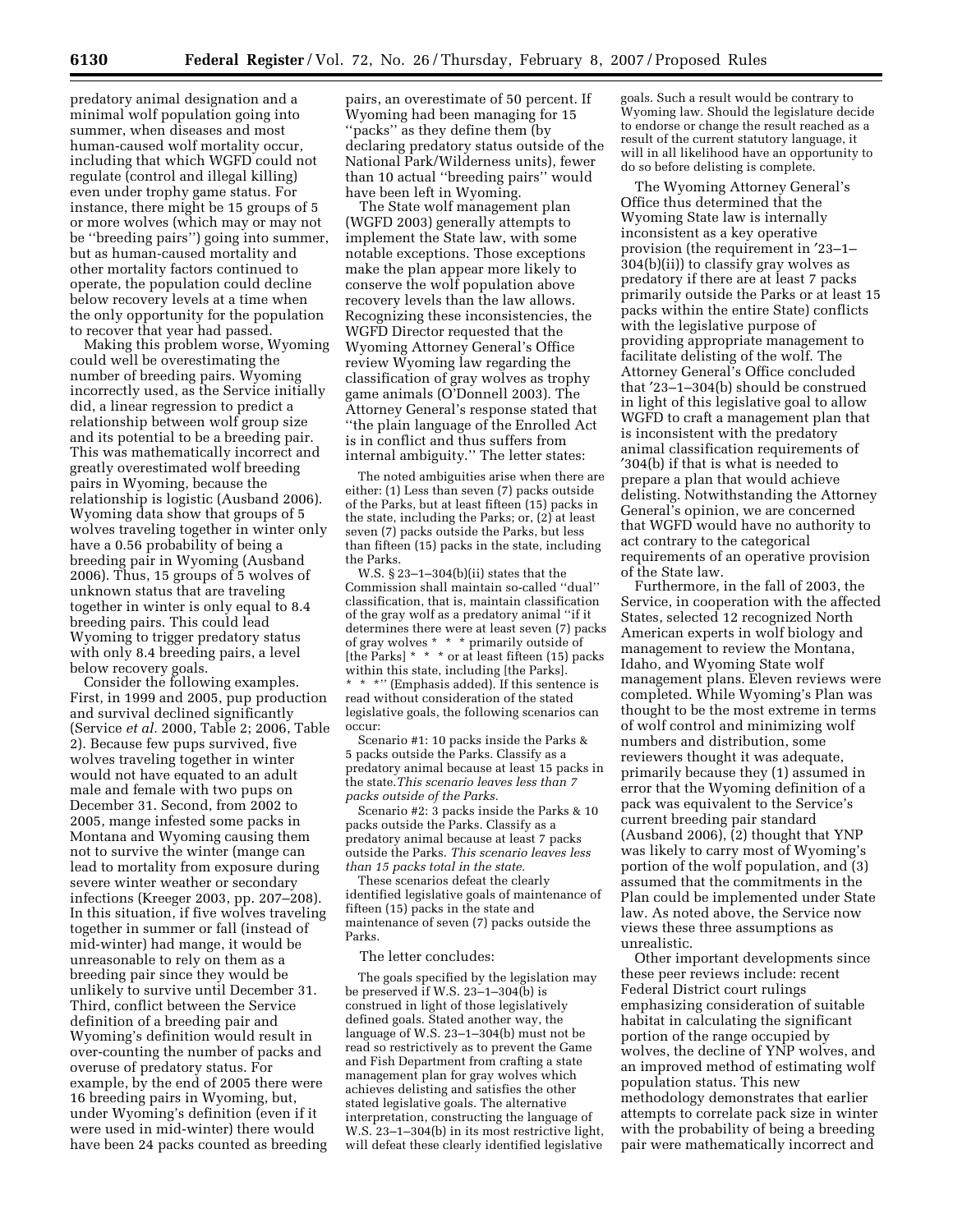predatory animal designation and a minimal wolf population going into summer, when diseases and most human-caused wolf mortality occur, including that which WGFD could not regulate (control and illegal killing) even under trophy game status. For instance, there might be 15 groups of 5 or more wolves (which may or may not be ''breeding pairs'') going into summer, but as human-caused mortality and other mortality factors continued to operate, the population could decline below recovery levels at a time when the only opportunity for the population to recover that year had passed.

Making this problem worse, Wyoming could well be overestimating the number of breeding pairs. Wyoming incorrectly used, as the Service initially did, a linear regression to predict a relationship between wolf group size and its potential to be a breeding pair. This was mathematically incorrect and greatly overestimated wolf breeding pairs in Wyoming, because the relationship is logistic (Ausband 2006). Wyoming data show that groups of 5 wolves traveling together in winter only have a 0.56 probability of being a breeding pair in Wyoming (Ausband 2006). Thus, 15 groups of 5 wolves of unknown status that are traveling together in winter is only equal to 8.4 breeding pairs. This could lead Wyoming to trigger predatory status with only 8.4 breeding pairs, a level below recovery goals.

Consider the following examples. First, in 1999 and 2005, pup production and survival declined significantly (Service *et al.* 2000, Table 2; 2006, Table 2). Because few pups survived, five wolves traveling together in winter would not have equated to an adult male and female with two pups on December 31. Second, from 2002 to 2005, mange infested some packs in Montana and Wyoming causing them not to survive the winter (mange can lead to mortality from exposure during severe winter weather or secondary infections (Kreeger 2003, pp. 207–208). In this situation, if five wolves traveling together in summer or fall (instead of mid-winter) had mange, it would be unreasonable to rely on them as a breeding pair since they would be unlikely to survive until December 31. Third, conflict between the Service definition of a breeding pair and Wyoming's definition would result in over-counting the number of packs and overuse of predatory status. For example, by the end of 2005 there were 16 breeding pairs in Wyoming, but, under Wyoming's definition (even if it were used in mid-winter) there would have been 24 packs counted as breeding pairs, an overestimate of 50 percent. If Wyoming had been managing for 15 ''packs'' as they define them (by declaring predatory status outside of the National Park/Wilderness units), fewer than 10 actual ''breeding pairs'' would have been left in Wyoming.

The State wolf management plan (WGFD 2003) generally attempts to implement the State law, with some notable exceptions. Those exceptions make the plan appear more likely to conserve the wolf population above recovery levels than the law allows. Recognizing these inconsistencies, the WGFD Director requested that the Wyoming Attorney General's Office review Wyoming law regarding the classification of gray wolves as trophy game animals (O'Donnell 2003). The Attorney General's response stated that ''the plain language of the Enrolled Act is in conflict and thus suffers from internal ambiguity.'' The letter states:

> The noted ambiguities arise when there are either: (1) Less than seven (7) packs outside of the Parks, but at least fifteen (15) packs in the state, including the Parks; or, (2) at least seven (7) packs outside the Parks, but less than fifteen (15) packs in the state, including the Parks.
>
> W.S. § 23–1–304(b)(ii) states that the Commission shall maintain so-called ''dual'' classification, that is, maintain classification of the gray wolf as a predatory animal ''if it determines there were at least seven (7) packs of gray wolves * * * primarily outside of [the Parks] * * * or at least fifteen (15) packs within this state, including [the Parks]. * * *'' (Emphasis added). If this sentence is read without consideration of the stated legislative goals, the following scenarios can occur:
>
> Scenario #1: 10 packs inside the Parks & 5 packs outside the Parks. Classify as a predatory animal because at least 15 packs in the state. *This scenario leaves less than 7 packs outside of the Parks.*
>
> Scenario #2: 3 packs inside the Parks & 10 packs outside the Parks. Classify as a predatory animal because at least 7 packs outside the Parks. *This scenario leaves less than 15 packs total in the state.*
>
> These scenarios defeat the clearly identified legislative goals of maintenance of fifteen (15) packs in the state and maintenance of seven (7) packs outside the Parks.

The letter concludes:

> The goals specified by the legislation may be preserved if W.S. 23–1–304(b) is construed in light of those legislatively defined goals. Stated another way, the language of W.S. 23–1–304(b) must not be read so restrictively as to prevent the Game and Fish Department from crafting a state management plan for gray wolves which achieves delisting and satisfies the other stated legislative goals. The alternative interpretation, constructing the language of W.S. 23–1–304(b) in its most restrictive light, will defeat these clearly identified legislative goals. Such a result would be contrary to Wyoming law. Should the legislature decide to endorse or change the result reached as a result of the current statutory language, it will in all likelihood have an opportunity to do so before delisting is complete.

The Wyoming Attorney General's Office thus determined that the Wyoming State law is internally inconsistent as a key operative provision (the requirement in '23–1–304(b)(ii)) to classify gray wolves as predatory if there are at least 7 packs primarily outside the Parks or at least 15 packs within the entire State) conflicts with the legislative purpose of providing appropriate management to facilitate delisting of the wolf. The Attorney General's Office concluded that '23–1–304(b) should be construed in light of this legislative goal to allow WGFD to craft a management plan that is inconsistent with the predatory animal classification requirements of '304(b) if that is what is needed to prepare a plan that would achieve delisting. Notwithstanding the Attorney General's opinion, we are concerned that WGFD would have no authority to act contrary to the categorical requirements of an operative provision of the State law.

Furthermore, in the fall of 2003, the Service, in cooperation with the affected States, selected 12 recognized North American experts in wolf biology and management to review the Montana, Idaho, and Wyoming State wolf management plans. Eleven reviews were completed. While Wyoming's Plan was thought to be the most extreme in terms of wolf control and minimizing wolf numbers and distribution, some reviewers thought it was adequate, primarily because they (1) assumed in error that the Wyoming definition of a pack was equivalent to the Service's current breeding pair standard (Ausband 2006), (2) thought that YNP was likely to carry most of Wyoming's portion of the wolf population, and (3) assumed that the commitments in the Plan could be implemented under State law. As noted above, the Service now views these three assumptions as unrealistic.

Other important developments since these peer reviews include: recent Federal District court rulings emphasizing consideration of suitable habitat in calculating the significant portion of the range occupied by wolves, the decline of YNP wolves, and an improved method of estimating wolf population status. This new methodology demonstrates that earlier attempts to correlate pack size in winter with the probability of being a breeding pair were mathematically incorrect and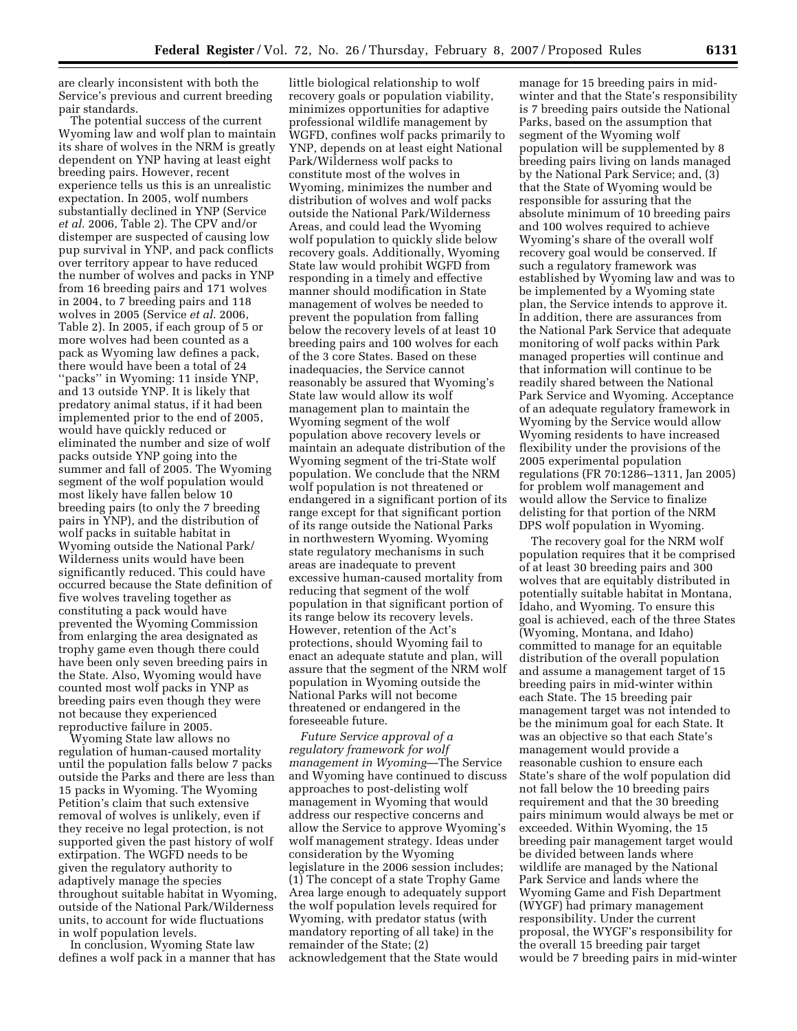are clearly inconsistent with both the Service's previous and current breeding pair standards.

The potential success of the current Wyoming law and wolf plan to maintain its share of wolves in the NRM is greatly dependent on YNP having at least eight breeding pairs. However, recent experience tells us this is an unrealistic expectation. In 2005, wolf numbers substantially declined in YNP (Service *et al.* 2006, Table 2). The CPV and/or distemper are suspected of causing low pup survival in YNP, and pack conflicts over territory appear to have reduced the number of wolves and packs in YNP from 16 breeding pairs and 171 wolves in 2004, to 7 breeding pairs and 118 wolves in 2005 (Service *et al.* 2006, Table 2). In 2005, if each group of 5 or more wolves had been counted as a pack as Wyoming law defines a pack, there would have been a total of 24 ''packs'' in Wyoming: 11 inside YNP, and 13 outside YNP. It is likely that predatory animal status, if it had been implemented prior to the end of 2005, would have quickly reduced or eliminated the number and size of wolf packs outside YNP going into the summer and fall of 2005. The Wyoming segment of the wolf population would most likely have fallen below 10 breeding pairs (to only the 7 breeding pairs in YNP), and the distribution of wolf packs in suitable habitat in Wyoming outside the National Park/Wilderness units would have been significantly reduced. This could have occurred because the State definition of five wolves traveling together as constituting a pack would have prevented the Wyoming Commission from enlarging the area designated as trophy game even though there could have been only seven breeding pairs in the State. Also, Wyoming would have counted most wolf packs in YNP as breeding pairs even though they were not because they experienced reproductive failure in 2005.

Wyoming State law allows no regulation of human-caused mortality until the population falls below 7 packs outside the Parks and there are less than 15 packs in Wyoming. The Wyoming Petition's claim that such extensive removal of wolves is unlikely, even if they receive no legal protection, is not supported given the past history of wolf extirpation. The WGFD needs to be given the regulatory authority to adaptively manage the species throughout suitable habitat in Wyoming, outside of the National Park/Wilderness units, to account for wide fluctuations in wolf population levels.

In conclusion, Wyoming State law defines a wolf pack in a manner that has little biological relationship to wolf recovery goals or population viability, minimizes opportunities for adaptive professional wildlife management by WGFD, confines wolf packs primarily to YNP, depends on at least eight National Park/Wilderness wolf packs to constitute most of the wolves in Wyoming, minimizes the number and distribution of wolves and wolf packs outside the National Park/Wilderness Areas, and could lead the Wyoming wolf population to quickly slide below recovery goals. Additionally, Wyoming State law would prohibit WGFD from responding in a timely and effective manner should modification in State management of wolves be needed to prevent the population from falling below the recovery levels of at least 10 breeding pairs and 100 wolves for each of the 3 core States. Based on these inadequacies, the Service cannot reasonably be assured that Wyoming's State law would allow its wolf management plan to maintain the Wyoming segment of the wolf population above recovery levels or maintain an adequate distribution of the Wyoming segment of the tri-State wolf population. We conclude that the NRM wolf population is not threatened or endangered in a significant portion of its range except for that significant portion of its range outside the National Parks in northwestern Wyoming. Wyoming state regulatory mechanisms in such areas are inadequate to prevent excessive human-caused mortality from reducing that segment of the wolf population in that significant portion of its range below its recovery levels. However, retention of the Act's protections, should Wyoming fail to enact an adequate statute and plan, will assure that the segment of the NRM wolf population in Wyoming outside the National Parks will not become threatened or endangered in the foreseeable future.

*Future Service approval of a regulatory framework for wolf management in Wyoming*—The Service and Wyoming have continued to discuss approaches to post-delisting wolf management in Wyoming that would address our respective concerns and allow the Service to approve Wyoming's wolf management strategy. Ideas under consideration by the Wyoming legislature in the 2006 session includes; (1) The concept of a state Trophy Game Area large enough to adequately support the wolf population levels required for Wyoming, with predator status (with mandatory reporting of all take) in the remainder of the State; (2) acknowledgement that the State would manage for 15 breeding pairs in mid-winter and that the State's responsibility is 7 breeding pairs outside the National Parks, based on the assumption that segment of the Wyoming wolf population will be supplemented by 8 breeding pairs living on lands managed by the National Park Service; and, (3) that the State of Wyoming would be responsible for assuring that the absolute minimum of 10 breeding pairs and 100 wolves required to achieve Wyoming's share of the overall wolf recovery goal would be conserved. If such a regulatory framework was established by Wyoming law and was to be implemented by a Wyoming state plan, the Service intends to approve it. In addition, there are assurances from the National Park Service that adequate monitoring of wolf packs within Park managed properties will continue and that information will continue to be readily shared between the National Park Service and Wyoming. Acceptance of an adequate regulatory framework in Wyoming by the Service would allow Wyoming residents to have increased flexibility under the provisions of the 2005 experimental population regulations (FR 70:1286–1311, Jan 2005) for problem wolf management and would allow the Service to finalize delisting for that portion of the NRM DPS wolf population in Wyoming.

The recovery goal for the NRM wolf population requires that it be comprised of at least 30 breeding pairs and 300 wolves that are equitably distributed in potentially suitable habitat in Montana, Idaho, and Wyoming. To ensure this goal is achieved, each of the three States (Wyoming, Montana, and Idaho) committed to manage for an equitable distribution of the overall population and assume a management target of 15 breeding pairs in mid-winter within each State. The 15 breeding pair management target was not intended to be the minimum goal for each State. It was an objective so that each State's management would provide a reasonable cushion to ensure each State's share of the wolf population did not fall below the 10 breeding pairs requirement and that the 30 breeding pairs minimum would always be met or exceeded. Within Wyoming, the 15 breeding pair management target would be divided between lands where wildlife are managed by the National Park Service and lands where the Wyoming Game and Fish Department (WYGF) had primary management responsibility. Under the current proposal, the WYGF's responsibility for the overall 15 breeding pair target would be 7 breeding pairs in mid-winter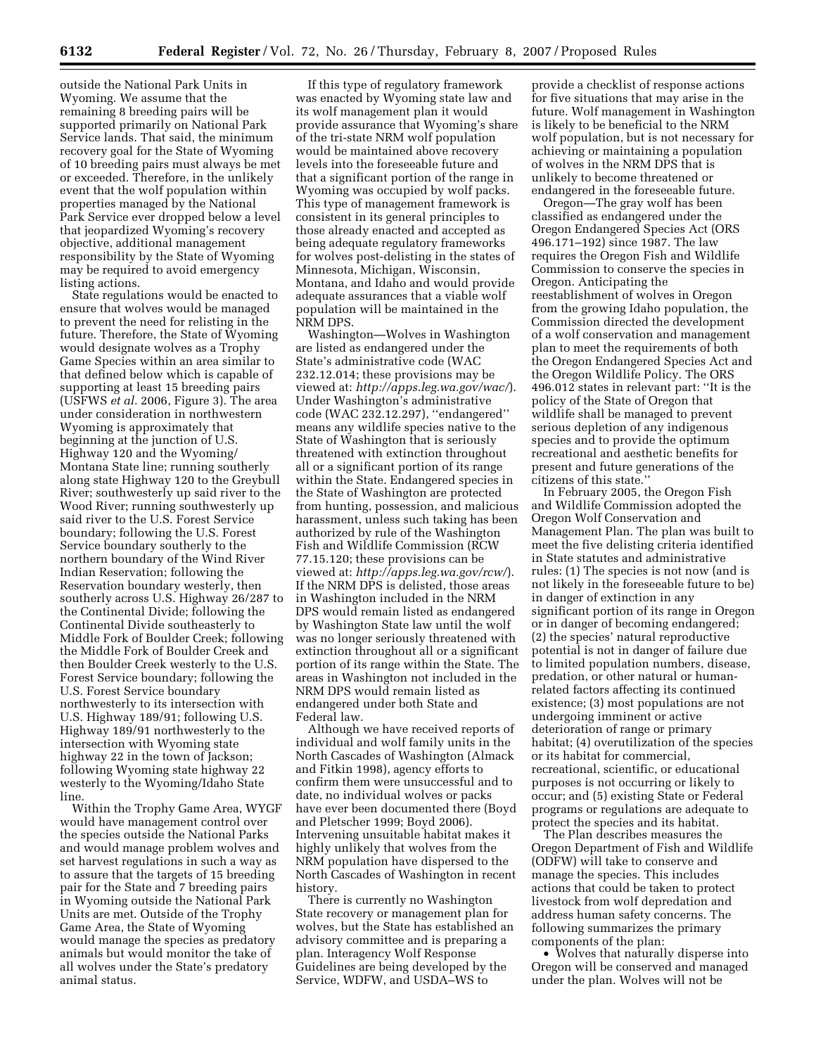outside the National Park Units in Wyoming. We assume that the remaining 8 breeding pairs will be supported primarily on National Park Service lands. That said, the minimum recovery goal for the State of Wyoming of 10 breeding pairs must always be met or exceeded. Therefore, in the unlikely event that the wolf population within properties managed by the National Park Service ever dropped below a level that jeopardized Wyoming's recovery objective, additional management responsibility by the State of Wyoming may be required to avoid emergency listing actions.

State regulations would be enacted to ensure that wolves would be managed to prevent the need for relisting in the future. Therefore, the State of Wyoming would designate wolves as a Trophy Game Species within an area similar to that defined below which is capable of supporting at least 15 breeding pairs (USFWS *et al.* 2006, Figure 3). The area under consideration in northwestern Wyoming is approximately that beginning at the junction of U.S. Highway 120 and the Wyoming/Montana State line; running southerly along state Highway 120 to the Greybull River; southwesterly up said river to the Wood River; running southwesterly up said river to the U.S. Forest Service boundary; following the U.S. Forest Service boundary southerly to the northern boundary of the Wind River Indian Reservation; following the Reservation boundary westerly, then southerly across U.S. Highway 26/287 to the Continental Divide; following the Continental Divide southeasterly to Middle Fork of Boulder Creek; following the Middle Fork of Boulder Creek and then Boulder Creek westerly to the U.S. Forest Service boundary; following the U.S. Forest Service boundary northwesterly to its intersection with U.S. Highway 189/91; following U.S. Highway 189/91 northwesterly to the intersection with Wyoming state highway 22 in the town of Jackson; following Wyoming state highway 22 westerly to the Wyoming/Idaho State line.

Within the Trophy Game Area, WYGF would have management control over the species outside the National Parks and would manage problem wolves and set harvest regulations in such a way as to assure that the targets of 15 breeding pair for the State and 7 breeding pairs in Wyoming outside the National Park Units are met. Outside of the Trophy Game Area, the State of Wyoming would manage the species as predatory animals but would monitor the take of all wolves under the State's predatory animal status.

If this type of regulatory framework was enacted by Wyoming state law and its wolf management plan it would provide assurance that Wyoming's share of the tri-state NRM wolf population would be maintained above recovery levels into the foreseeable future and that a significant portion of the range in Wyoming was occupied by wolf packs. This type of management framework is consistent in its general principles to those already enacted and accepted as being adequate regulatory frameworks for wolves post-delisting in the states of Minnesota, Michigan, Wisconsin, Montana, and Idaho and would provide adequate assurances that a viable wolf population will be maintained in the NRM DPS.

Washington—Wolves in Washington are listed as endangered under the State's administrative code (WAC 232.12.014; these provisions may be viewed at: *http://apps.leg.wa.gov/wac/*). Under Washington's administrative code (WAC 232.12.297), ''endangered'' means any wildlife species native to the State of Washington that is seriously threatened with extinction throughout all or a significant portion of its range within the State. Endangered species in the State of Washington are protected from hunting, possession, and malicious harassment, unless such taking has been authorized by rule of the Washington Fish and Wildlife Commission (RCW 77.15.120; these provisions can be viewed at: *http://apps.leg.wa.gov/rcw/*). If the NRM DPS is delisted, those areas in Washington included in the NRM DPS would remain listed as endangered by Washington State law until the wolf was no longer seriously threatened with extinction throughout all or a significant portion of its range within the State. The areas in Washington not included in the NRM DPS would remain listed as endangered under both State and Federal law.

Although we have received reports of individual and wolf family units in the North Cascades of Washington (Almack and Fitkin 1998), agency efforts to confirm them were unsuccessful and to date, no individual wolves or packs have ever been documented there (Boyd and Pletscher 1999; Boyd 2006). Intervening unsuitable habitat makes it highly unlikely that wolves from the NRM population have dispersed to the North Cascades of Washington in recent history.

There is currently no Washington State recovery or management plan for wolves, but the State has established an advisory committee and is preparing a plan. Interagency Wolf Response Guidelines are being developed by the Service, WDFW, and USDA–WS to provide a checklist of response actions for five situations that may arise in the future. Wolf management in Washington is likely to be beneficial to the NRM wolf population, but is not necessary for achieving or maintaining a population of wolves in the NRM DPS that is unlikely to become threatened or endangered in the foreseeable future.

Oregon—The gray wolf has been classified as endangered under the Oregon Endangered Species Act (ORS 496.171–192) since 1987. The law requires the Oregon Fish and Wildlife Commission to conserve the species in Oregon. Anticipating the reestablishment of wolves in Oregon from the growing Idaho population, the Commission directed the development of a wolf conservation and management plan to meet the requirements of both the Oregon Endangered Species Act and the Oregon Wildlife Policy. The ORS 496.012 states in relevant part: ''It is the policy of the State of Oregon that wildlife shall be managed to prevent serious depletion of any indigenous species and to provide the optimum recreational and aesthetic benefits for present and future generations of the citizens of this state.''

In February 2005, the Oregon Fish and Wildlife Commission adopted the Oregon Wolf Conservation and Management Plan. The plan was built to meet the five delisting criteria identified in State statutes and administrative rules: (1) The species is not now (and is not likely in the foreseeable future to be) in danger of extinction in any significant portion of its range in Oregon or in danger of becoming endangered; (2) the species' natural reproductive potential is not in danger of failure due to limited population numbers, disease, predation, or other natural or human-related factors affecting its continued existence; (3) most populations are not undergoing imminent or active deterioration of range or primary habitat; (4) overutilization of the species or its habitat for commercial, recreational, scientific, or educational purposes is not occurring or likely to occur; and (5) existing State or Federal programs or regulations are adequate to protect the species and its habitat.

The Plan describes measures the Oregon Department of Fish and Wildlife (ODFW) will take to conserve and manage the species. This includes actions that could be taken to protect livestock from wolf depredation and address human safety concerns. The following summarizes the primary components of the plan:

- Wolves that naturally disperse into Oregon will be conserved and managed under the plan. Wolves will not be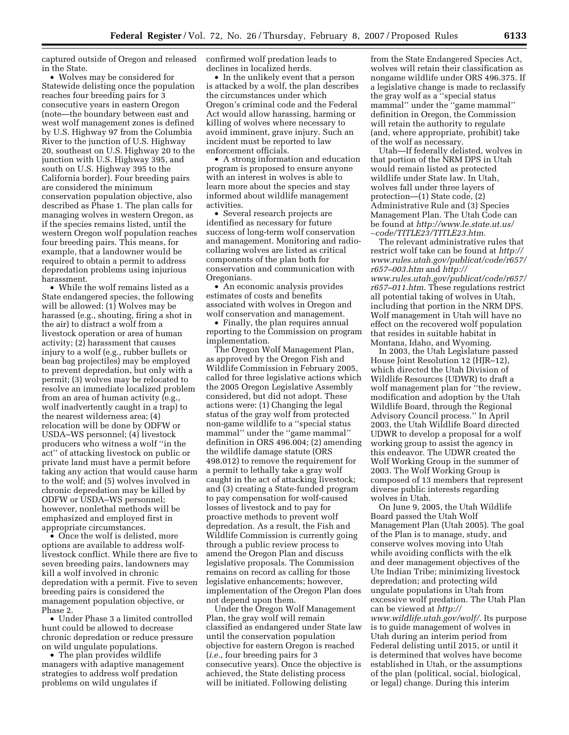captured outside of Oregon and released in the State.

- Wolves may be considered for Statewide delisting once the population reaches four breeding pairs for 3 consecutive years in eastern Oregon (note—the boundary between east and west wolf management zones is defined by U.S. Highway 97 from the Columbia River to the junction of U.S. Highway 20, southeast on U.S. Highway 20 to the junction with U.S. Highway 395, and south on U.S. Highway 395 to the California border). Four breeding pairs are considered the minimum conservation population objective, also described as Phase 1. The plan calls for managing wolves in western Oregon, as if the species remains listed, until the western Oregon wolf population reaches four breeding pairs. This means, for example, that a landowner would be required to obtain a permit to address depredation problems using injurious harassment.
- While the wolf remains listed as a State endangered species, the following will be allowed: (1) Wolves may be harassed (e.g., shouting, firing a shot in the air) to distract a wolf from a livestock operation or area of human activity; (2) harassment that causes injury to a wolf (e.g., rubber bullets or bean bag projectiles) may be employed to prevent depredation, but only with a permit; (3) wolves may be relocated to resolve an immediate localized problem from an area of human activity (e.g., wolf inadvertently caught in a trap) to the nearest wilderness area; (4) relocation will be done by ODFW or USDA–WS personnel; (4) livestock producers who witness a wolf "in the act" of attacking livestock on public or private land must have a permit before taking any action that would cause harm to the wolf; and (5) wolves involved in chronic depredation may be killed by ODFW or USDA–WS personnel; however, nonlethal methods will be emphasized and employed first in appropriate circumstances.
- Once the wolf is delisted, more options are available to address wolf-livestock conflict. While there are five to seven breeding pairs, landowners may kill a wolf involved in chronic depredation with a permit. Five to seven breeding pairs is considered the management population objective, or Phase 2.
- Under Phase 3 a limited controlled hunt could be allowed to decrease chronic depredation or reduce pressure on wild ungulate populations.
- The plan provides wildlife managers with adaptive management strategies to address wolf predation problems on wild ungulates if confirmed wolf predation leads to declines in localized herds.
- In the unlikely event that a person is attacked by a wolf, the plan describes the circumstances under which Oregon's criminal code and the Federal Act would allow harassing, harming or killing of wolves where necessary to avoid imminent, grave injury. Such an incident must be reported to law enforcement officials.
- A strong information and education program is proposed to ensure anyone with an interest in wolves is able to learn more about the species and stay informed about wildlife management activities.
- Several research projects are identified as necessary for future success of long-term wolf conservation and management. Monitoring and radio-collaring wolves are listed as critical components of the plan both for conservation and communication with Oregonians.
- An economic analysis provides estimates of costs and benefits associated with wolves in Oregon and wolf conservation and management.
- Finally, the plan requires annual reporting to the Commission on program implementation.

The Oregon Wolf Management Plan, as approved by the Oregon Fish and Wildlife Commission in February 2005, called for three legislative actions which the 2005 Oregon Legislative Assembly considered, but did not adopt. These actions were: (1) Changing the legal status of the gray wolf from protected non-game wildlife to a "special status mammal" under the "game mammal" definition in ORS 496.004; (2) amending the wildlife damage statute (ORS 498.012) to remove the requirement for a permit to lethally take a gray wolf caught in the act of attacking livestock; and (3) creating a State-funded program to pay compensation for wolf-caused losses of livestock and to pay for proactive methods to prevent wolf depredation. As a result, the Fish and Wildlife Commission is currently going through a public review process to amend the Oregon Plan and discuss legislative proposals. The Commission remains on record as calling for those legislative enhancements; however, implementation of the Oregon Plan does not depend upon them.

Under the Oregon Wolf Management Plan, the gray wolf will remain classified as endangered under State law until the conservation population objective for eastern Oregon is reached (*i.e.*, four breeding pairs for 3 consecutive years). Once the objective is achieved, the State delisting process will be initiated. Following delisting from the State Endangered Species Act, wolves will retain their classification as nongame wildlife under ORS 496.375. If a legislative change is made to reclassify the gray wolf as a "special status mammal" under the "game mammal" definition in Oregon, the Commission will retain the authority to regulate (and, where appropriate, prohibit) take of the wolf as necessary.

Utah—If federally delisted, wolves in that portion of the NRM DPS in Utah would remain listed as protected wildlife under State law. In Utah, wolves fall under three layers of protection—(1) State code, (2) Administrative Rule and (3) Species Management Plan. The Utah Code can be found at *http://www.le.state.ut.us/~code/TITLE23/TITLE23.htm*.

The relevant administrative rules that restrict wolf take can be found at *http://www.rules.utah.gov/publicat/code/r657/r657–003.htm* and *http://www.rules.utah.gov/publicat/code/r657/r657–011.htm*. These regulations restrict all potential taking of wolves in Utah, including that portion in the NRM DPS. Wolf management in Utah will have no effect on the recovered wolf population that resides in suitable habitat in Montana, Idaho, and Wyoming.

In 2003, the Utah Legislature passed House Joint Resolution 12 (HJR–12), which directed the Utah Division of Wildlife Resources (UDWR) to draft a wolf management plan for "the review, modification and adoption by the Utah Wildlife Board, through the Regional Advisory Council process." In April 2003, the Utah Wildlife Board directed UDWR to develop a proposal for a wolf working group to assist the agency in this endeavor. The UDWR created the Wolf Working Group in the summer of 2003. The Wolf Working Group is composed of 13 members that represent diverse public interests regarding wolves in Utah.

On June 9, 2005, the Utah Wildlife Board passed the Utah Wolf Management Plan (Utah 2005). The goal of the Plan is to manage, study, and conserve wolves moving into Utah while avoiding conflicts with the elk and deer management objectives of the Ute Indian Tribe; minimizing livestock depredation; and protecting wild ungulate populations in Utah from excessive wolf predation. The Utah Plan can be viewed at *http://www.wildlife.utah.gov/wolf/*. Its purpose is to guide management of wolves in Utah during an interim period from Federal delisting until 2015, or until it is determined that wolves have become established in Utah, or the assumptions of the plan (political, social, biological, or legal) change. During this interim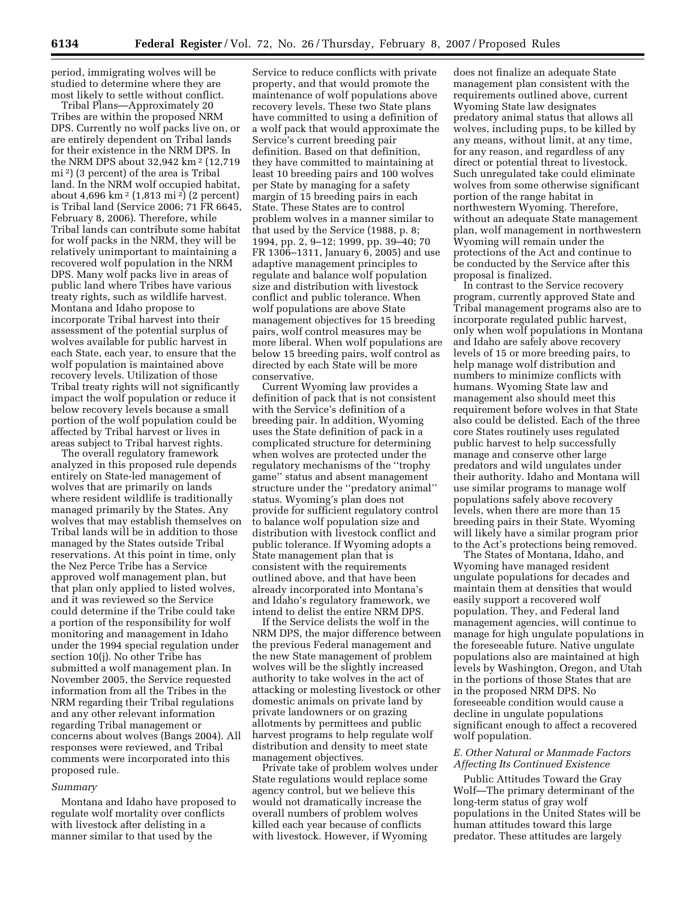period, immigrating wolves will be studied to determine where they are most likely to settle without conflict.

Tribal Plans—Approximately 20 Tribes are within the proposed NRM DPS. Currently no wolf packs live on, or are entirely dependent on Tribal lands for their existence in the NRM DPS. In the NRM DPS about 32,942 km² (12,719 mi²) (3 percent) of the area is Tribal land. In the NRM wolf occupied habitat, about 4,696 km² (1,813 mi²) (2 percent) is Tribal land (Service 2006; 71 FR 6645, February 8, 2006). Therefore, while Tribal lands can contribute some habitat for wolf packs in the NRM, they will be relatively unimportant to maintaining a recovered wolf population in the NRM DPS. Many wolf packs live in areas of public land where Tribes have various treaty rights, such as wildlife harvest. Montana and Idaho propose to incorporate Tribal harvest into their assessment of the potential surplus of wolves available for public harvest in each State, each year, to ensure that the wolf population is maintained above recovery levels. Utilization of those Tribal treaty rights will not significantly impact the wolf population or reduce it below recovery levels because a small portion of the wolf population could be affected by Tribal harvest or lives in areas subject to Tribal harvest rights.

The overall regulatory framework analyzed in this proposed rule depends entirely on State-led management of wolves that are primarily on lands where resident wildlife is traditionally managed primarily by the States. Any wolves that may establish themselves on Tribal lands will be in addition to those managed by the States outside Tribal reservations. At this point in time, only the Nez Perce Tribe has a Service approved wolf management plan, but that plan only applied to listed wolves, and it was reviewed so the Service could determine if the Tribe could take a portion of the responsibility for wolf monitoring and management in Idaho under the 1994 special regulation under section 10(j). No other Tribe has submitted a wolf management plan. In November 2005, the Service requested information from all the Tribes in the NRM regarding their Tribal regulations and any other relevant information regarding Tribal management or concerns about wolves (Bangs 2004). All responses were reviewed, and Tribal comments were incorporated into this proposed rule.

*Summary*

Montana and Idaho have proposed to regulate wolf mortality over conflicts with livestock after delisting in a manner similar to that used by the Service to reduce conflicts with private property, and that would promote the maintenance of wolf populations above recovery levels. These two State plans have committed to using a definition of a wolf pack that would approximate the Service's current breeding pair definition. Based on that definition, they have committed to maintaining at least 10 breeding pairs and 100 wolves per State by managing for a safety margin of 15 breeding pairs in each State. These States are to control problem wolves in a manner similar to that used by the Service (1988, p. 8; 1994, pp. 2, 9–12; 1999, pp. 39–40; 70 FR 1306–1311, January 6, 2005) and use adaptive management principles to regulate and balance wolf population size and distribution with livestock conflict and public tolerance. When wolf populations are above State management objectives for 15 breeding pairs, wolf control measures may be more liberal. When wolf populations are below 15 breeding pairs, wolf control as directed by each State will be more conservative.

Current Wyoming law provides a definition of pack that is not consistent with the Service's definition of a breeding pair. In addition, Wyoming uses the State definition of pack in a complicated structure for determining when wolves are protected under the regulatory mechanisms of the "trophy game" status and absent management structure under the "predatory animal" status. Wyoming's plan does not provide for sufficient regulatory control to balance wolf population size and distribution with livestock conflict and public tolerance. If Wyoming adopts a State management plan that is consistent with the requirements outlined above, and that have been already incorporated into Montana's and Idaho's regulatory framework, we intend to delist the entire NRM DPS.

If the Service delists the wolf in the NRM DPS, the major difference between the previous Federal management and the new State management of problem wolves will be the slightly increased authority to take wolves in the act of attacking or molesting livestock or other domestic animals on private land by private landowners or on grazing allotments by permittees and public harvest programs to help regulate wolf distribution and density to meet state management objectives.

Private take of problem wolves under State regulations would replace some agency control, but we believe this would not dramatically increase the overall numbers of problem wolves killed each year because of conflicts with livestock. However, if Wyoming does not finalize an adequate State management plan consistent with the requirements outlined above, current Wyoming State law designates predatory animal status that allows all wolves, including pups, to be killed by any means, without limit, at any time, for any reason, and regardless of any direct or potential threat to livestock. Such unregulated take could eliminate wolves from some otherwise significant portion of the range habitat in northwestern Wyoming. Therefore, without an adequate State management plan, wolf management in northwestern Wyoming will remain under the protections of the Act and continue to be conducted by the Service after this proposal is finalized.

In contrast to the Service recovery program, currently approved State and Tribal management programs also are to incorporate regulated public harvest, only when wolf populations in Montana and Idaho are safely above recovery levels of 15 or more breeding pairs, to help manage wolf distribution and numbers to minimize conflicts with humans. Wyoming State law and management also should meet this requirement before wolves in that State also could be delisted. Each of the three core States routinely uses regulated public harvest to help successfully manage and conserve other large predators and wild ungulates under their authority. Idaho and Montana will use similar programs to manage wolf populations safely above recovery levels, when there are more than 15 breeding pairs in their State. Wyoming will likely have a similar program prior to the Act's protections being removed.

The States of Montana, Idaho, and Wyoming have managed resident ungulate populations for decades and maintain them at densities that would easily support a recovered wolf population. They, and Federal land management agencies, will continue to manage for high ungulate populations in the foreseeable future. Native ungulate populations also are maintained at high levels by Washington, Oregon, and Utah in the portions of those States that are in the proposed NRM DPS. No foreseeable condition would cause a decline in ungulate populations significant enough to affect a recovered wolf population.

### *E. Other Natural or Manmade Factors Affecting Its Continued Existence*

Public Attitudes Toward the Gray Wolf—The primary determinant of the long-term status of gray wolf populations in the United States will be human attitudes toward this large predator. These attitudes are largely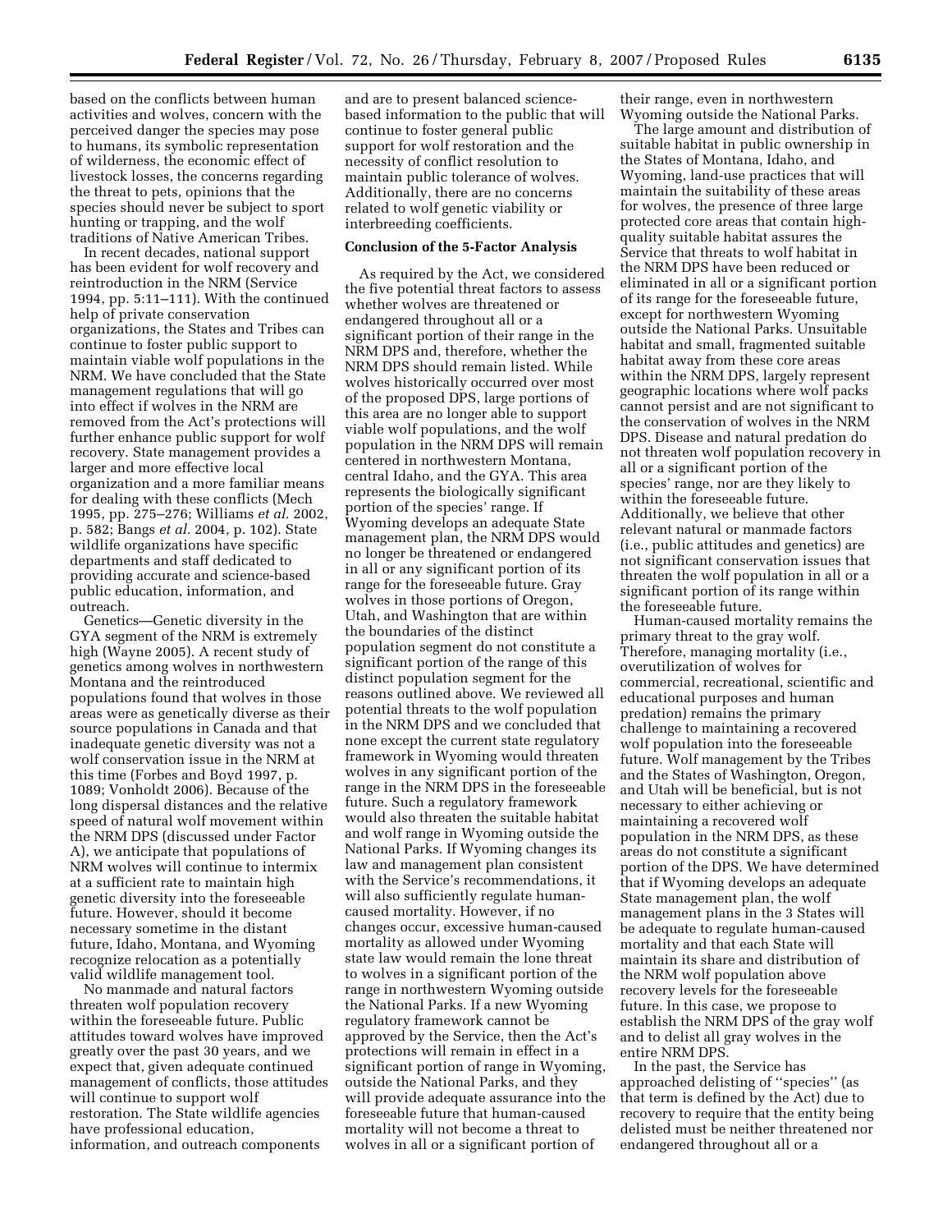based on the conflicts between human activities and wolves, concern with the perceived danger the species may pose to humans, its symbolic representation of wilderness, the economic effect of livestock losses, the concerns regarding the threat to pets, opinions that the species should never be subject to sport hunting or trapping, and the wolf traditions of Native American Tribes.

In recent decades, national support has been evident for wolf recovery and reintroduction in the NRM (Service 1994, pp. 5:11–111). With the continued help of private conservation organizations, the States and Tribes can continue to foster public support to maintain viable wolf populations in the NRM. We have concluded that the State management regulations that will go into effect if wolves in the NRM are removed from the Act's protections will further enhance public support for wolf recovery. State management provides a larger and more effective local organization and a more familiar means for dealing with these conflicts (Mech 1995, pp. 275–276; Williams *et al.* 2002, p. 582; Bangs *et al.* 2004, p. 102). State wildlife organizations have specific departments and staff dedicated to providing accurate and science-based public education, information, and outreach.

Genetics—Genetic diversity in the GYA segment of the NRM is extremely high (Wayne 2005). A recent study of genetics among wolves in northwestern Montana and the reintroduced populations found that wolves in those areas were as genetically diverse as their source populations in Canada and that inadequate genetic diversity was not a wolf conservation issue in the NRM at this time (Forbes and Boyd 1997, p. 1089; Vonholdt 2006). Because of the long dispersal distances and the relative speed of natural wolf movement within the NRM DPS (discussed under Factor A), we anticipate that populations of NRM wolves will continue to intermix at a sufficient rate to maintain high genetic diversity into the foreseeable future. However, should it become necessary sometime in the distant future, Idaho, Montana, and Wyoming recognize relocation as a potentially valid wildlife management tool.

No manmade and natural factors threaten wolf population recovery within the foreseeable future. Public attitudes toward wolves have improved greatly over the past 30 years, and we expect that, given adequate continued management of conflicts, those attitudes will continue to support wolf restoration. The State wildlife agencies have professional education, information, and outreach components and are to present balanced science-based information to the public that will continue to foster general public support for wolf restoration and the necessity of conflict resolution to maintain public tolerance of wolves. Additionally, there are no concerns related to wolf genetic viability or interbreeding coefficients.

**Conclusion of the 5-Factor Analysis**

As required by the Act, we considered the five potential threat factors to assess whether wolves are threatened or endangered throughout all or a significant portion of their range in the NRM DPS and, therefore, whether the NRM DPS should remain listed. While wolves historically occurred over most of the proposed DPS, large portions of this area are no longer able to support viable wolf populations, and the wolf population in the NRM DPS will remain centered in northwestern Montana, central Idaho, and the GYA. This area represents the biologically significant portion of the species' range. If Wyoming develops an adequate State management plan, the NRM DPS would no longer be threatened or endangered in all or any significant portion of its range for the foreseeable future. Gray wolves in those portions of Oregon, Utah, and Washington that are within the boundaries of the distinct population segment do not constitute a significant portion of the range of this distinct population segment for the reasons outlined above. We reviewed all potential threats to the wolf population in the NRM DPS and we concluded that none except the current state regulatory framework in Wyoming would threaten wolves in any significant portion of the range in the NRM DPS in the foreseeable future. Such a regulatory framework would also threaten the suitable habitat and wolf range in Wyoming outside the National Parks. If Wyoming changes its law and management plan consistent with the Service's recommendations, it will also sufficiently regulate human-caused mortality. However, if no changes occur, excessive human-caused mortality as allowed under Wyoming state law would remain the lone threat to wolves in a significant portion of the range in northwestern Wyoming outside the National Parks. If a new Wyoming regulatory framework cannot be approved by the Service, then the Act's protections will remain in effect in a significant portion of range in Wyoming, outside the National Parks, and they will provide adequate assurance into the foreseeable future that human-caused mortality will not become a threat to wolves in all or a significant portion of their range, even in northwestern Wyoming outside the National Parks.

The large amount and distribution of suitable habitat in public ownership in the States of Montana, Idaho, and Wyoming, land-use practices that will maintain the suitability of these areas for wolves, the presence of three large protected core areas that contain high-quality suitable habitat assures the Service that threats to wolf habitat in the NRM DPS have been reduced or eliminated in all or a significant portion of its range for the foreseeable future, except for northwestern Wyoming outside the National Parks. Unsuitable habitat and small, fragmented suitable habitat away from these core areas within the NRM DPS, largely represent geographic locations where wolf packs cannot persist and are not significant to the conservation of wolves in the NRM DPS. Disease and natural predation do not threaten wolf population recovery in all or a significant portion of the species' range, nor are they likely to within the foreseeable future. Additionally, we believe that other relevant natural or manmade factors (i.e., public attitudes and genetics) are not significant conservation issues that threaten the wolf population in all or a significant portion of its range within the foreseeable future.

Human-caused mortality remains the primary threat to the gray wolf. Therefore, managing mortality (i.e., overutilization of wolves for commercial, recreational, scientific and educational purposes and human predation) remains the primary challenge to maintaining a recovered wolf population into the foreseeable future. Wolf management by the Tribes and the States of Washington, Oregon, and Utah will be beneficial, but is not necessary to either achieving or maintaining a recovered wolf population in the NRM DPS, as these areas do not constitute a significant portion of the DPS. We have determined that if Wyoming develops an adequate State management plan, the wolf management plans in the 3 States will be adequate to regulate human-caused mortality and that each State will maintain its share and distribution of the NRM wolf population above recovery levels for the foreseeable future. In this case, we propose to establish the NRM DPS of the gray wolf and to delist all gray wolves in the entire NRM DPS.

In the past, the Service has approached delisting of ''species'' (as that term is defined by the Act) due to recovery to require that the entity being delisted must be neither threatened nor endangered throughout all or a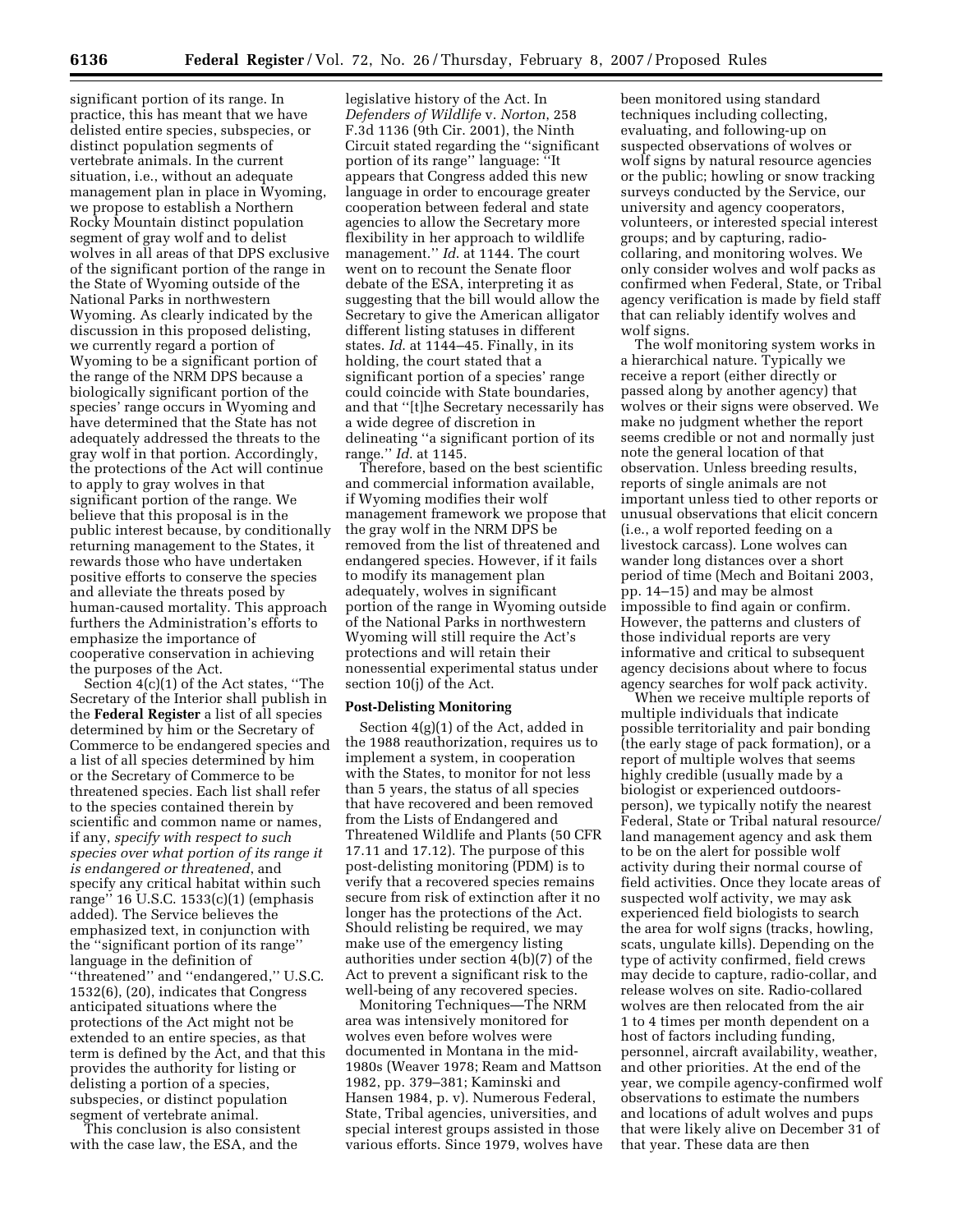significant portion of its range. In practice, this has meant that we have delisted entire species, subspecies, or distinct population segments of vertebrate animals. In the current situation, i.e., without an adequate management plan in place in Wyoming, we propose to establish a Northern Rocky Mountain distinct population segment of gray wolf and to delist wolves in all areas of that DPS exclusive of the significant portion of the range in the State of Wyoming outside of the National Parks in northwestern Wyoming. As clearly indicated by the discussion in this proposed delisting, we currently regard a portion of Wyoming to be a significant portion of the range of the NRM DPS because a biologically significant portion of the species' range occurs in Wyoming and have determined that the State has not adequately addressed the threats to the gray wolf in that portion. Accordingly, the protections of the Act will continue to apply to gray wolves in that significant portion of the range. We believe that this proposal is in the public interest because, by conditionally returning management to the States, it rewards those who have undertaken positive efforts to conserve the species and alleviate the threats posed by human-caused mortality. This approach furthers the Administration's efforts to emphasize the importance of cooperative conservation in achieving the purposes of the Act.

Section 4(c)(1) of the Act states, ''The Secretary of the Interior shall publish in the **Federal Register** a list of all species determined by him or the Secretary of Commerce to be endangered species and a list of all species determined by him or the Secretary of Commerce to be threatened species. Each list shall refer to the species contained therein by scientific and common name or names, if any, *specify with respect to such species over what portion of its range it is endangered or threatened*, and specify any critical habitat within such range'' 16 U.S.C. 1533(c)(1) (emphasis added). The Service believes the emphasized text, in conjunction with the ''significant portion of its range'' language in the definition of ''threatened'' and ''endangered,'' U.S.C. 1532(6), (20), indicates that Congress anticipated situations where the protections of the Act might not be extended to an entire species, as that term is defined by the Act, and that this provides the authority for listing or delisting a portion of a species, subspecies, or distinct population segment of vertebrate animal.

This conclusion is also consistent with the case law, the ESA, and the legislative history of the Act. In *Defenders of Wildlife* v. *Norton*, 258 F.3d 1136 (9th Cir. 2001), the Ninth Circuit stated regarding the ''significant portion of its range'' language: ''It appears that Congress added this new language in order to encourage greater cooperation between federal and state agencies to allow the Secretary more flexibility in her approach to wildlife management.'' *Id.* at 1144. The court went on to recount the Senate floor debate of the ESA, interpreting it as suggesting that the bill would allow the Secretary to give the American alligator different listing statuses in different states. *Id.* at 1144–45. Finally, in its holding, the court stated that a significant portion of a species' range could coincide with State boundaries, and that ''[t]he Secretary necessarily has a wide degree of discretion in delineating ''a significant portion of its range.'' *Id.* at 1145.

Therefore, based on the best scientific and commercial information available, if Wyoming modifies their wolf management framework we propose that the gray wolf in the NRM DPS be removed from the list of threatened and endangered species. However, if it fails to modify its management plan adequately, wolves in significant portion of the range in Wyoming outside of the National Parks in northwestern Wyoming will still require the Act's protections and will retain their nonessential experimental status under section 10(j) of the Act.

**Post-Delisting Monitoring**

Section 4(g)(1) of the Act, added in the 1988 reauthorization, requires us to implement a system, in cooperation with the States, to monitor for not less than 5 years, the status of all species that have recovered and been removed from the Lists of Endangered and Threatened Wildlife and Plants (50 CFR 17.11 and 17.12). The purpose of this post-delisting monitoring (PDM) is to verify that a recovered species remains secure from risk of extinction after it no longer has the protections of the Act. Should relisting be required, we may make use of the emergency listing authorities under section 4(b)(7) of the Act to prevent a significant risk to the well-being of any recovered species.

Monitoring Techniques—The NRM area was intensively monitored for wolves even before wolves were documented in Montana in the mid-1980s (Weaver 1978; Ream and Mattson 1982, pp. 379–381; Kaminski and Hansen 1984, p. v). Numerous Federal, State, Tribal agencies, universities, and special interest groups assisted in those various efforts. Since 1979, wolves have been monitored using standard techniques including collecting, evaluating, and following-up on suspected observations of wolves or wolf signs by natural resource agencies or the public; howling or snow tracking surveys conducted by the Service, our university and agency cooperators, volunteers, or interested special interest groups; and by capturing, radio-collaring, and monitoring wolves. We only consider wolves and wolf packs as confirmed when Federal, State, or Tribal agency verification is made by field staff that can reliably identify wolves and wolf signs.

The wolf monitoring system works in a hierarchical nature. Typically we receive a report (either directly or passed along by another agency) that wolves or their signs were observed. We make no judgment whether the report seems credible or not and normally just note the general location of that observation. Unless breeding results, reports of single animals are not important unless tied to other reports or unusual observations that elicit concern (i.e., a wolf reported feeding on a livestock carcass). Lone wolves can wander long distances over a short period of time (Mech and Boitani 2003, pp. 14–15) and may be almost impossible to find again or confirm. However, the patterns and clusters of those individual reports are very informative and critical to subsequent agency decisions about where to focus agency searches for wolf pack activity.

When we receive multiple reports of multiple individuals that indicate possible territoriality and pair bonding (the early stage of pack formation), or a report of multiple wolves that seems highly credible (usually made by a biologist or experienced outdoors-person), we typically notify the nearest Federal, State or Tribal natural resource/land management agency and ask them to be on the alert for possible wolf activity during their normal course of field activities. Once they locate areas of suspected wolf activity, we may ask experienced field biologists to search the area for wolf signs (tracks, howling, scats, ungulate kills). Depending on the type of activity confirmed, field crews may decide to capture, radio-collar, and release wolves on site. Radio-collared wolves are then relocated from the air 1 to 4 times per month dependent on a host of factors including funding, personnel, aircraft availability, weather, and other priorities. At the end of the year, we compile agency-confirmed wolf observations to estimate the numbers and locations of adult wolves and pups that were likely alive on December 31 of that year. These data are then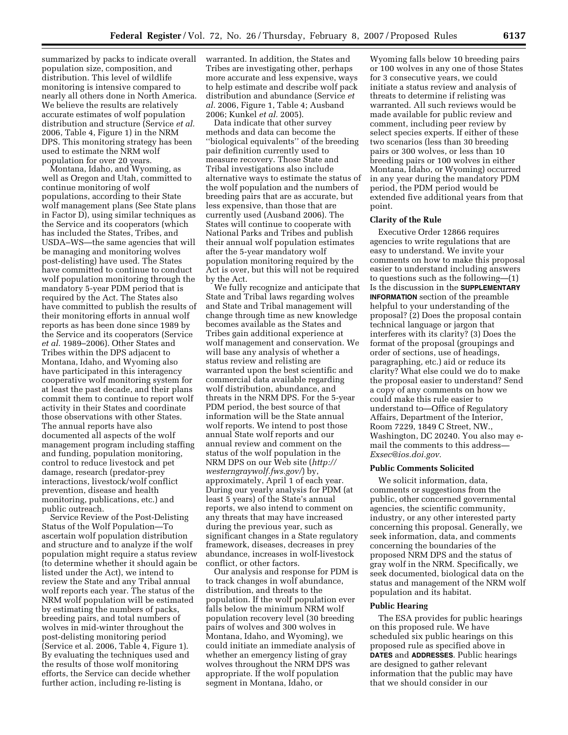summarized by packs to indicate overall population size, composition, and distribution. This level of wildlife monitoring is intensive compared to nearly all others done in North America. We believe the results are relatively accurate estimates of wolf population distribution and structure (Service *et al.* 2006, Table 4, Figure 1) in the NRM DPS. This monitoring strategy has been used to estimate the NRM wolf population for over 20 years.

Montana, Idaho, and Wyoming, as well as Oregon and Utah, committed to continue monitoring of wolf populations, according to their State wolf management plans (See State plans in Factor D), using similar techniques as the Service and its cooperators (which has included the States, Tribes, and USDA–WS—the same agencies that will be managing and monitoring wolves post-delisting) have used. The States have committed to continue to conduct wolf population monitoring through the mandatory 5-year PDM period that is required by the Act. The States also have committed to publish the results of their monitoring efforts in annual wolf reports as has been done since 1989 by the Service and its cooperators (Service *et al.* 1989–2006). Other States and Tribes within the DPS adjacent to Montana, Idaho, and Wyoming also have participated in this interagency cooperative wolf monitoring system for at least the past decade, and their plans commit them to continue to report wolf activity in their States and coordinate those observations with other States. The annual reports have also documented all aspects of the wolf management program including staffing and funding, population monitoring, control to reduce livestock and pet damage, research (predator-prey interactions, livestock/wolf conflict prevention, disease and health monitoring, publications, etc.) and public outreach.

Service Review of the Post-Delisting Status of the Wolf Population—To ascertain wolf population distribution and structure and to analyze if the wolf population might require a status review (to determine whether it should again be listed under the Act), we intend to review the State and any Tribal annual wolf reports each year. The status of the NRM wolf population will be estimated by estimating the numbers of packs, breeding pairs, and total numbers of wolves in mid-winter throughout the post-delisting monitoring period (Service et al. 2006, Table 4, Figure 1). By evaluating the techniques used and the results of those wolf monitoring efforts, the Service can decide whether further action, including re-listing is warranted. In addition, the States and Tribes are investigating other, perhaps more accurate and less expensive, ways to help estimate and describe wolf pack distribution and abundance (Service *et al.* 2006, Figure 1, Table 4; Ausband 2006; Kunkel *et al.* 2005).

Data indicate that other survey methods and data can become the ''biological equivalents'' of the breeding pair definition currently used to measure recovery. Those State and Tribal investigations also include alternative ways to estimate the status of the wolf population and the numbers of breeding pairs that are as accurate, but less expensive, than those that are currently used (Ausband 2006). The States will continue to cooperate with National Parks and Tribes and publish their annual wolf population estimates after the 5-year mandatory wolf population monitoring required by the Act is over, but this will not be required by the Act.

We fully recognize and anticipate that State and Tribal laws regarding wolves and State and Tribal management will change through time as new knowledge becomes available as the States and Tribes gain additional experience at wolf management and conservation. We will base any analysis of whether a status review and relisting are warranted upon the best scientific and commercial data available regarding wolf distribution, abundance, and threats in the NRM DPS. For the 5-year PDM period, the best source of that information will be the State annual wolf reports. We intend to post those annual State wolf reports and our annual review and comment on the status of the wolf population in the NRM DPS on our Web site (*http://westerngraywolf.fws.gov/*) by, approximately, April 1 of each year. During our yearly analysis for PDM (at least 5 years) of the State's annual reports, we also intend to comment on any threats that may have increased during the previous year, such as significant changes in a State regulatory framework, diseases, decreases in prey abundance, increases in wolf-livestock conflict, or other factors.

Our analysis and response for PDM is to track changes in wolf abundance, distribution, and threats to the population. If the wolf population ever falls below the minimum NRM wolf population recovery level (30 breeding pairs of wolves and 300 wolves in Montana, Idaho, and Wyoming), we could initiate an immediate analysis of whether an emergency listing of gray wolves throughout the NRM DPS was appropriate. If the wolf population segment in Montana, Idaho, or Wyoming falls below 10 breeding pairs or 100 wolves in any one of those States for 3 consecutive years, we could initiate a status review and analysis of threats to determine if relisting was warranted. All such reviews would be made available for public review and comment, including peer review by select species experts. If either of these two scenarios (less than 30 breeding pairs or 300 wolves, or less than 10 breeding pairs or 100 wolves in either Montana, Idaho, or Wyoming) occurred in any year during the mandatory PDM period, the PDM period would be extended five additional years from that point.

**Clarity of the Rule**

Executive Order 12866 requires agencies to write regulations that are easy to understand. We invite your comments on how to make this proposal easier to understand including answers to questions such as the following—(1) Is the discussion in the **SUPPLEMENTARY INFORMATION** section of the preamble helpful to your understanding of the proposal? (2) Does the proposal contain technical language or jargon that interferes with its clarity? (3) Does the format of the proposal (groupings and order of sections, use of headings, paragraphing, etc.) aid or reduce its clarity? What else could we do to make the proposal easier to understand? Send a copy of any comments on how we could make this rule easier to understand to—Office of Regulatory Affairs, Department of the Interior, Room 7229, 1849 C Street, NW., Washington, DC 20240. You also may e-mail the comments to this address—*Exsec@ios.doi.gov.*

**Public Comments Solicited**

We solicit information, data, comments or suggestions from the public, other concerned governmental agencies, the scientific community, industry, or any other interested party concerning this proposal. Generally, we seek information, data, and comments concerning the boundaries of the proposed NRM DPS and the status of gray wolf in the NRM. Specifically, we seek documented, biological data on the status and management of the NRM wolf population and its habitat.

**Public Hearing**

The ESA provides for public hearings on this proposed rule. We have scheduled six public hearings on this proposed rule as specified above in **DATES** and **ADDRESSES**. Public hearings are designed to gather relevant information that the public may have that we should consider in our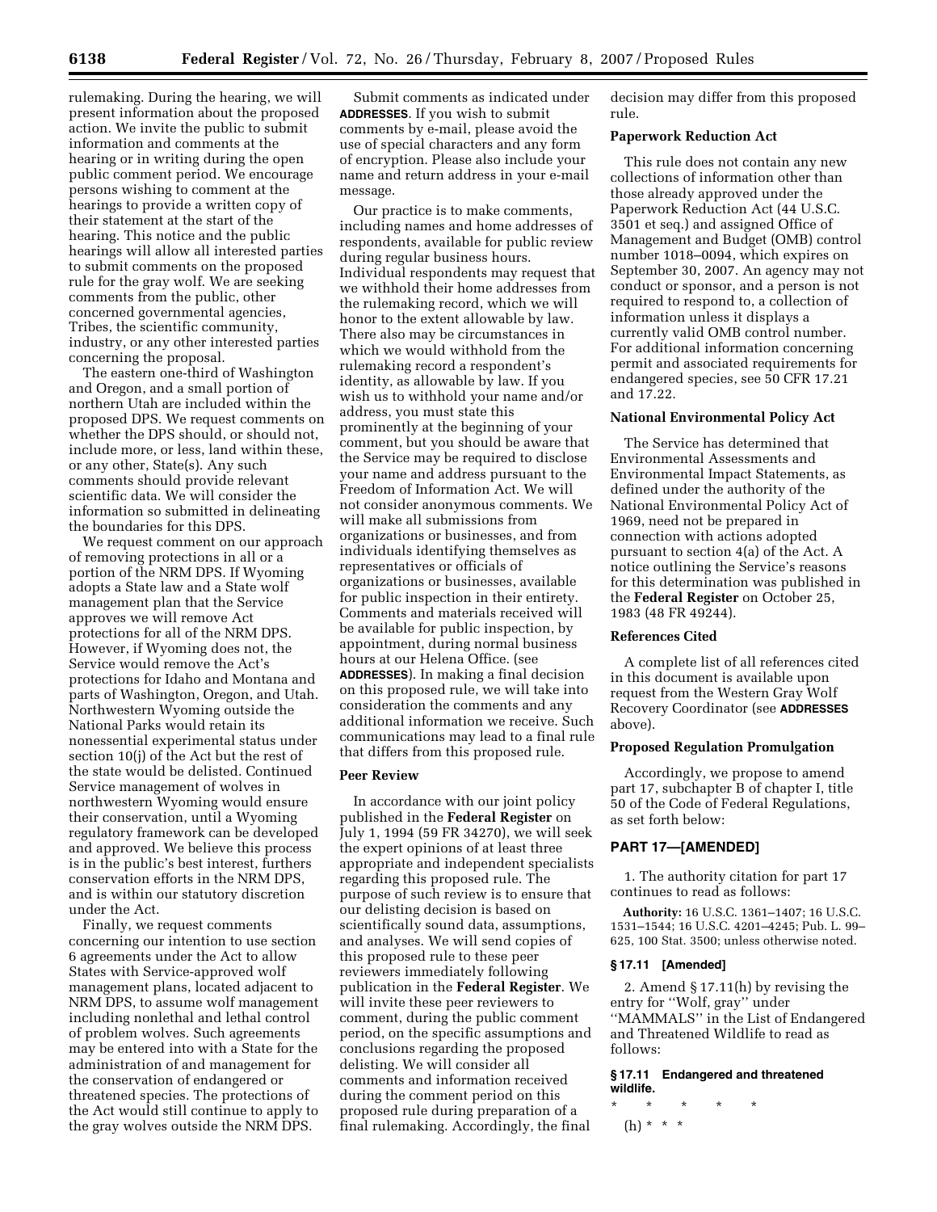rulemaking. During the hearing, we will present information about the proposed action. We invite the public to submit information and comments at the hearing or in writing during the open public comment period. We encourage persons wishing to comment at the hearings to provide a written copy of their statement at the start of the hearing. This notice and the public hearings will allow all interested parties to submit comments on the proposed rule for the gray wolf. We are seeking comments from the public, other concerned governmental agencies, Tribes, the scientific community, industry, or any other interested parties concerning the proposal.

The eastern one-third of Washington and Oregon, and a small portion of northern Utah are included within the proposed DPS. We request comments on whether the DPS should, or should not, include more, or less, land within these, or any other, State(s). Any such comments should provide relevant scientific data. We will consider the information so submitted in delineating the boundaries for this DPS.

We request comment on our approach of removing protections in all or a portion of the NRM DPS. If Wyoming adopts a State law and a State wolf management plan that the Service approves we will remove Act protections for all of the NRM DPS. However, if Wyoming does not, the Service would remove the Act's protections for Idaho and Montana and parts of Washington, Oregon, and Utah. Northwestern Wyoming outside the National Parks would retain its nonessential experimental status under section 10(j) of the Act but the rest of the state would be delisted. Continued Service management of wolves in northwestern Wyoming would ensure their conservation, until a Wyoming regulatory framework can be developed and approved. We believe this process is in the public's best interest, furthers conservation efforts in the NRM DPS, and is within our statutory discretion under the Act.

Finally, we request comments concerning our intention to use section 6 agreements under the Act to allow States with Service-approved wolf management plans, located adjacent to NRM DPS, to assume wolf management including nonlethal and lethal control of problem wolves. Such agreements may be entered into with a State for the administration of and management for the conservation of endangered or threatened species. The protections of the Act would still continue to apply to the gray wolves outside the NRM DPS.

Submit comments as indicated under **ADDRESSES**. If you wish to submit comments by e-mail, please avoid the use of special characters and any form of encryption. Please also include your name and return address in your e-mail message.

Our practice is to make comments, including names and home addresses of respondents, available for public review during regular business hours. Individual respondents may request that we withhold their home addresses from the rulemaking record, which we will honor to the extent allowable by law. There also may be circumstances in which we would withhold from the rulemaking record a respondent's identity, as allowable by law. If you wish us to withhold your name and/or address, you must state this prominently at the beginning of your comment, but you should be aware that the Service may be required to disclose your name and address pursuant to the Freedom of Information Act. We will not consider anonymous comments. We will make all submissions from organizations or businesses, and from individuals identifying themselves as representatives or officials of organizations or businesses, available for public inspection in their entirety. Comments and materials received will be available for public inspection, by appointment, during normal business hours at our Helena Office. (see **ADDRESSES**). In making a final decision on this proposed rule, we will take into consideration the comments and any additional information we receive. Such communications may lead to a final rule that differs from this proposed rule.

### Peer Review

In accordance with our joint policy published in the **Federal Register** on July 1, 1994 (59 FR 34270), we will seek the expert opinions of at least three appropriate and independent specialists regarding this proposed rule. The purpose of such review is to ensure that our delisting decision is based on scientifically sound data, assumptions, and analyses. We will send copies of this proposed rule to these peer reviewers immediately following publication in the **Federal Register**. We will invite these peer reviewers to comment, during the public comment period, on the specific assumptions and conclusions regarding the proposed delisting. We will consider all comments and information received during the comment period on this proposed rule during preparation of a final rulemaking. Accordingly, the final decision may differ from this proposed rule.

### Paperwork Reduction Act

This rule does not contain any new collections of information other than those already approved under the Paperwork Reduction Act (44 U.S.C. 3501 et seq.) and assigned Office of Management and Budget (OMB) control number 1018–0094, which expires on September 30, 2007. An agency may not conduct or sponsor, and a person is not required to respond to, a collection of information unless it displays a currently valid OMB control number. For additional information concerning permit and associated requirements for endangered species, see 50 CFR 17.21 and 17.22.

### National Environmental Policy Act

The Service has determined that Environmental Assessments and Environmental Impact Statements, as defined under the authority of the National Environmental Policy Act of 1969, need not be prepared in connection with actions adopted pursuant to section 4(a) of the Act. A notice outlining the Service's reasons for this determination was published in the **Federal Register** on October 25, 1983 (48 FR 49244).

### References Cited

A complete list of all references cited in this document is available upon request from the Western Gray Wolf Recovery Coordinator (see **ADDRESSES** above).

### Proposed Regulation Promulgation

Accordingly, we propose to amend part 17, subchapter B of chapter I, title 50 of the Code of Federal Regulations, as set forth below:

## PART 17—[AMENDED]

1. The authority citation for part 17 continues to read as follows:

**Authority:** 16 U.S.C. 1361–1407; 16 U.S.C. 1531–1544; 16 U.S.C. 4201–4245; Pub. L. 99–625, 100 Stat. 3500; unless otherwise noted.

**§ 17.11 [Amended]**

2. Amend § 17.11(h) by revising the entry for ''Wolf, gray'' under ''MAMMALS'' in the List of Endangered and Threatened Wildlife to read as follows:

**§ 17.11 Endangered and threatened wildlife.**

\* \* \* \* \*

(h) \* \* \*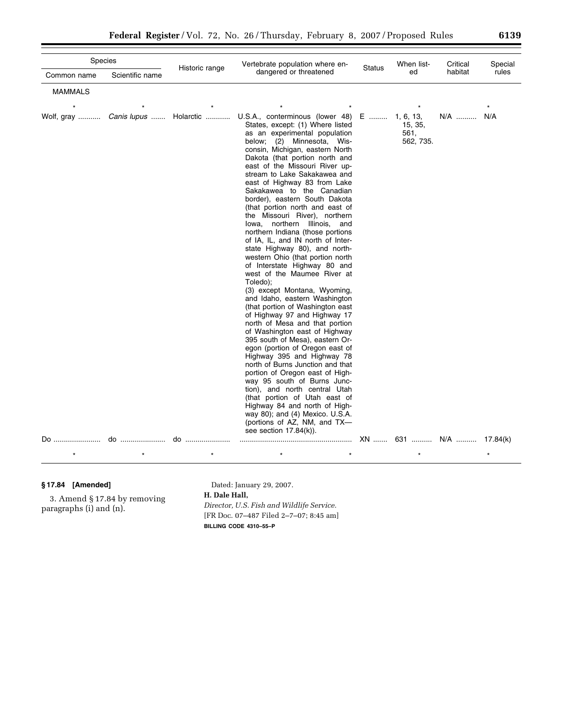| Species | | Historic range | Vertebrate population where endangered or threatened | Status | When listed | Critical habitat | Special rules |
|---|---|---|---|---|---|---|---|
| Common name | Scientific name | | | | | | |
| MAMMALS | | | | | | | |
| * | * | * | * | * | * | * | * |
| Wolf, gray | *Canis lupus* | Holarctic | U.S.A., conterminous (lower 48) States, except: (1) Where listed as an experimental population below; (2) Minnesota, Wisconsin, Michigan, eastern North Dakota (that portion north and east of the Missouri River upstream to Lake Sakakawea and east of Highway 83 from Lake Sakakawea to the Canadian border), eastern South Dakota (that portion north and east of the Missouri River), northern Iowa, northern Illinois, and northern Indiana (those portions of IA, IL, and IN north of Interstate Highway 80), and northwestern Ohio (that portion north of Interstate Highway 80 and west of the Maumee River at Toledo); (3) except Montana, Wyoming, and Idaho, eastern Washington (that portion of Washington east of Highway 97 and Highway 17 north of Mesa and that portion of Washington east of Highway 395 south of Mesa), eastern Oregon (portion of Oregon east of Highway 395 and Highway 78 north of Burns Junction and that portion of Oregon east of Highway 95 south of Burns Junction), and north central Utah (that portion of Utah east of Highway 84 and north of Highway 80); and (4) Mexico. U.S.A. (portions of AZ, NM, and TX—see section 17.84(k)). | E | 1, 6, 13, 15, 35, 561, 562, 735. | N/A | N/A |
| Do | do | do | | XN | 631 | N/A | 17.84(k) |
| * | * | * | * | * | * | | * |

**§ 17.84 [Amended]**

3. Amend § 17.84 by removing paragraphs (i) and (n).

Dated: January 29, 2007.

**H. Dale Hall,**

*Director, U.S. Fish and Wildlife Service.*

[FR Doc. 07–487 Filed 2–7–07; 8:45 am]

**BILLING CODE 4310–55–P**